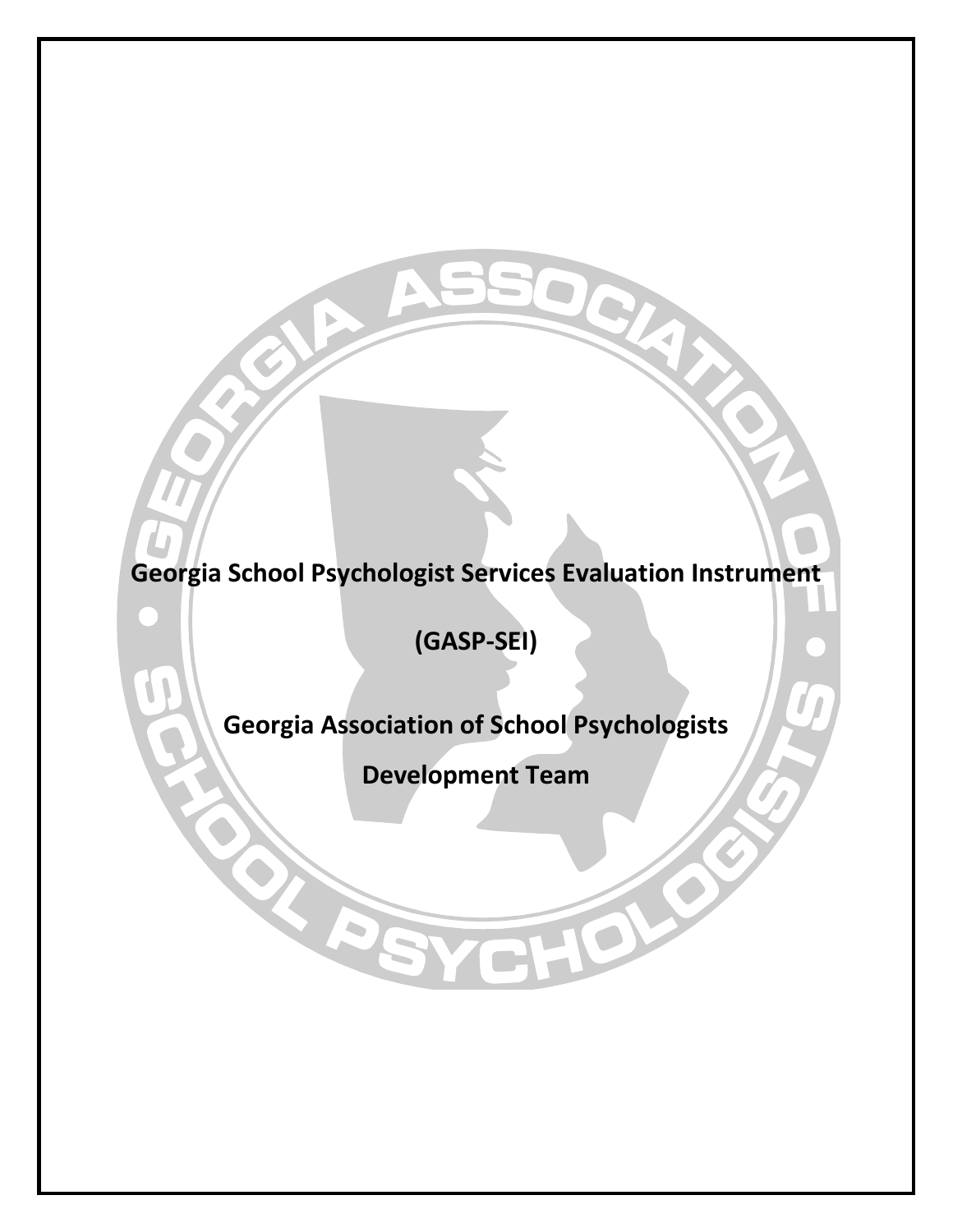# Georgia School Psychologist Services Evaluation Instrument

# (GASP-SEI)

## Georgia Association of School Psychologists

## Development Team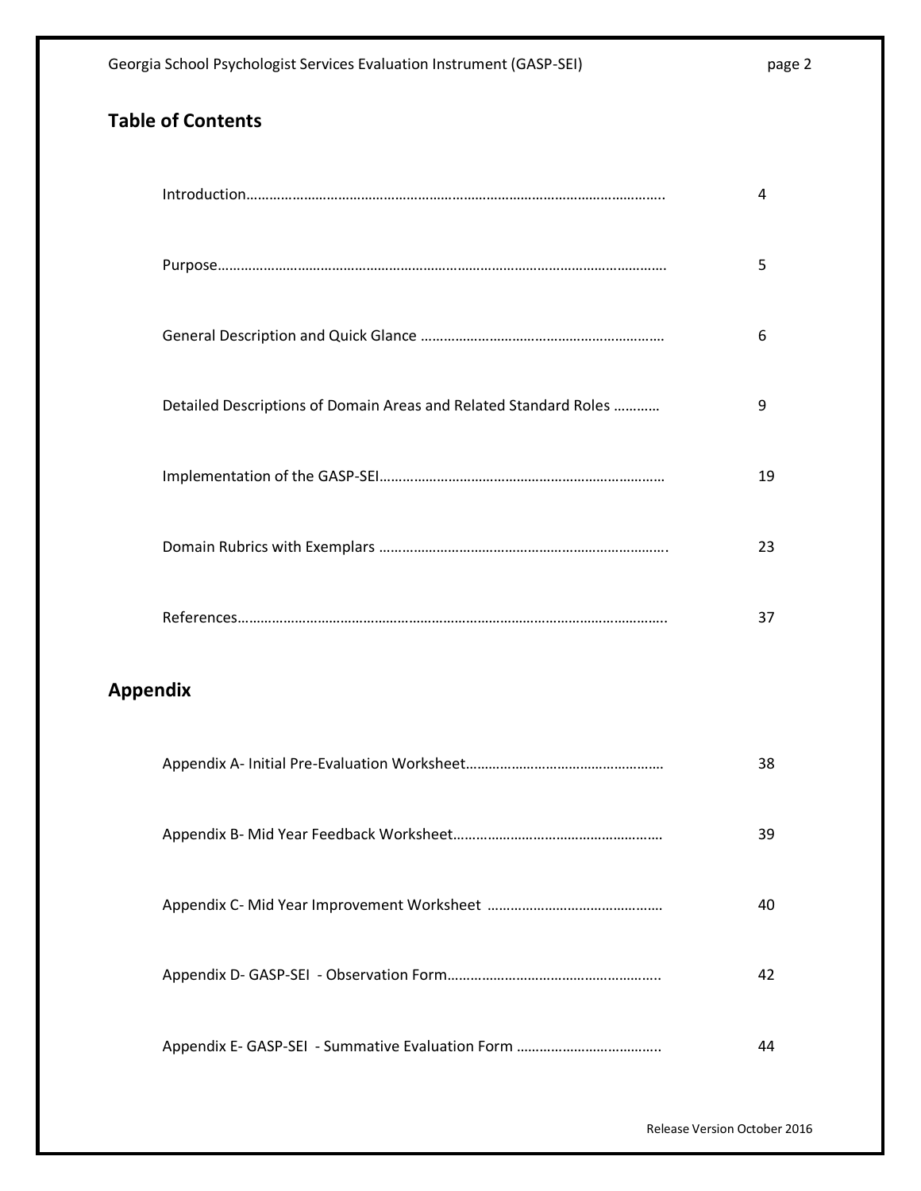## Table of Contents

| | |
|---|---|
| Introduction | 4 |
| Purpose | 5 |
| General Description and Quick Glance | 6 |
| Detailed Descriptions of Domain Areas and Related Standard Roles | 9 |
| Implementation of the GASP-SEI | 19 |
| Domain Rubrics with Exemplars | 23 |
| References | 37 |

## Appendix

| | |
|---|---|
| Appendix A- Initial Pre-Evaluation Worksheet | 38 |
| Appendix B- Mid Year Feedback Worksheet | 39 |
| Appendix C- Mid Year Improvement Worksheet | 40 |
| Appendix D- GASP-SEI - Observation Form | 42 |
| Appendix E- GASP-SEI - Summative Evaluation Form | 44 |

Release Version October 2016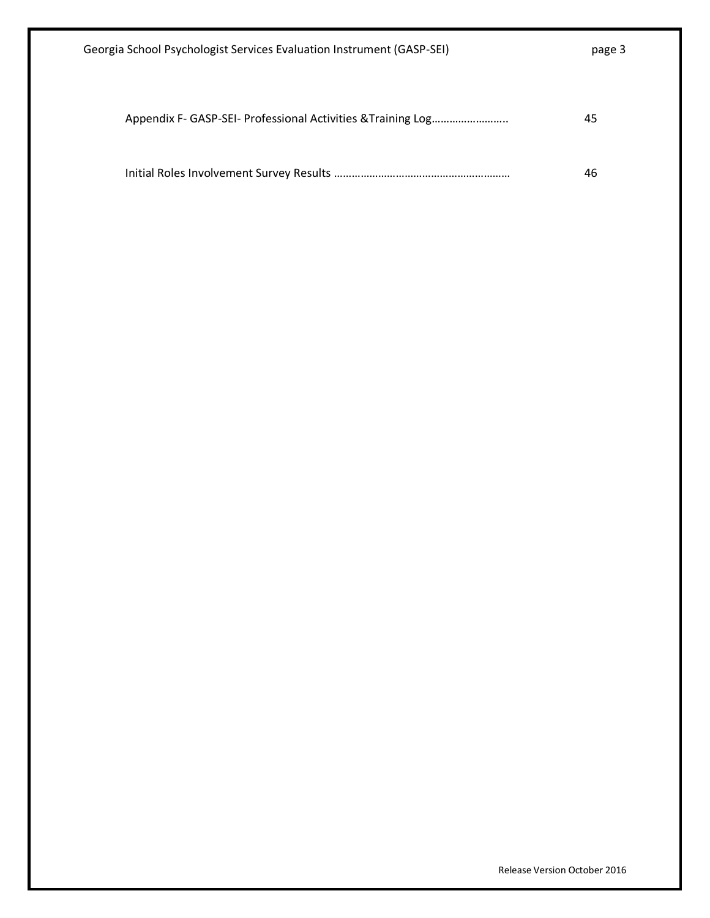Appendix F- GASP-SEI- Professional Activities &Training Log…………………….. 45

Initial Roles Involvement Survey Results …………………………………………………… 46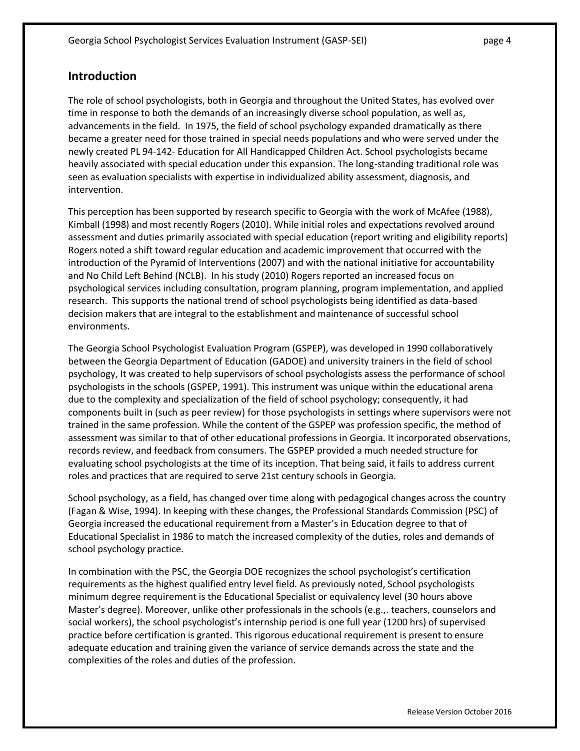## Introduction

The role of school psychologists, both in Georgia and throughout the United States, has evolved over time in response to both the demands of an increasingly diverse school population, as well as, advancements in the field. In 1975, the field of school psychology expanded dramatically as there became a greater need for those trained in special needs populations and who were served under the newly created PL 94-142- Education for All Handicapped Children Act. School psychologists became heavily associated with special education under this expansion. The long-standing traditional role was seen as evaluation specialists with expertise in individualized ability assessment, diagnosis, and intervention.

This perception has been supported by research specific to Georgia with the work of McAfee (1988), Kimball (1998) and most recently Rogers (2010). While initial roles and expectations revolved around assessment and duties primarily associated with special education (report writing and eligibility reports) Rogers noted a shift toward regular education and academic improvement that occurred with the introduction of the Pyramid of Interventions (2007) and with the national initiative for accountability and No Child Left Behind (NCLB). In his study (2010) Rogers reported an increased focus on psychological services including consultation, program planning, program implementation, and applied research. This supports the national trend of school psychologists being identified as data-based decision makers that are integral to the establishment and maintenance of successful school environments.

The Georgia School Psychologist Evaluation Program (GSPEP), was developed in 1990 collaboratively between the Georgia Department of Education (GADOE) and university trainers in the field of school psychology, It was created to help supervisors of school psychologists assess the performance of school psychologists in the schools (GSPEP, 1991). This instrument was unique within the educational arena due to the complexity and specialization of the field of school psychology; consequently, it had components built in (such as peer review) for those psychologists in settings where supervisors were not trained in the same profession. While the content of the GSPEP was profession specific, the method of assessment was similar to that of other educational professions in Georgia. It incorporated observations, records review, and feedback from consumers. The GSPEP provided a much needed structure for evaluating school psychologists at the time of its inception. That being said, it fails to address current roles and practices that are required to serve 21st century schools in Georgia.

School psychology, as a field, has changed over time along with pedagogical changes across the country (Fagan & Wise, 1994). In keeping with these changes, the Professional Standards Commission (PSC) of Georgia increased the educational requirement from a Master's in Education degree to that of Educational Specialist in 1986 to match the increased complexity of the duties, roles and demands of school psychology practice.

In combination with the PSC, the Georgia DOE recognizes the school psychologist's certification requirements as the highest qualified entry level field. As previously noted, School psychologists minimum degree requirement is the Educational Specialist or equivalency level (30 hours above Master's degree). Moreover, unlike other professionals in the schools (e.g.,. teachers, counselors and social workers), the school psychologist's internship period is one full year (1200 hrs) of supervised practice before certification is granted. This rigorous educational requirement is present to ensure adequate education and training given the variance of service demands across the state and the complexities of the roles and duties of the profession.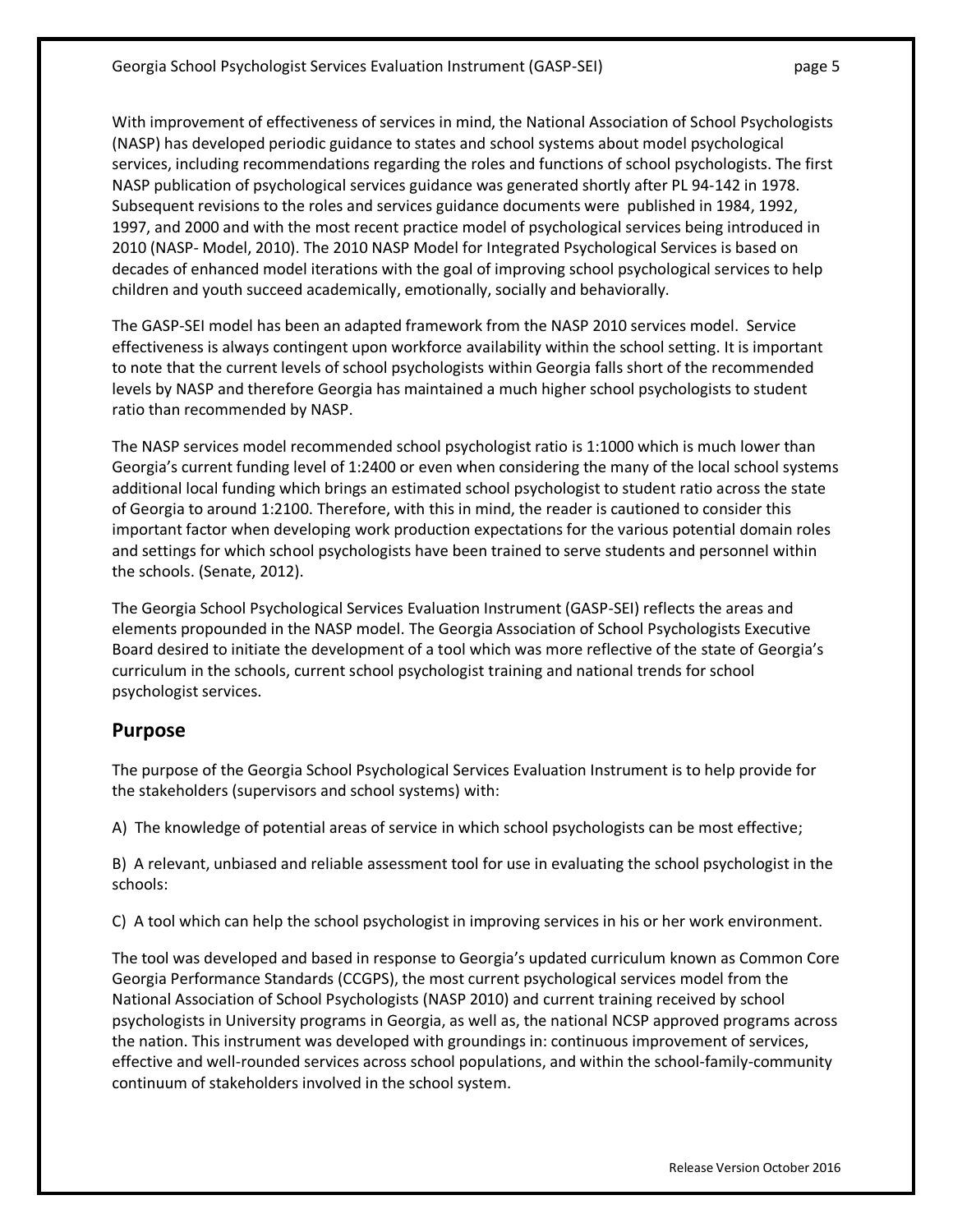With improvement of effectiveness of services in mind, the National Association of School Psychologists (NASP) has developed periodic guidance to states and school systems about model psychological services, including recommendations regarding the roles and functions of school psychologists. The first NASP publication of psychological services guidance was generated shortly after PL 94-142 in 1978. Subsequent revisions to the roles and services guidance documents were published in 1984, 1992, 1997, and 2000 and with the most recent practice model of psychological services being introduced in 2010 (NASP- Model, 2010). The 2010 NASP Model for Integrated Psychological Services is based on decades of enhanced model iterations with the goal of improving school psychological services to help children and youth succeed academically, emotionally, socially and behaviorally.

The GASP-SEI model has been an adapted framework from the NASP 2010 services model. Service effectiveness is always contingent upon workforce availability within the school setting. It is important to note that the current levels of school psychologists within Georgia falls short of the recommended levels by NASP and therefore Georgia has maintained a much higher school psychologists to student ratio than recommended by NASP.

The NASP services model recommended school psychologist ratio is 1:1000 which is much lower than Georgia's current funding level of 1:2400 or even when considering the many of the local school systems additional local funding which brings an estimated school psychologist to student ratio across the state of Georgia to around 1:2100. Therefore, with this in mind, the reader is cautioned to consider this important factor when developing work production expectations for the various potential domain roles and settings for which school psychologists have been trained to serve students and personnel within the schools. (Senate, 2012).

The Georgia School Psychological Services Evaluation Instrument (GASP-SEI) reflects the areas and elements propounded in the NASP model. The Georgia Association of School Psychologists Executive Board desired to initiate the development of a tool which was more reflective of the state of Georgia's curriculum in the schools, current school psychologist training and national trends for school psychologist services.

## Purpose

The purpose of the Georgia School Psychological Services Evaluation Instrument is to help provide for the stakeholders (supervisors and school systems) with:

A) The knowledge of potential areas of service in which school psychologists can be most effective;

B) A relevant, unbiased and reliable assessment tool for use in evaluating the school psychologist in the schools:

C) A tool which can help the school psychologist in improving services in his or her work environment.

The tool was developed and based in response to Georgia's updated curriculum known as Common Core Georgia Performance Standards (CCGPS), the most current psychological services model from the National Association of School Psychologists (NASP 2010) and current training received by school psychologists in University programs in Georgia, as well as, the national NCSP approved programs across the nation. This instrument was developed with groundings in: continuous improvement of services, effective and well-rounded services across school populations, and within the school-family-community continuum of stakeholders involved in the school system.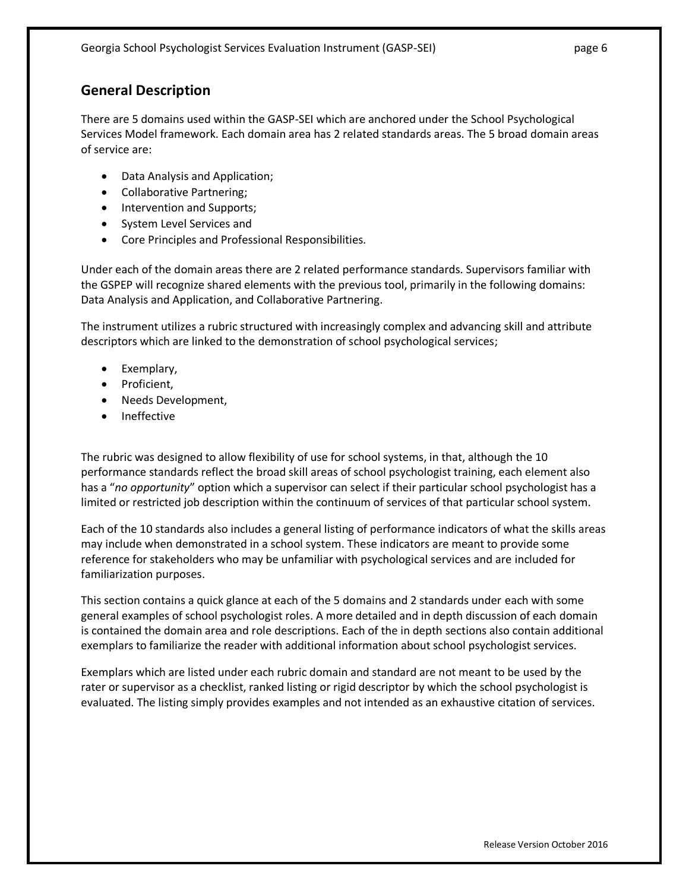## General Description

There are 5 domains used within the GASP-SEI which are anchored under the School Psychological Services Model framework. Each domain area has 2 related standards areas. The 5 broad domain areas of service are:

- Data Analysis and Application;
- Collaborative Partnering;
- Intervention and Supports;
- System Level Services and
- Core Principles and Professional Responsibilities.

Under each of the domain areas there are 2 related performance standards. Supervisors familiar with the GSPEP will recognize shared elements with the previous tool, primarily in the following domains: Data Analysis and Application, and Collaborative Partnering.

The instrument utilizes a rubric structured with increasingly complex and advancing skill and attribute descriptors which are linked to the demonstration of school psychological services;

- Exemplary,
- Proficient,
- Needs Development,
- Ineffective

The rubric was designed to allow flexibility of use for school systems, in that, although the 10 performance standards reflect the broad skill areas of school psychologist training, each element also has a "*no opportunity*" option which a supervisor can select if their particular school psychologist has a limited or restricted job description within the continuum of services of that particular school system.

Each of the 10 standards also includes a general listing of performance indicators of what the skills areas may include when demonstrated in a school system. These indicators are meant to provide some reference for stakeholders who may be unfamiliar with psychological services and are included for familiarization purposes.

This section contains a quick glance at each of the 5 domains and 2 standards under each with some general examples of school psychologist roles. A more detailed and in depth discussion of each domain is contained the domain area and role descriptions. Each of the in depth sections also contain additional exemplars to familiarize the reader with additional information about school psychologist services.

Exemplars which are listed under each rubric domain and standard are not meant to be used by the rater or supervisor as a checklist, ranked listing or rigid descriptor by which the school psychologist is evaluated. The listing simply provides examples and not intended as an exhaustive citation of services.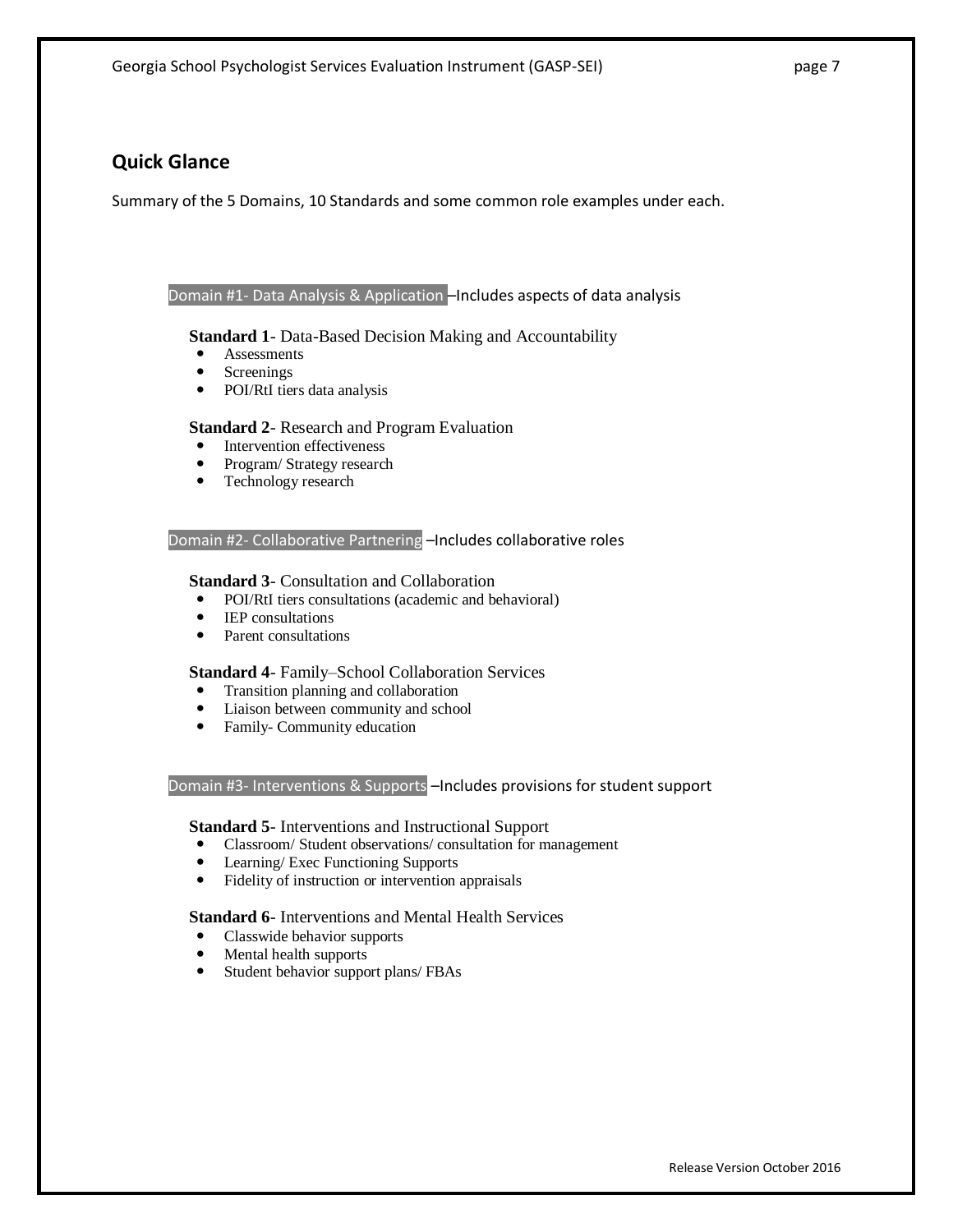## Quick Glance

Summary of the 5 Domains, 10 Standards and some common role examples under each.

**Domain #1- Data Analysis & Application** –Includes aspects of data analysis

**Standard 1**- Data-Based Decision Making and Accountability
- Assessments
- Screenings
- POI/RtI tiers data analysis

**Standard 2**- Research and Program Evaluation
- Intervention effectiveness
- Program/ Strategy research
- Technology research

**Domain #2- Collaborative Partnering** –Includes collaborative roles

**Standard 3**- Consultation and Collaboration
- POI/RtI tiers consultations (academic and behavioral)
- IEP consultations
- Parent consultations

**Standard 4**- Family–School Collaboration Services
- Transition planning and collaboration
- Liaison between community and school
- Family- Community education

**Domain #3- Interventions & Supports** –Includes provisions for student support

**Standard 5**- Interventions and Instructional Support
- Classroom/ Student observations/ consultation for management
- Learning/ Exec Functioning Supports
- Fidelity of instruction or intervention appraisals

**Standard 6**- Interventions and Mental Health Services
- Classwide behavior supports
- Mental health supports
- Student behavior support plans/ FBAs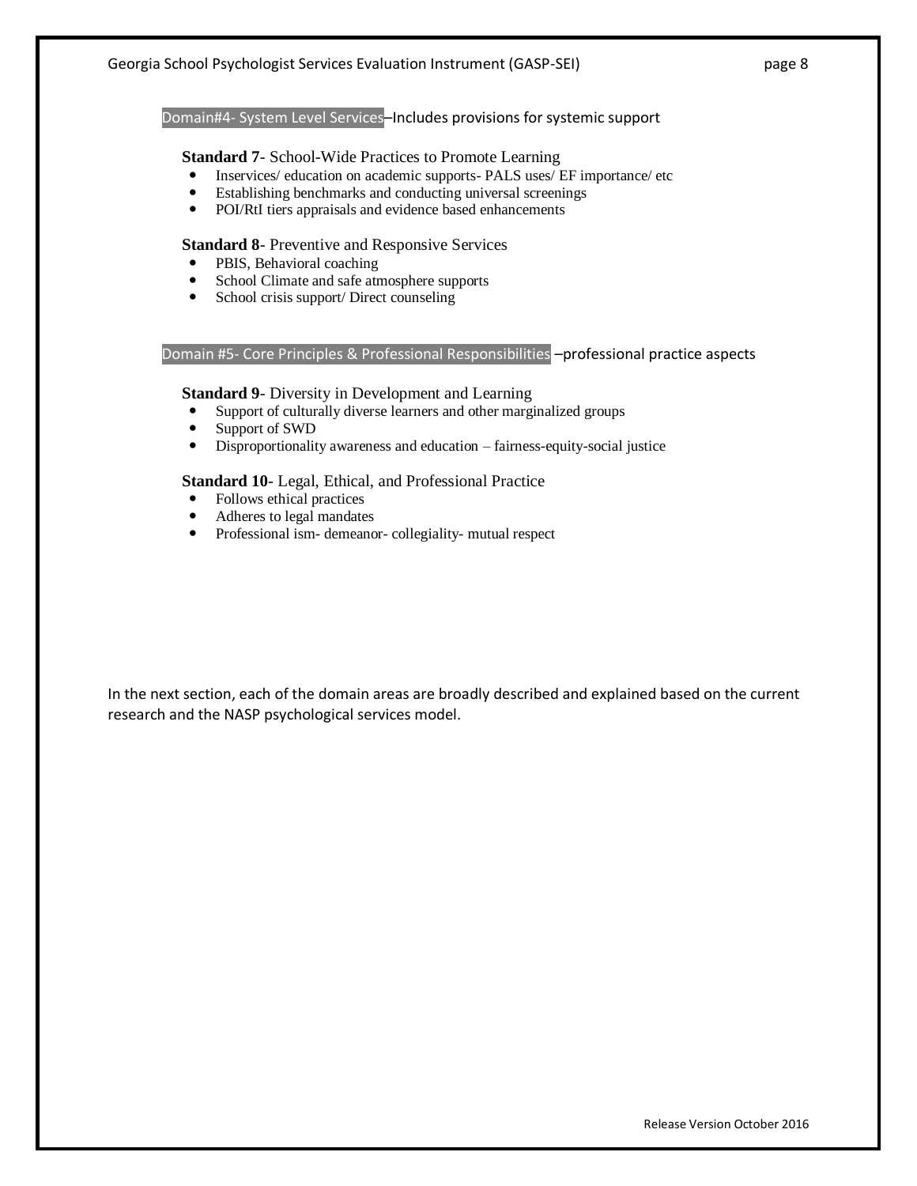Domain#4- System Level Services–Includes provisions for systemic support

**Standard 7**- School-Wide Practices to Promote Learning

- Inservices/ education on academic supports- PALS uses/ EF importance/ etc
- Establishing benchmarks and conducting universal screenings
- POI/RtI tiers appraisals and evidence based enhancements

**Standard 8**- Preventive and Responsive Services

- PBIS, Behavioral coaching
- School Climate and safe atmosphere supports
- School crisis support/ Direct counseling

Domain #5- Core Principles & Professional Responsibilities –professional practice aspects

**Standard 9**- Diversity in Development and Learning

- Support of culturally diverse learners and other marginalized groups
- Support of SWD
- Disproportionality awareness and education – fairness-equity-social justice

**Standard 10**- Legal, Ethical, and Professional Practice

- Follows ethical practices
- Adheres to legal mandates
- Professional ism- demeanor- collegiality- mutual respect

In the next section, each of the domain areas are broadly described and explained based on the current research and the NASP psychological services model.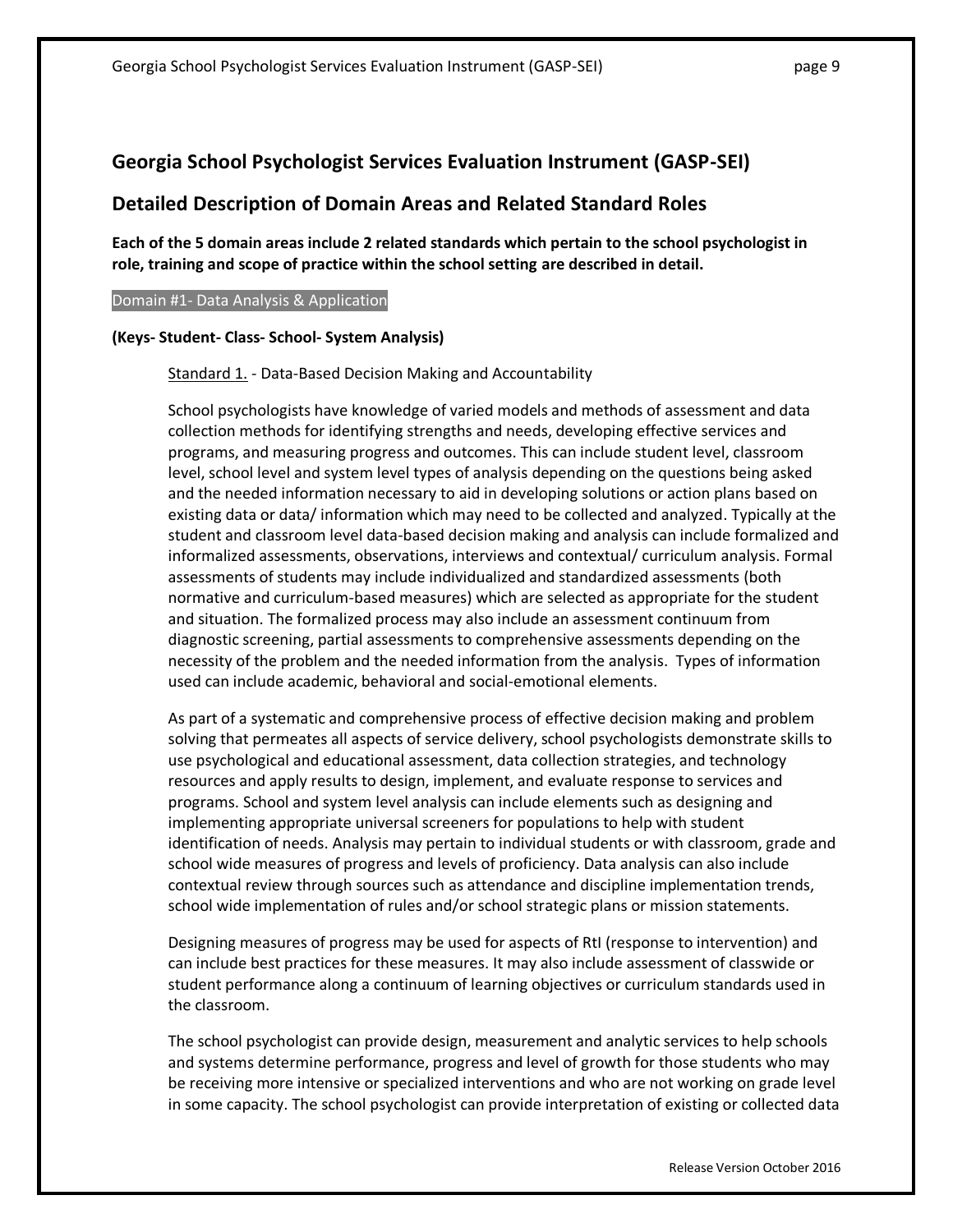## Georgia School Psychologist Services Evaluation Instrument (GASP-SEI)

## Detailed Description of Domain Areas and Related Standard Roles

**Each of the 5 domain areas include 2 related standards which pertain to the school psychologist in role, training and scope of practice within the school setting are described in detail.**

### Domain #1- Data Analysis & Application

**(Keys- Student- Class- School- System Analysis)**

Standard 1. - Data-Based Decision Making and Accountability

School psychologists have knowledge of varied models and methods of assessment and data collection methods for identifying strengths and needs, developing effective services and programs, and measuring progress and outcomes. This can include student level, classroom level, school level and system level types of analysis depending on the questions being asked and the needed information necessary to aid in developing solutions or action plans based on existing data or data/ information which may need to be collected and analyzed. Typically at the student and classroom level data-based decision making and analysis can include formalized and informalized assessments, observations, interviews and contextual/ curriculum analysis. Formal assessments of students may include individualized and standardized assessments (both normative and curriculum-based measures) which are selected as appropriate for the student and situation. The formalized process may also include an assessment continuum from diagnostic screening, partial assessments to comprehensive assessments depending on the necessity of the problem and the needed information from the analysis. Types of information used can include academic, behavioral and social-emotional elements.

As part of a systematic and comprehensive process of effective decision making and problem solving that permeates all aspects of service delivery, school psychologists demonstrate skills to use psychological and educational assessment, data collection strategies, and technology resources and apply results to design, implement, and evaluate response to services and programs. School and system level analysis can include elements such as designing and implementing appropriate universal screeners for populations to help with student identification of needs. Analysis may pertain to individual students or with classroom, grade and school wide measures of progress and levels of proficiency. Data analysis can also include contextual review through sources such as attendance and discipline implementation trends, school wide implementation of rules and/or school strategic plans or mission statements.

Designing measures of progress may be used for aspects of RtI (response to intervention) and can include best practices for these measures. It may also include assessment of classwide or student performance along a continuum of learning objectives or curriculum standards used in the classroom.

The school psychologist can provide design, measurement and analytic services to help schools and systems determine performance, progress and level of growth for those students who may be receiving more intensive or specialized interventions and who are not working on grade level in some capacity. The school psychologist can provide interpretation of existing or collected data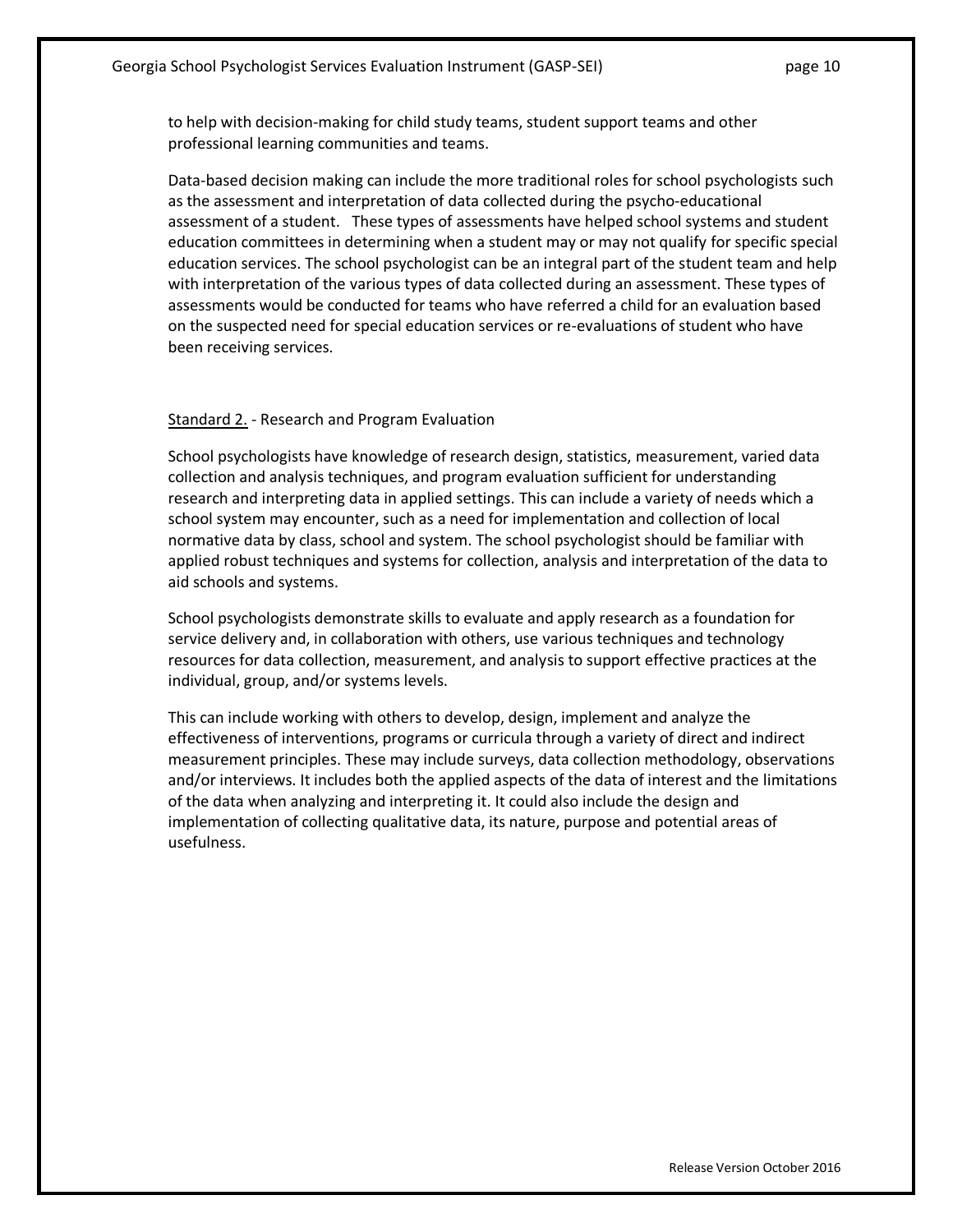to help with decision-making for child study teams, student support teams and other professional learning communities and teams.

Data-based decision making can include the more traditional roles for school psychologists such as the assessment and interpretation of data collected during the psycho-educational assessment of a student. These types of assessments have helped school systems and student education committees in determining when a student may or may not qualify for specific special education services. The school psychologist can be an integral part of the student team and help with interpretation of the various types of data collected during an assessment. These types of assessments would be conducted for teams who have referred a child for an evaluation based on the suspected need for special education services or re-evaluations of student who have been receiving services.

Standard 2. - Research and Program Evaluation

School psychologists have knowledge of research design, statistics, measurement, varied data collection and analysis techniques, and program evaluation sufficient for understanding research and interpreting data in applied settings. This can include a variety of needs which a school system may encounter, such as a need for implementation and collection of local normative data by class, school and system. The school psychologist should be familiar with applied robust techniques and systems for collection, analysis and interpretation of the data to aid schools and systems.

School psychologists demonstrate skills to evaluate and apply research as a foundation for service delivery and, in collaboration with others, use various techniques and technology resources for data collection, measurement, and analysis to support effective practices at the individual, group, and/or systems levels.

This can include working with others to develop, design, implement and analyze the effectiveness of interventions, programs or curricula through a variety of direct and indirect measurement principles. These may include surveys, data collection methodology, observations and/or interviews. It includes both the applied aspects of the data of interest and the limitations of the data when analyzing and interpreting it. It could also include the design and implementation of collecting qualitative data, its nature, purpose and potential areas of usefulness.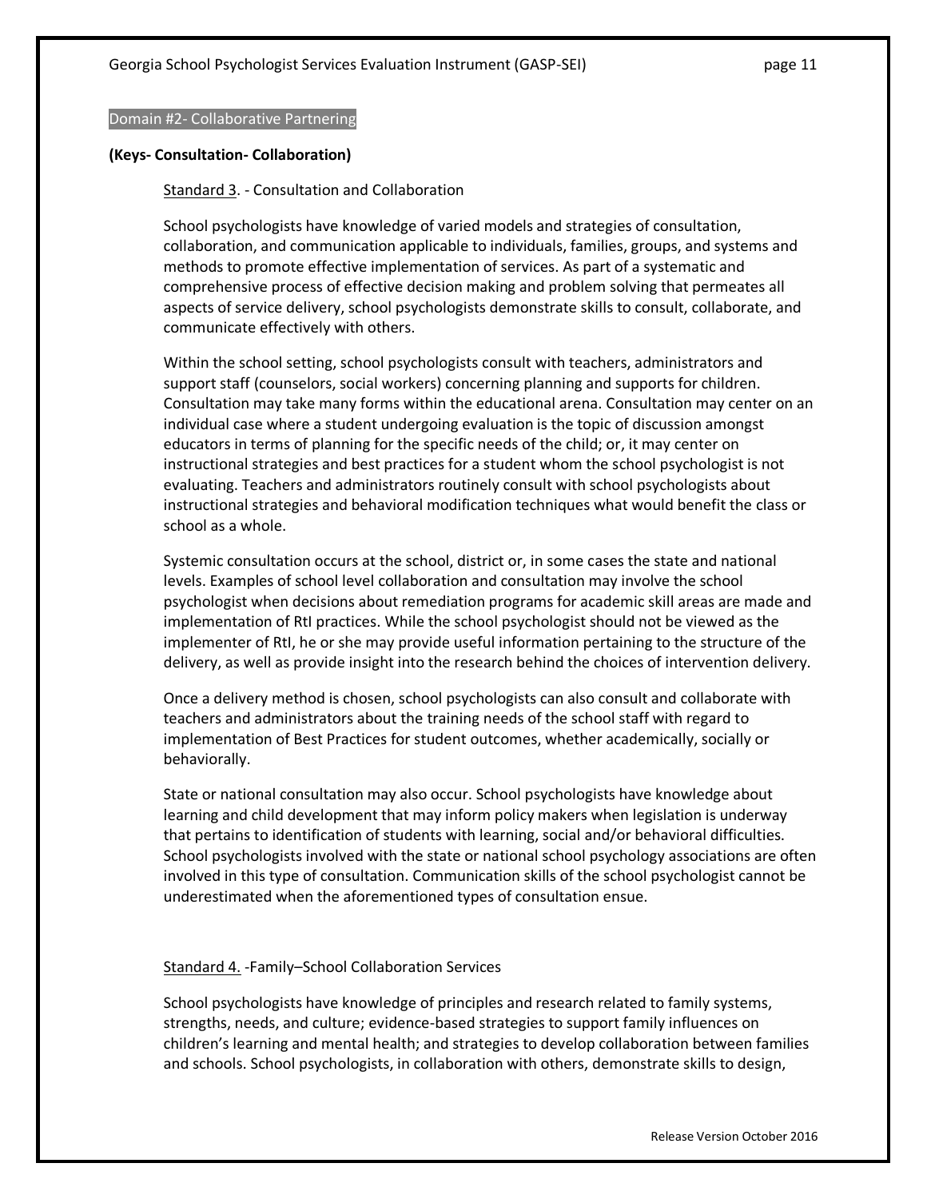## Domain #2- Collaborative Partnering

**(Keys- Consultation- Collaboration)**

Standard 3. - Consultation and Collaboration

School psychologists have knowledge of varied models and strategies of consultation, collaboration, and communication applicable to individuals, families, groups, and systems and methods to promote effective implementation of services. As part of a systematic and comprehensive process of effective decision making and problem solving that permeates all aspects of service delivery, school psychologists demonstrate skills to consult, collaborate, and communicate effectively with others.

Within the school setting, school psychologists consult with teachers, administrators and support staff (counselors, social workers) concerning planning and supports for children. Consultation may take many forms within the educational arena. Consultation may center on an individual case where a student undergoing evaluation is the topic of discussion amongst educators in terms of planning for the specific needs of the child; or, it may center on instructional strategies and best practices for a student whom the school psychologist is not evaluating. Teachers and administrators routinely consult with school psychologists about instructional strategies and behavioral modification techniques what would benefit the class or school as a whole.

Systemic consultation occurs at the school, district or, in some cases the state and national levels. Examples of school level collaboration and consultation may involve the school psychologist when decisions about remediation programs for academic skill areas are made and implementation of RtI practices. While the school psychologist should not be viewed as the implementer of RtI, he or she may provide useful information pertaining to the structure of the delivery, as well as provide insight into the research behind the choices of intervention delivery.

Once a delivery method is chosen, school psychologists can also consult and collaborate with teachers and administrators about the training needs of the school staff with regard to implementation of Best Practices for student outcomes, whether academically, socially or behaviorally.

State or national consultation may also occur. School psychologists have knowledge about learning and child development that may inform policy makers when legislation is underway that pertains to identification of students with learning, social and/or behavioral difficulties. School psychologists involved with the state or national school psychology associations are often involved in this type of consultation. Communication skills of the school psychologist cannot be underestimated when the aforementioned types of consultation ensue.

Standard 4. -Family–School Collaboration Services

School psychologists have knowledge of principles and research related to family systems, strengths, needs, and culture; evidence-based strategies to support family influences on children's learning and mental health; and strategies to develop collaboration between families and schools. School psychologists, in collaboration with others, demonstrate skills to design,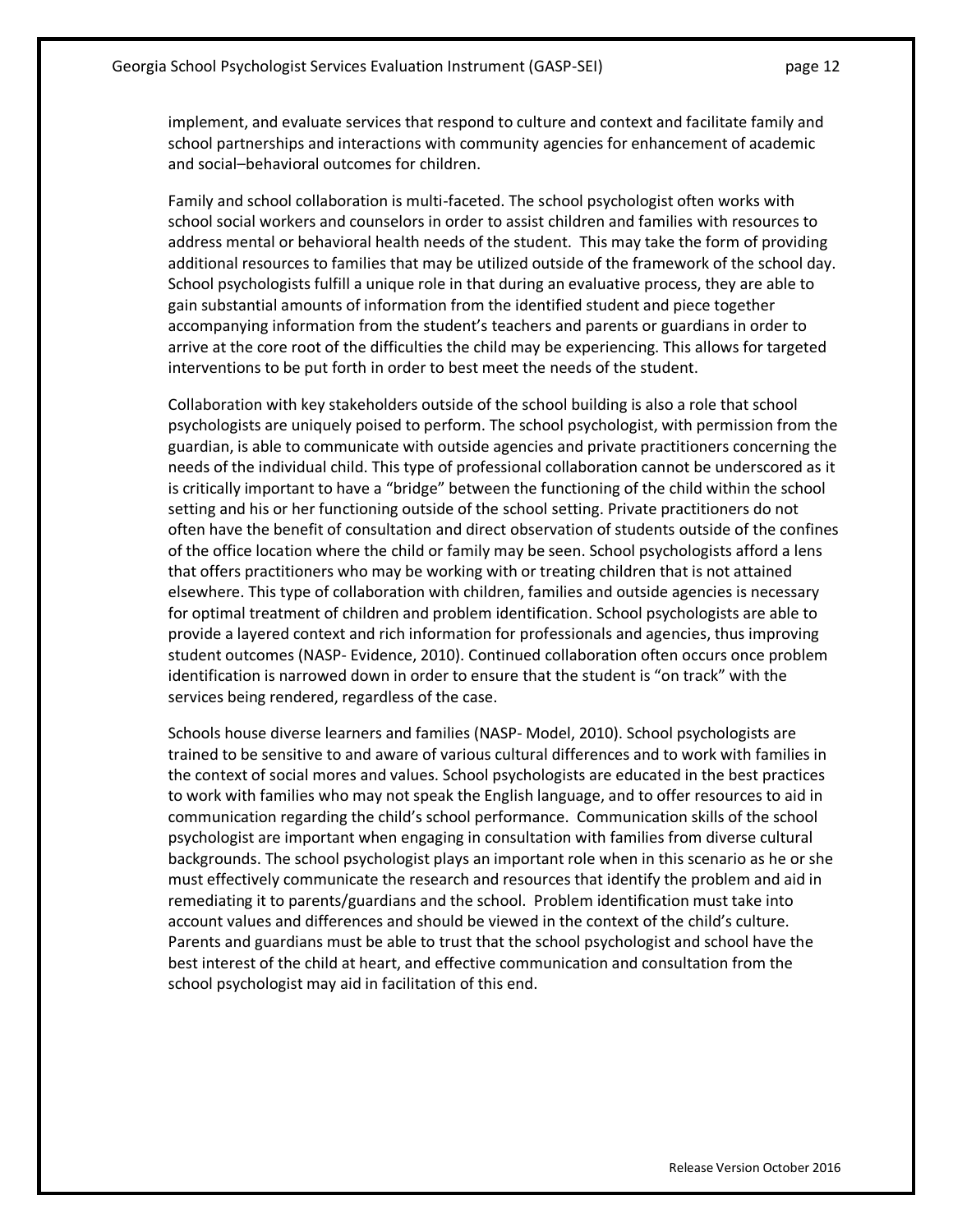implement, and evaluate services that respond to culture and context and facilitate family and school partnerships and interactions with community agencies for enhancement of academic and social–behavioral outcomes for children.

Family and school collaboration is multi-faceted. The school psychologist often works with school social workers and counselors in order to assist children and families with resources to address mental or behavioral health needs of the student. This may take the form of providing additional resources to families that may be utilized outside of the framework of the school day. School psychologists fulfill a unique role in that during an evaluative process, they are able to gain substantial amounts of information from the identified student and piece together accompanying information from the student's teachers and parents or guardians in order to arrive at the core root of the difficulties the child may be experiencing. This allows for targeted interventions to be put forth in order to best meet the needs of the student.

Collaboration with key stakeholders outside of the school building is also a role that school psychologists are uniquely poised to perform. The school psychologist, with permission from the guardian, is able to communicate with outside agencies and private practitioners concerning the needs of the individual child. This type of professional collaboration cannot be underscored as it is critically important to have a "bridge" between the functioning of the child within the school setting and his or her functioning outside of the school setting. Private practitioners do not often have the benefit of consultation and direct observation of students outside of the confines of the office location where the child or family may be seen. School psychologists afford a lens that offers practitioners who may be working with or treating children that is not attained elsewhere. This type of collaboration with children, families and outside agencies is necessary for optimal treatment of children and problem identification. School psychologists are able to provide a layered context and rich information for professionals and agencies, thus improving student outcomes (NASP- Evidence, 2010). Continued collaboration often occurs once problem identification is narrowed down in order to ensure that the student is "on track" with the services being rendered, regardless of the case.

Schools house diverse learners and families (NASP- Model, 2010). School psychologists are trained to be sensitive to and aware of various cultural differences and to work with families in the context of social mores and values. School psychologists are educated in the best practices to work with families who may not speak the English language, and to offer resources to aid in communication regarding the child's school performance. Communication skills of the school psychologist are important when engaging in consultation with families from diverse cultural backgrounds. The school psychologist plays an important role when in this scenario as he or she must effectively communicate the research and resources that identify the problem and aid in remediating it to parents/guardians and the school. Problem identification must take into account values and differences and should be viewed in the context of the child's culture. Parents and guardians must be able to trust that the school psychologist and school have the best interest of the child at heart, and effective communication and consultation from the school psychologist may aid in facilitation of this end.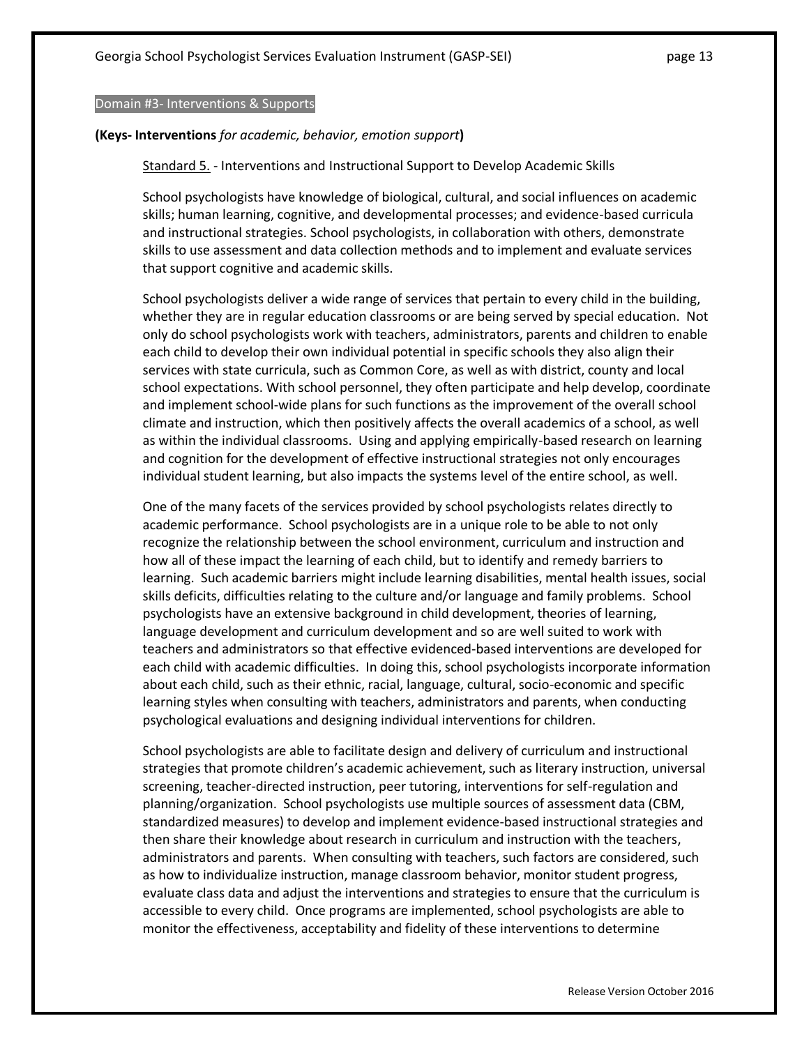## Domain #3- Interventions & Supports

**(Keys- Interventions** *for academic, behavior, emotion support***)**

Standard 5. - Interventions and Instructional Support to Develop Academic Skills

School psychologists have knowledge of biological, cultural, and social influences on academic skills; human learning, cognitive, and developmental processes; and evidence-based curricula and instructional strategies. School psychologists, in collaboration with others, demonstrate skills to use assessment and data collection methods and to implement and evaluate services that support cognitive and academic skills.

School psychologists deliver a wide range of services that pertain to every child in the building, whether they are in regular education classrooms or are being served by special education. Not only do school psychologists work with teachers, administrators, parents and children to enable each child to develop their own individual potential in specific schools they also align their services with state curricula, such as Common Core, as well as with district, county and local school expectations. With school personnel, they often participate and help develop, coordinate and implement school-wide plans for such functions as the improvement of the overall school climate and instruction, which then positively affects the overall academics of a school, as well as within the individual classrooms. Using and applying empirically-based research on learning and cognition for the development of effective instructional strategies not only encourages individual student learning, but also impacts the systems level of the entire school, as well.

One of the many facets of the services provided by school psychologists relates directly to academic performance. School psychologists are in a unique role to be able to not only recognize the relationship between the school environment, curriculum and instruction and how all of these impact the learning of each child, but to identify and remedy barriers to learning. Such academic barriers might include learning disabilities, mental health issues, social skills deficits, difficulties relating to the culture and/or language and family problems. School psychologists have an extensive background in child development, theories of learning, language development and curriculum development and so are well suited to work with teachers and administrators so that effective evidenced-based interventions are developed for each child with academic difficulties. In doing this, school psychologists incorporate information about each child, such as their ethnic, racial, language, cultural, socio-economic and specific learning styles when consulting with teachers, administrators and parents, when conducting psychological evaluations and designing individual interventions for children.

School psychologists are able to facilitate design and delivery of curriculum and instructional strategies that promote children's academic achievement, such as literary instruction, universal screening, teacher-directed instruction, peer tutoring, interventions for self-regulation and planning/organization. School psychologists use multiple sources of assessment data (CBM, standardized measures) to develop and implement evidence-based instructional strategies and then share their knowledge about research in curriculum and instruction with the teachers, administrators and parents. When consulting with teachers, such factors are considered, such as how to individualize instruction, manage classroom behavior, monitor student progress, evaluate class data and adjust the interventions and strategies to ensure that the curriculum is accessible to every child. Once programs are implemented, school psychologists are able to monitor the effectiveness, acceptability and fidelity of these interventions to determine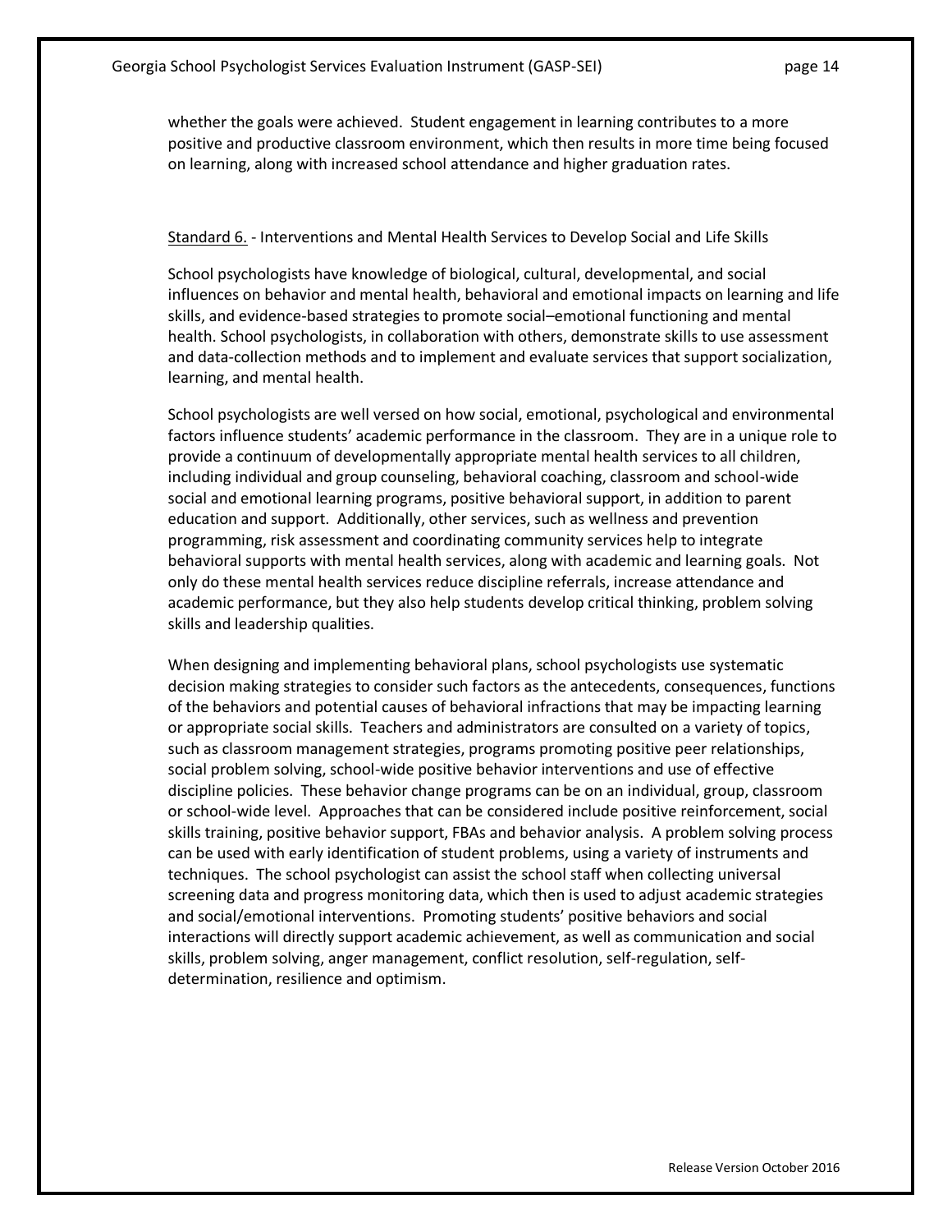whether the goals were achieved. Student engagement in learning contributes to a more positive and productive classroom environment, which then results in more time being focused on learning, along with increased school attendance and higher graduation rates.

Standard 6. - Interventions and Mental Health Services to Develop Social and Life Skills

School psychologists have knowledge of biological, cultural, developmental, and social influences on behavior and mental health, behavioral and emotional impacts on learning and life skills, and evidence-based strategies to promote social–emotional functioning and mental health. School psychologists, in collaboration with others, demonstrate skills to use assessment and data-collection methods and to implement and evaluate services that support socialization, learning, and mental health.

School psychologists are well versed on how social, emotional, psychological and environmental factors influence students' academic performance in the classroom. They are in a unique role to provide a continuum of developmentally appropriate mental health services to all children, including individual and group counseling, behavioral coaching, classroom and school-wide social and emotional learning programs, positive behavioral support, in addition to parent education and support. Additionally, other services, such as wellness and prevention programming, risk assessment and coordinating community services help to integrate behavioral supports with mental health services, along with academic and learning goals. Not only do these mental health services reduce discipline referrals, increase attendance and academic performance, but they also help students develop critical thinking, problem solving skills and leadership qualities.

When designing and implementing behavioral plans, school psychologists use systematic decision making strategies to consider such factors as the antecedents, consequences, functions of the behaviors and potential causes of behavioral infractions that may be impacting learning or appropriate social skills. Teachers and administrators are consulted on a variety of topics, such as classroom management strategies, programs promoting positive peer relationships, social problem solving, school-wide positive behavior interventions and use of effective discipline policies. These behavior change programs can be on an individual, group, classroom or school-wide level. Approaches that can be considered include positive reinforcement, social skills training, positive behavior support, FBAs and behavior analysis. A problem solving process can be used with early identification of student problems, using a variety of instruments and techniques. The school psychologist can assist the school staff when collecting universal screening data and progress monitoring data, which then is used to adjust academic strategies and social/emotional interventions. Promoting students' positive behaviors and social interactions will directly support academic achievement, as well as communication and social skills, problem solving, anger management, conflict resolution, self-regulation, self-determination, resilience and optimism.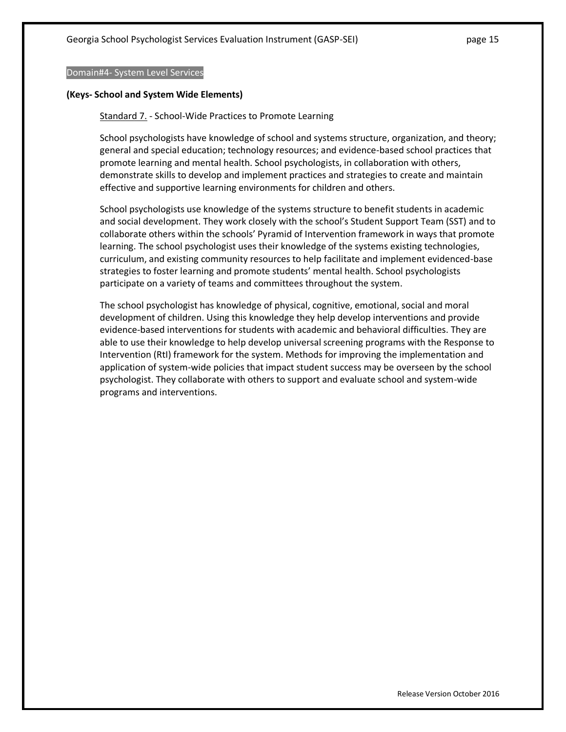## Domain#4- System Level Services

**(Keys- School and System Wide Elements)**

Standard 7. - School-Wide Practices to Promote Learning

School psychologists have knowledge of school and systems structure, organization, and theory; general and special education; technology resources; and evidence-based school practices that promote learning and mental health. School psychologists, in collaboration with others, demonstrate skills to develop and implement practices and strategies to create and maintain effective and supportive learning environments for children and others.

School psychologists use knowledge of the systems structure to benefit students in academic and social development. They work closely with the school's Student Support Team (SST) and to collaborate others within the schools' Pyramid of Intervention framework in ways that promote learning. The school psychologist uses their knowledge of the systems existing technologies, curriculum, and existing community resources to help facilitate and implement evidenced-base strategies to foster learning and promote students' mental health. School psychologists participate on a variety of teams and committees throughout the system.

The school psychologist has knowledge of physical, cognitive, emotional, social and moral development of children. Using this knowledge they help develop interventions and provide evidence-based interventions for students with academic and behavioral difficulties. They are able to use their knowledge to help develop universal screening programs with the Response to Intervention (RtI) framework for the system. Methods for improving the implementation and application of system-wide policies that impact student success may be overseen by the school psychologist. They collaborate with others to support and evaluate school and system-wide programs and interventions.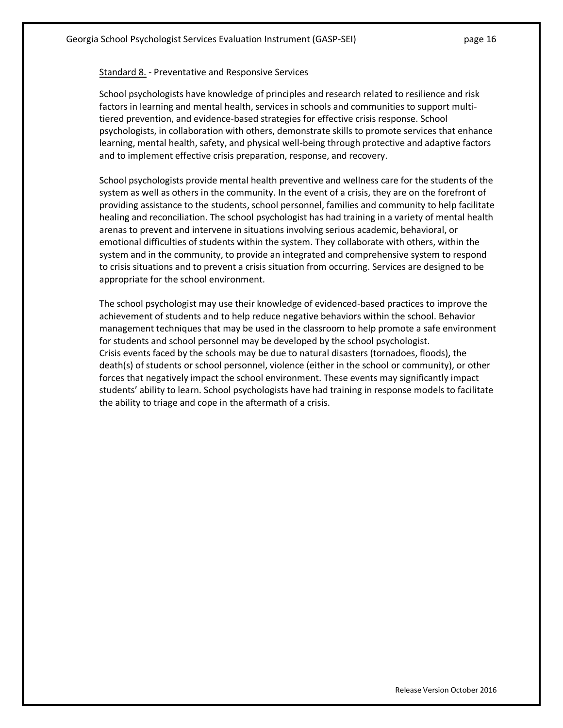Standard 8. - Preventative and Responsive Services

School psychologists have knowledge of principles and research related to resilience and risk factors in learning and mental health, services in schools and communities to support multi-tiered prevention, and evidence-based strategies for effective crisis response. School psychologists, in collaboration with others, demonstrate skills to promote services that enhance learning, mental health, safety, and physical well-being through protective and adaptive factors and to implement effective crisis preparation, response, and recovery.

School psychologists provide mental health preventive and wellness care for the students of the system as well as others in the community. In the event of a crisis, they are on the forefront of providing assistance to the students, school personnel, families and community to help facilitate healing and reconciliation. The school psychologist has had training in a variety of mental health arenas to prevent and intervene in situations involving serious academic, behavioral, or emotional difficulties of students within the system. They collaborate with others, within the system and in the community, to provide an integrated and comprehensive system to respond to crisis situations and to prevent a crisis situation from occurring. Services are designed to be appropriate for the school environment.

The school psychologist may use their knowledge of evidenced-based practices to improve the achievement of students and to help reduce negative behaviors within the school. Behavior management techniques that may be used in the classroom to help promote a safe environment for students and school personnel may be developed by the school psychologist.
Crisis events faced by the schools may be due to natural disasters (tornadoes, floods), the death(s) of students or school personnel, violence (either in the school or community), or other forces that negatively impact the school environment. These events may significantly impact students' ability to learn. School psychologists have had training in response models to facilitate the ability to triage and cope in the aftermath of a crisis.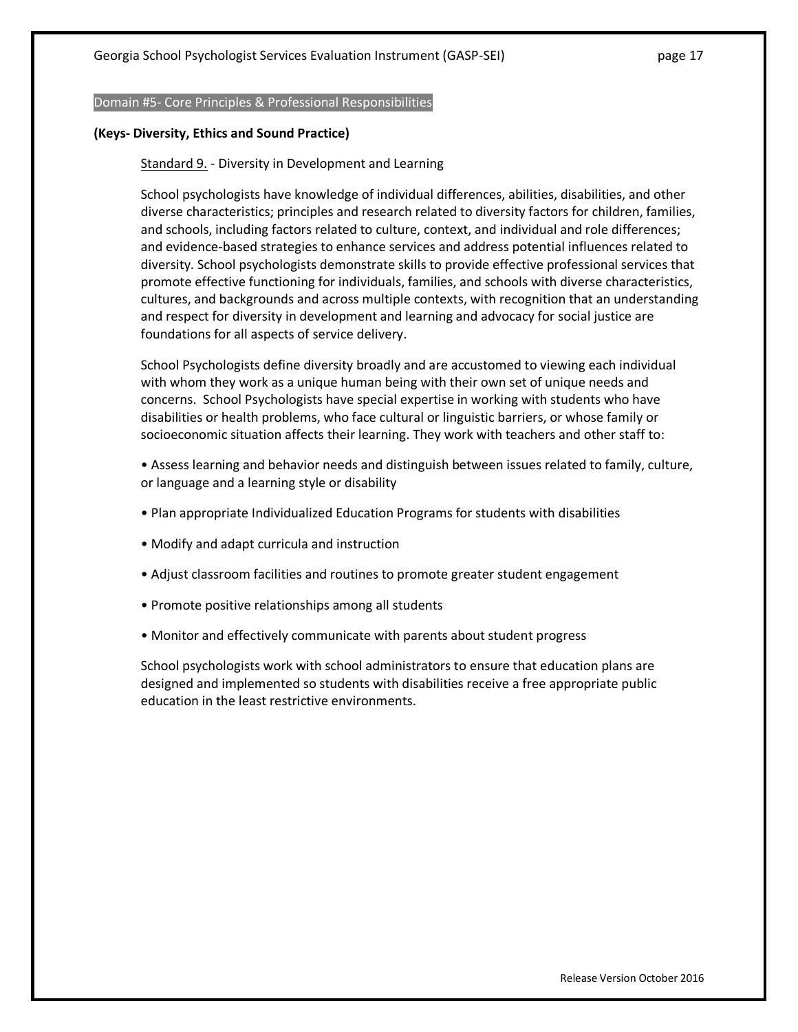## Domain #5- Core Principles & Professional Responsibilities

**(Keys- Diversity, Ethics and Sound Practice)**

Standard 9. - Diversity in Development and Learning

School psychologists have knowledge of individual differences, abilities, disabilities, and other diverse characteristics; principles and research related to diversity factors for children, families, and schools, including factors related to culture, context, and individual and role differences; and evidence-based strategies to enhance services and address potential influences related to diversity. School psychologists demonstrate skills to provide effective professional services that promote effective functioning for individuals, families, and schools with diverse characteristics, cultures, and backgrounds and across multiple contexts, with recognition that an understanding and respect for diversity in development and learning and advocacy for social justice are foundations for all aspects of service delivery.

School Psychologists define diversity broadly and are accustomed to viewing each individual with whom they work as a unique human being with their own set of unique needs and concerns. School Psychologists have special expertise in working with students who have disabilities or health problems, who face cultural or linguistic barriers, or whose family or socioeconomic situation affects their learning. They work with teachers and other staff to:

- Assess learning and behavior needs and distinguish between issues related to family, culture, or language and a learning style or disability
- Plan appropriate Individualized Education Programs for students with disabilities
- Modify and adapt curricula and instruction
- Adjust classroom facilities and routines to promote greater student engagement
- Promote positive relationships among all students
- Monitor and effectively communicate with parents about student progress

School psychologists work with school administrators to ensure that education plans are designed and implemented so students with disabilities receive a free appropriate public education in the least restrictive environments.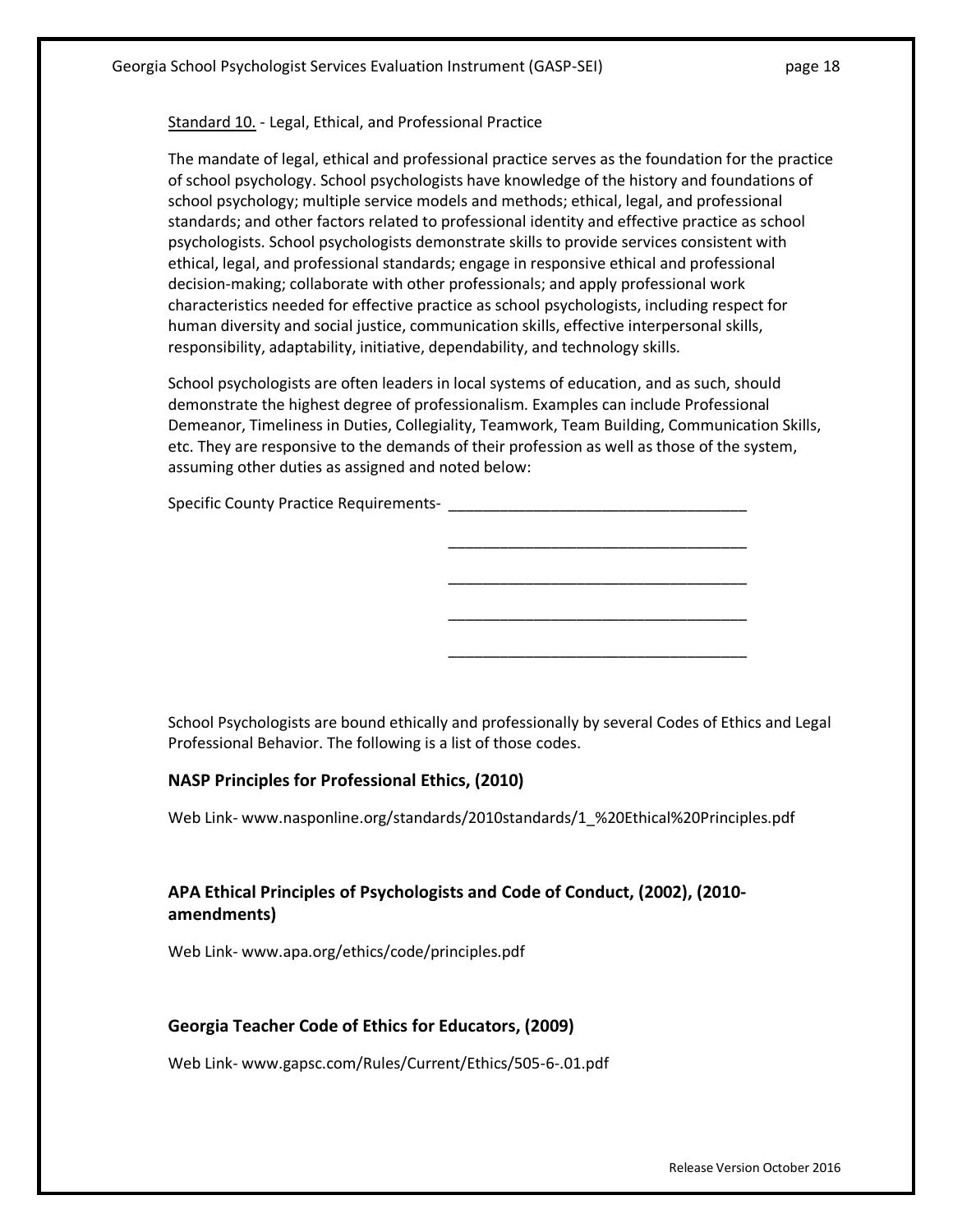Standard 10. - Legal, Ethical, and Professional Practice

The mandate of legal, ethical and professional practice serves as the foundation for the practice of school psychology. School psychologists have knowledge of the history and foundations of school psychology; multiple service models and methods; ethical, legal, and professional standards; and other factors related to professional identity and effective practice as school psychologists. School psychologists demonstrate skills to provide services consistent with ethical, legal, and professional standards; engage in responsive ethical and professional decision-making; collaborate with other professionals; and apply professional work characteristics needed for effective practice as school psychologists, including respect for human diversity and social justice, communication skills, effective interpersonal skills, responsibility, adaptability, initiative, dependability, and technology skills.

School psychologists are often leaders in local systems of education, and as such, should demonstrate the highest degree of professionalism. Examples can include Professional Demeanor, Timeliness in Duties, Collegiality, Teamwork, Team Building, Communication Skills, etc. They are responsive to the demands of their profession as well as those of the system, assuming other duties as assigned and noted below:

Specific County Practice Requirements- ___________________________________

___________________________________

___________________________________

___________________________________

___________________________________

School Psychologists are bound ethically and professionally by several Codes of Ethics and Legal Professional Behavior. The following is a list of those codes.

**NASP Principles for Professional Ethics, (2010)**

Web Link- www.nasponline.org/standards/2010standards/1_%20Ethical%20Principles.pdf

**APA Ethical Principles of Psychologists and Code of Conduct, (2002), (2010-amendments)**

Web Link- www.apa.org/ethics/code/principles.pdf

**Georgia Teacher Code of Ethics for Educators, (2009)**

Web Link- www.gapsc.com/Rules/Current/Ethics/505-6-.01.pdf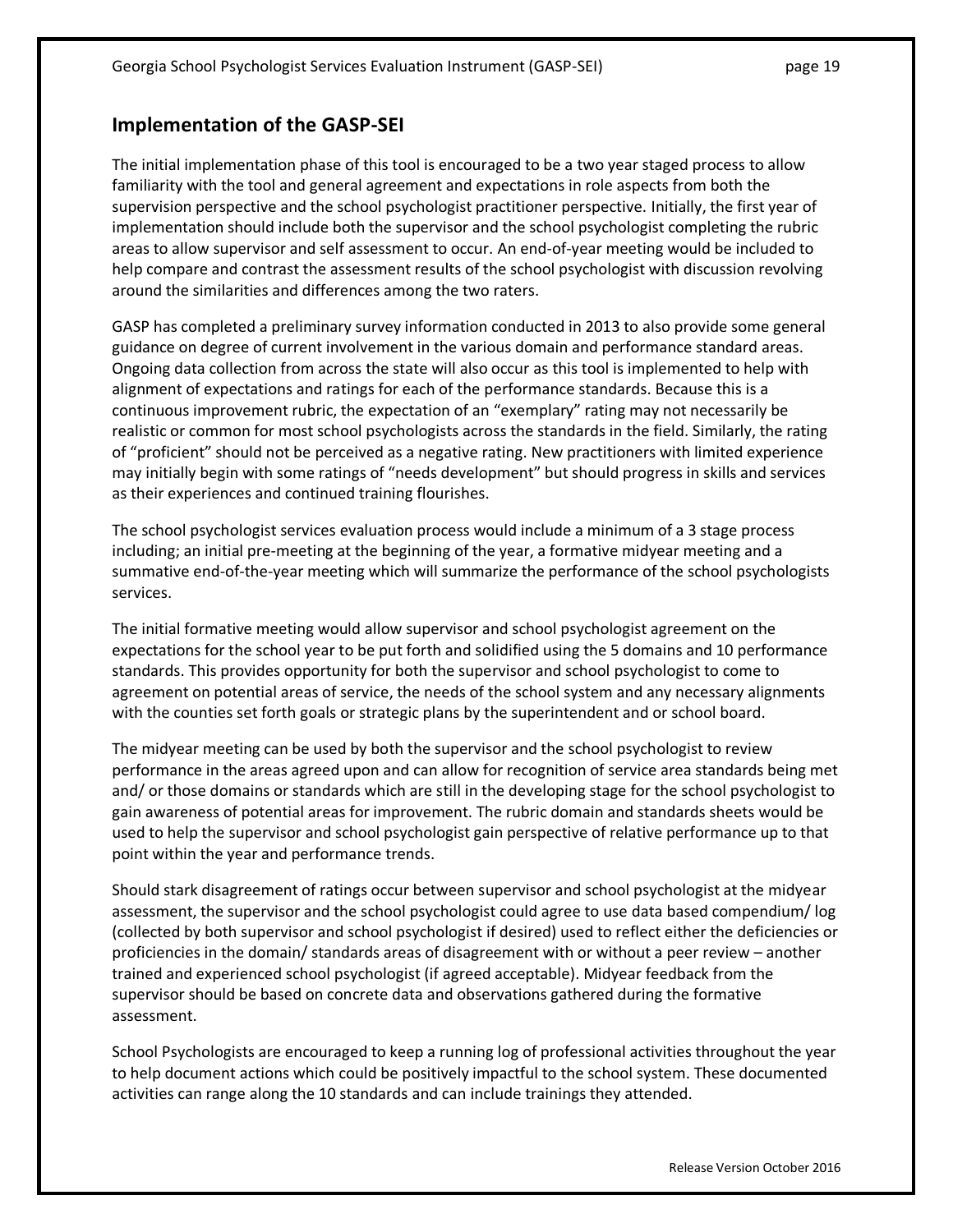## Implementation of the GASP-SEI

The initial implementation phase of this tool is encouraged to be a two year staged process to allow familiarity with the tool and general agreement and expectations in role aspects from both the supervision perspective and the school psychologist practitioner perspective. Initially, the first year of implementation should include both the supervisor and the school psychologist completing the rubric areas to allow supervisor and self assessment to occur. An end-of-year meeting would be included to help compare and contrast the assessment results of the school psychologist with discussion revolving around the similarities and differences among the two raters.

GASP has completed a preliminary survey information conducted in 2013 to also provide some general guidance on degree of current involvement in the various domain and performance standard areas. Ongoing data collection from across the state will also occur as this tool is implemented to help with alignment of expectations and ratings for each of the performance standards. Because this is a continuous improvement rubric, the expectation of an "exemplary" rating may not necessarily be realistic or common for most school psychologists across the standards in the field. Similarly, the rating of "proficient" should not be perceived as a negative rating. New practitioners with limited experience may initially begin with some ratings of "needs development" but should progress in skills and services as their experiences and continued training flourishes.

The school psychologist services evaluation process would include a minimum of a 3 stage process including; an initial pre-meeting at the beginning of the year, a formative midyear meeting and a summative end-of-the-year meeting which will summarize the performance of the school psychologists services.

The initial formative meeting would allow supervisor and school psychologist agreement on the expectations for the school year to be put forth and solidified using the 5 domains and 10 performance standards. This provides opportunity for both the supervisor and school psychologist to come to agreement on potential areas of service, the needs of the school system and any necessary alignments with the counties set forth goals or strategic plans by the superintendent and or school board.

The midyear meeting can be used by both the supervisor and the school psychologist to review performance in the areas agreed upon and can allow for recognition of service area standards being met and/ or those domains or standards which are still in the developing stage for the school psychologist to gain awareness of potential areas for improvement. The rubric domain and standards sheets would be used to help the supervisor and school psychologist gain perspective of relative performance up to that point within the year and performance trends.

Should stark disagreement of ratings occur between supervisor and school psychologist at the midyear assessment, the supervisor and the school psychologist could agree to use data based compendium/ log (collected by both supervisor and school psychologist if desired) used to reflect either the deficiencies or proficiencies in the domain/ standards areas of disagreement with or without a peer review – another trained and experienced school psychologist (if agreed acceptable). Midyear feedback from the supervisor should be based on concrete data and observations gathered during the formative assessment.

School Psychologists are encouraged to keep a running log of professional activities throughout the year to help document actions which could be positively impactful to the school system. These documented activities can range along the 10 standards and can include trainings they attended.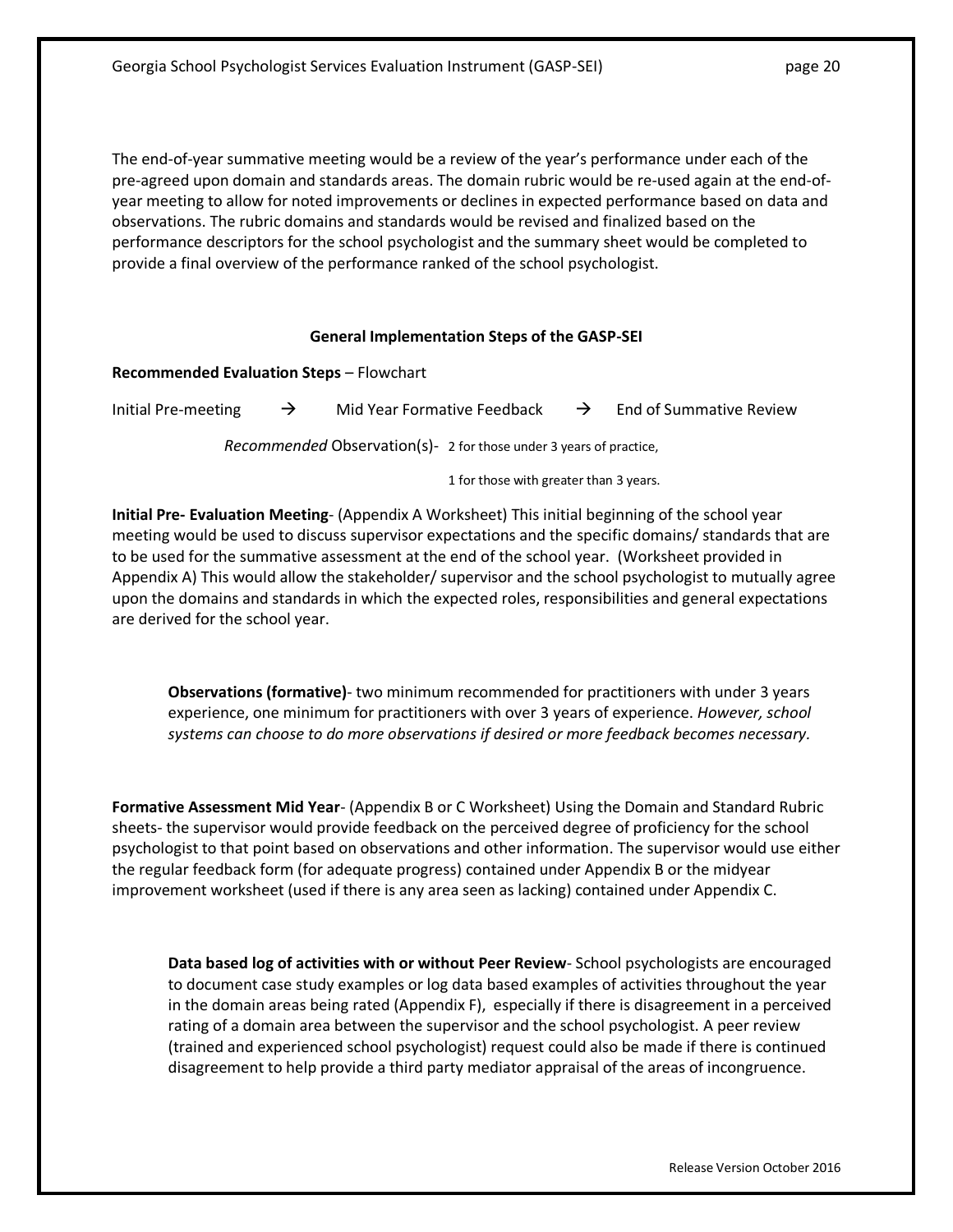The end-of-year summative meeting would be a review of the year's performance under each of the pre-agreed upon domain and standards areas. The domain rubric would be re-used again at the end-of-year meeting to allow for noted improvements or declines in expected performance based on data and observations. The rubric domains and standards would be revised and finalized based on the performance descriptors for the school psychologist and the summary sheet would be completed to provide a final overview of the performance ranked of the school psychologist.

## General Implementation Steps of the GASP-SEI

**Recommended Evaluation Steps** – Flowchart

Initial Pre-meeting → Mid Year Formative Feedback → End of Summative Review

*Recommended* Observation(s)- 2 for those under 3 years of practice,

1 for those with greater than 3 years.

**Initial Pre- Evaluation Meeting**- (Appendix A Worksheet) This initial beginning of the school year meeting would be used to discuss supervisor expectations and the specific domains/ standards that are to be used for the summative assessment at the end of the school year. (Worksheet provided in Appendix A) This would allow the stakeholder/ supervisor and the school psychologist to mutually agree upon the domains and standards in which the expected roles, responsibilities and general expectations are derived for the school year.

> **Observations (formative)**- two minimum recommended for practitioners with under 3 years experience, one minimum for practitioners with over 3 years of experience. *However, school systems can choose to do more observations if desired or more feedback becomes necessary.*

**Formative Assessment Mid Year**- (Appendix B or C Worksheet) Using the Domain and Standard Rubric sheets- the supervisor would provide feedback on the perceived degree of proficiency for the school psychologist to that point based on observations and other information. The supervisor would use either the regular feedback form (for adequate progress) contained under Appendix B or the midyear improvement worksheet (used if there is any area seen as lacking) contained under Appendix C.

> **Data based log of activities with or without Peer Review**- School psychologists are encouraged to document case study examples or log data based examples of activities throughout the year in the domain areas being rated (Appendix F), especially if there is disagreement in a perceived rating of a domain area between the supervisor and the school psychologist. A peer review (trained and experienced school psychologist) request could also be made if there is continued disagreement to help provide a third party mediator appraisal of the areas of incongruence.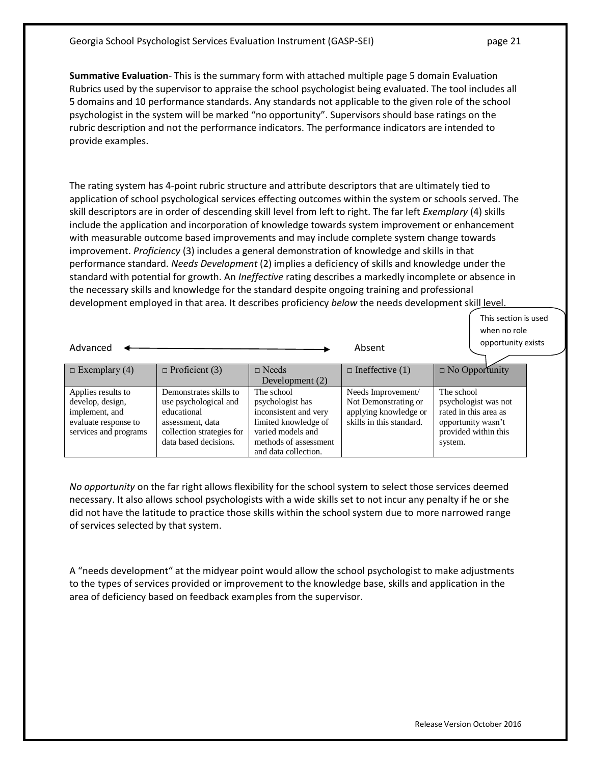**Summative Evaluation**- This is the summary form with attached multiple page 5 domain Evaluation Rubrics used by the supervisor to appraise the school psychologist being evaluated. The tool includes all 5 domains and 10 performance standards. Any standards not applicable to the given role of the school psychologist in the system will be marked "no opportunity". Supervisors should base ratings on the rubric description and not the performance indicators. The performance indicators are intended to provide examples.

The rating system has 4-point rubric structure and attribute descriptors that are ultimately tied to application of school psychological services effecting outcomes within the system or schools served. The skill descriptors are in order of descending skill level from left to right. The far left *Exemplary* (4) skills include the application and incorporation of knowledge towards system improvement or enhancement with measurable outcome based improvements and may include complete system change towards improvement. *Proficiency* (3) includes a general demonstration of knowledge and skills in that performance standard. *Needs Development* (2) implies a deficiency of skills and knowledge under the standard with potential for growth. An *Ineffective* rating describes a markedly incomplete or absence in the necessary skills and knowledge for the standard despite ongoing training and professional development employed in that area. It describes proficiency *below* the needs development skill level.

This section is used when no role opportunity exists

Advanced ⟵⟶ Absent

| □ Exemplary (4) | □ Proficient (3) | □ Needs Development (2) | □ Ineffective (1) | □ No Opportunity |
|---|---|---|---|---|
| Applies results to develop, design, implement, and evaluate response to services and programs | Demonstrates skills to use psychological and educational assessment, data collection strategies for data based decisions. | The school psychologist has inconsistent and very limited knowledge of varied models and methods of assessment and data collection. | Needs Improvement/ Not Demonstrating or applying knowledge or skills in this standard. | The school psychologist was not rated in this area as opportunity wasn't provided within this system. |

*No opportunity* on the far right allows flexibility for the school system to select those services deemed necessary. It also allows school psychologists with a wide skills set to not incur any penalty if he or she did not have the latitude to practice those skills within the school system due to more narrowed range of services selected by that system.

A "needs development" at the midyear point would allow the school psychologist to make adjustments to the types of services provided or improvement to the knowledge base, skills and application in the area of deficiency based on feedback examples from the supervisor.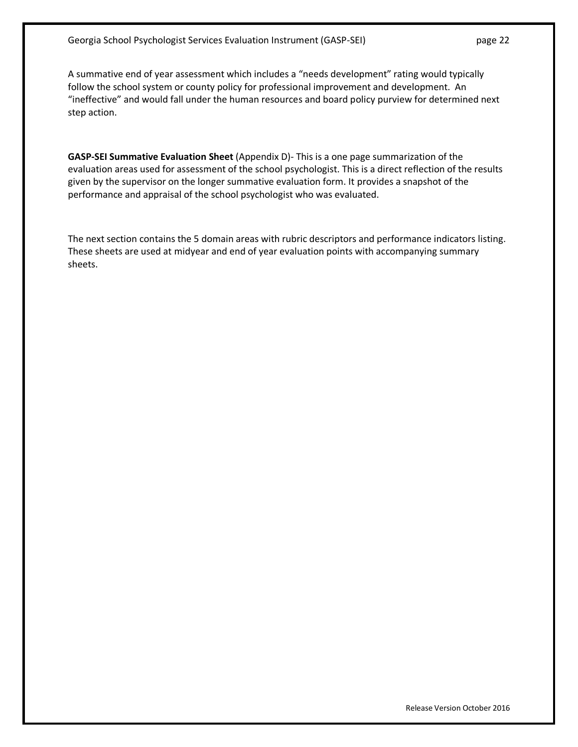A summative end of year assessment which includes a "needs development" rating would typically follow the school system or county policy for professional improvement and development. An "ineffective" and would fall under the human resources and board policy purview for determined next step action.

**GASP-SEI Summative Evaluation Sheet** (Appendix D)- This is a one page summarization of the evaluation areas used for assessment of the school psychologist. This is a direct reflection of the results given by the supervisor on the longer summative evaluation form. It provides a snapshot of the performance and appraisal of the school psychologist who was evaluated.

The next section contains the 5 domain areas with rubric descriptors and performance indicators listing. These sheets are used at midyear and end of year evaluation points with accompanying summary sheets.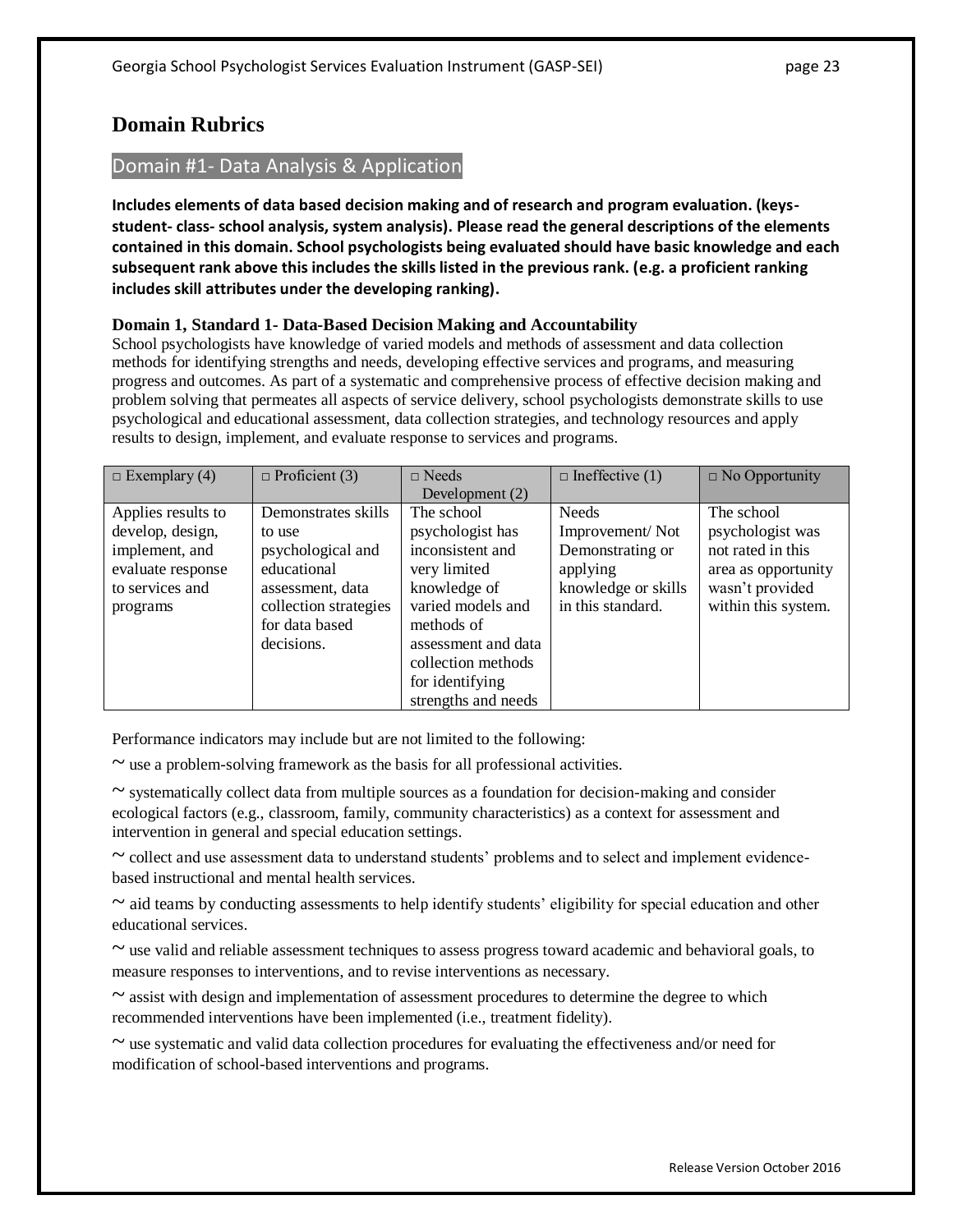## Domain Rubrics

### Domain #1- Data Analysis & Application

**Includes elements of data based decision making and of research and program evaluation. (keys- student- class- school analysis, system analysis). Please read the general descriptions of the elements contained in this domain. School psychologists being evaluated should have basic knowledge and each subsequent rank above this includes the skills listed in the previous rank. (e.g. a proficient ranking includes skill attributes under the developing ranking).**

**Domain 1, Standard 1- Data-Based Decision Making and Accountability**

School psychologists have knowledge of varied models and methods of assessment and data collection methods for identifying strengths and needs, developing effective services and programs, and measuring progress and outcomes. As part of a systematic and comprehensive process of effective decision making and problem solving that permeates all aspects of service delivery, school psychologists demonstrate skills to use psychological and educational assessment, data collection strategies, and technology resources and apply results to design, implement, and evaluate response to services and programs.

| □ Exemplary (4) | □ Proficient (3) | □ Needs Development (2) | □ Ineffective (1) | □ No Opportunity |
|---|---|---|---|---|
| Applies results to develop, design, implement, and evaluate response to services and programs | Demonstrates skills to use psychological and educational assessment, data collection strategies for data based decisions. | The school psychologist has inconsistent and very limited knowledge of varied models and methods of assessment and data collection methods for identifying strengths and needs | Needs Improvement/ Not Demonstrating or applying knowledge or skills in this standard. | The school psychologist was not rated in this area as opportunity wasn't provided within this system. |

Performance indicators may include but are not limited to the following:

~ use a problem-solving framework as the basis for all professional activities.

~ systematically collect data from multiple sources as a foundation for decision-making and consider ecological factors (e.g., classroom, family, community characteristics) as a context for assessment and intervention in general and special education settings.

~ collect and use assessment data to understand students' problems and to select and implement evidence-based instructional and mental health services.

~ aid teams by conducting assessments to help identify students' eligibility for special education and other educational services.

~ use valid and reliable assessment techniques to assess progress toward academic and behavioral goals, to measure responses to interventions, and to revise interventions as necessary.

~ assist with design and implementation of assessment procedures to determine the degree to which recommended interventions have been implemented (i.e., treatment fidelity).

~ use systematic and valid data collection procedures for evaluating the effectiveness and/or need for modification of school-based interventions and programs.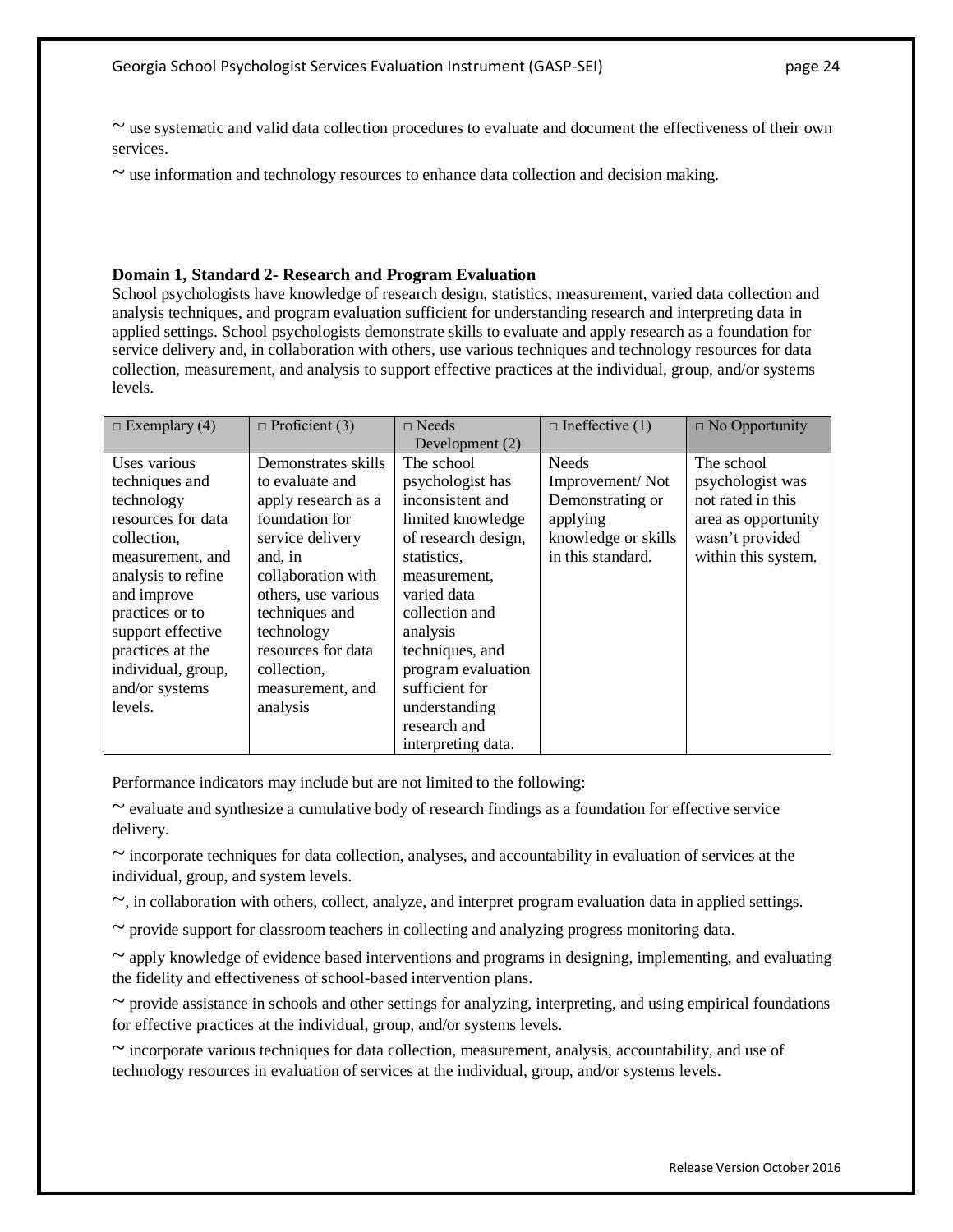~ use systematic and valid data collection procedures to evaluate and document the effectiveness of their own services.

~ use information and technology resources to enhance data collection and decision making.

**Domain 1, Standard 2- Research and Program Evaluation**

School psychologists have knowledge of research design, statistics, measurement, varied data collection and analysis techniques, and program evaluation sufficient for understanding research and interpreting data in applied settings. School psychologists demonstrate skills to evaluate and apply research as a foundation for service delivery and, in collaboration with others, use various techniques and technology resources for data collection, measurement, and analysis to support effective practices at the individual, group, and/or systems levels.

| □ Exemplary (4) | □ Proficient (3) | □ Needs Development (2) | □ Ineffective (1) | □ No Opportunity |
|---|---|---|---|---|
| Uses various techniques and technology resources for data collection, measurement, and analysis to refine and improve practices or to support effective practices at the individual, group, and/or systems levels. | Demonstrates skills to evaluate and apply research as a foundation for service delivery and, in collaboration with others, use various techniques and technology resources for data collection, measurement, and analysis | The school psychologist has inconsistent and limited knowledge of research design, statistics, measurement, varied data collection and analysis techniques, and program evaluation sufficient for understanding research and interpreting data. | Needs Improvement/ Not Demonstrating or applying knowledge or skills in this standard. | The school psychologist was not rated in this area as opportunity wasn't provided within this system. |

Performance indicators may include but are not limited to the following:

~ evaluate and synthesize a cumulative body of research findings as a foundation for effective service delivery.

~ incorporate techniques for data collection, analyses, and accountability in evaluation of services at the individual, group, and system levels.

~, in collaboration with others, collect, analyze, and interpret program evaluation data in applied settings.

~ provide support for classroom teachers in collecting and analyzing progress monitoring data.

~ apply knowledge of evidence based interventions and programs in designing, implementing, and evaluating the fidelity and effectiveness of school-based intervention plans.

~ provide assistance in schools and other settings for analyzing, interpreting, and using empirical foundations for effective practices at the individual, group, and/or systems levels.

~ incorporate various techniques for data collection, measurement, analysis, accountability, and use of technology resources in evaluation of services at the individual, group, and/or systems levels.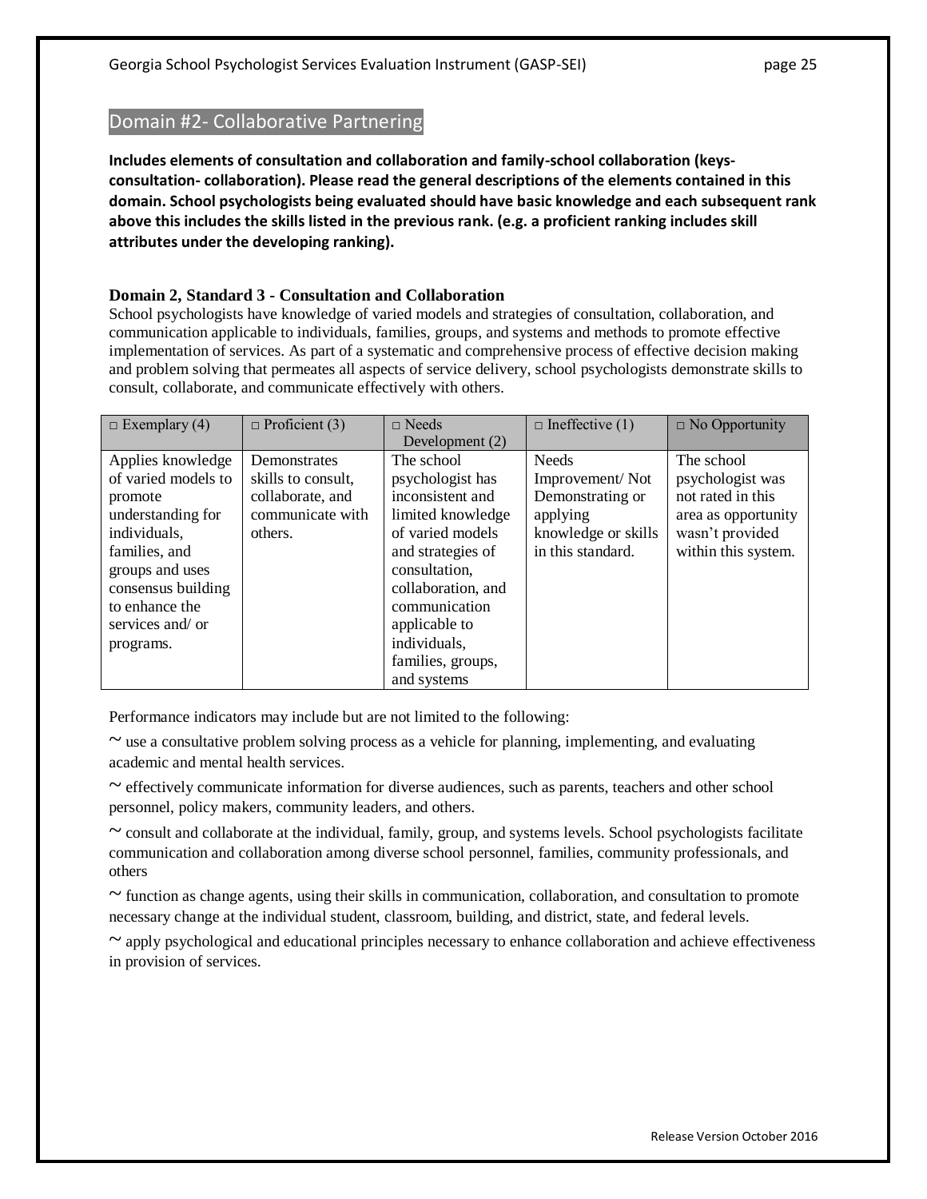## Domain #2- Collaborative Partnering

**Includes elements of consultation and collaboration and family-school collaboration (keys-consultation- collaboration). Please read the general descriptions of the elements contained in this domain. School psychologists being evaluated should have basic knowledge and each subsequent rank above this includes the skills listed in the previous rank. (e.g. a proficient ranking includes skill attributes under the developing ranking).**

### Domain 2, Standard 3 - Consultation and Collaboration

School psychologists have knowledge of varied models and strategies of consultation, collaboration, and communication applicable to individuals, families, groups, and systems and methods to promote effective implementation of services. As part of a systematic and comprehensive process of effective decision making and problem solving that permeates all aspects of service delivery, school psychologists demonstrate skills to consult, collaborate, and communicate effectively with others.

| □ Exemplary (4) | □ Proficient (3) | □ Needs Development (2) | □ Ineffective (1) | □ No Opportunity |
|---|---|---|---|---|
| Applies knowledge of varied models to promote understanding for individuals, families, and groups and uses consensus building to enhance the services and/ or programs. | Demonstrates skills to consult, collaborate, and communicate with others. | The school psychologist has inconsistent and limited knowledge of varied models and strategies of consultation, collaboration, and communication applicable to individuals, families, groups, and systems | Needs Improvement/ Not Demonstrating or applying knowledge or skills in this standard. | The school psychologist was not rated in this area as opportunity wasn't provided within this system. |

Performance indicators may include but are not limited to the following:

~ use a consultative problem solving process as a vehicle for planning, implementing, and evaluating academic and mental health services.

~ effectively communicate information for diverse audiences, such as parents, teachers and other school personnel, policy makers, community leaders, and others.

~ consult and collaborate at the individual, family, group, and systems levels. School psychologists facilitate communication and collaboration among diverse school personnel, families, community professionals, and others

~ function as change agents, using their skills in communication, collaboration, and consultation to promote necessary change at the individual student, classroom, building, and district, state, and federal levels.

~ apply psychological and educational principles necessary to enhance collaboration and achieve effectiveness in provision of services.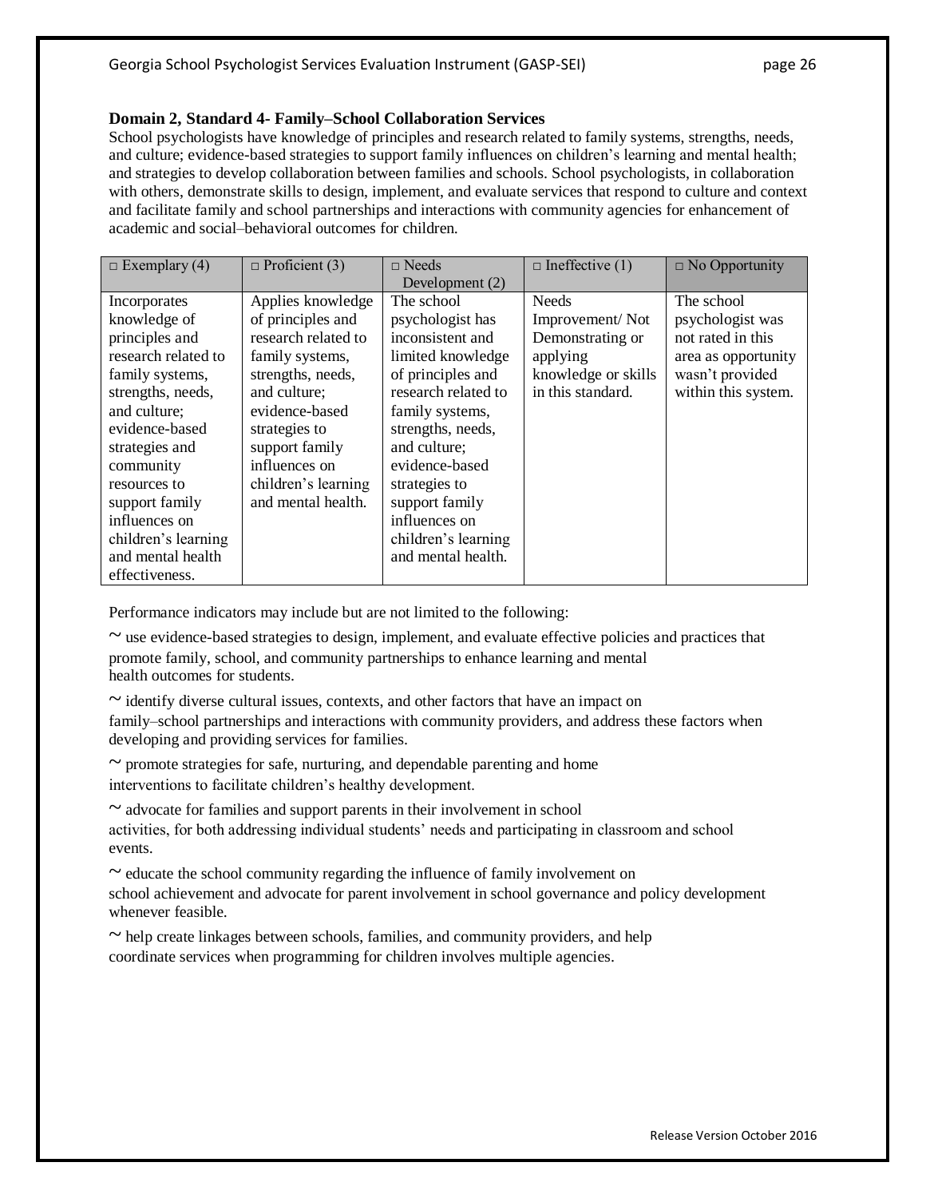**Domain 2, Standard 4- Family–School Collaboration Services**

School psychologists have knowledge of principles and research related to family systems, strengths, needs, and culture; evidence-based strategies to support family influences on children's learning and mental health; and strategies to develop collaboration between families and schools. School psychologists, in collaboration with others, demonstrate skills to design, implement, and evaluate services that respond to culture and context and facilitate family and school partnerships and interactions with community agencies for enhancement of academic and social–behavioral outcomes for children.

| □ Exemplary (4) | □ Proficient (3) | □ Needs Development (2) | □ Ineffective (1) | □ No Opportunity |
|---|---|---|---|---|
| Incorporates knowledge of principles and research related to family systems, strengths, needs, and culture; evidence-based strategies and community resources to support family influences on children's learning and mental health effectiveness. | Applies knowledge of principles and research related to family systems, strengths, needs, and culture; evidence-based strategies to support family influences on children's learning and mental health. | The school psychologist has inconsistent and limited knowledge of principles and research related to family systems, strengths, needs, and culture; evidence-based strategies to support family influences on children's learning and mental health. | Needs Improvement/ Not Demonstrating or applying knowledge or skills in this standard. | The school psychologist was not rated in this area as opportunity wasn't provided within this system. |

Performance indicators may include but are not limited to the following:

~ use evidence-based strategies to design, implement, and evaluate effective policies and practices that promote family, school, and community partnerships to enhance learning and mental health outcomes for students.

~ identify diverse cultural issues, contexts, and other factors that have an impact on family–school partnerships and interactions with community providers, and address these factors when developing and providing services for families.

~ promote strategies for safe, nurturing, and dependable parenting and home interventions to facilitate children's healthy development.

~ advocate for families and support parents in their involvement in school activities, for both addressing individual students' needs and participating in classroom and school events.

~ educate the school community regarding the influence of family involvement on school achievement and advocate for parent involvement in school governance and policy development whenever feasible.

~ help create linkages between schools, families, and community providers, and help coordinate services when programming for children involves multiple agencies.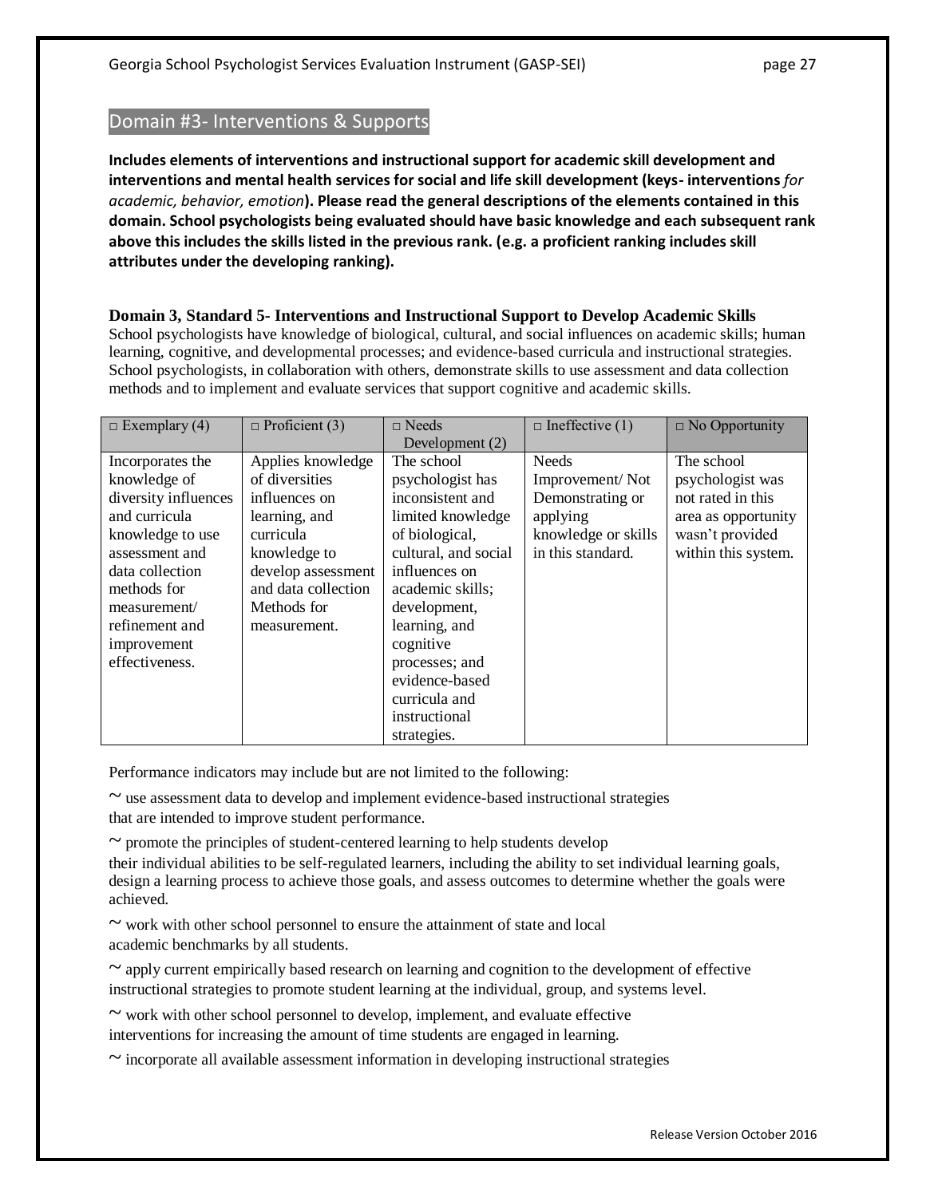## Domain #3- Interventions & Supports

**Includes elements of interventions and instructional support for academic skill development and interventions and mental health services for social and life skill development (keys- interventions *for academic, behavior, emotion*). Please read the general descriptions of the elements contained in this domain. School psychologists being evaluated should have basic knowledge and each subsequent rank above this includes the skills listed in the previous rank. (e.g. a proficient ranking includes skill attributes under the developing ranking).**

**Domain 3, Standard 5- Interventions and Instructional Support to Develop Academic Skills**

School psychologists have knowledge of biological, cultural, and social influences on academic skills; human learning, cognitive, and developmental processes; and evidence-based curricula and instructional strategies. School psychologists, in collaboration with others, demonstrate skills to use assessment and data collection methods and to implement and evaluate services that support cognitive and academic skills.

| □ Exemplary (4) | □ Proficient (3) | □ Needs Development (2) | □ Ineffective (1) | □ No Opportunity |
|---|---|---|---|---|
| Incorporates the knowledge of diversity influences and curricula knowledge to use assessment and data collection methods for measurement/ refinement and improvement effectiveness. | Applies knowledge of diversities influences on learning, and curricula knowledge to develop assessment and data collection Methods for measurement. | The school psychologist has inconsistent and limited knowledge of biological, cultural, and social influences on academic skills; development, learning, and cognitive processes; and evidence-based curricula and instructional strategies. | Needs Improvement/ Not Demonstrating or applying knowledge or skills in this standard. | The school psychologist was not rated in this area as opportunity wasn't provided within this system. |

Performance indicators may include but are not limited to the following:

~ use assessment data to develop and implement evidence-based instructional strategies that are intended to improve student performance.

~ promote the principles of student-centered learning to help students develop their individual abilities to be self-regulated learners, including the ability to set individual learning goals, design a learning process to achieve those goals, and assess outcomes to determine whether the goals were achieved.

~ work with other school personnel to ensure the attainment of state and local academic benchmarks by all students.

~ apply current empirically based research on learning and cognition to the development of effective instructional strategies to promote student learning at the individual, group, and systems level.

~ work with other school personnel to develop, implement, and evaluate effective interventions for increasing the amount of time students are engaged in learning.

~ incorporate all available assessment information in developing instructional strategies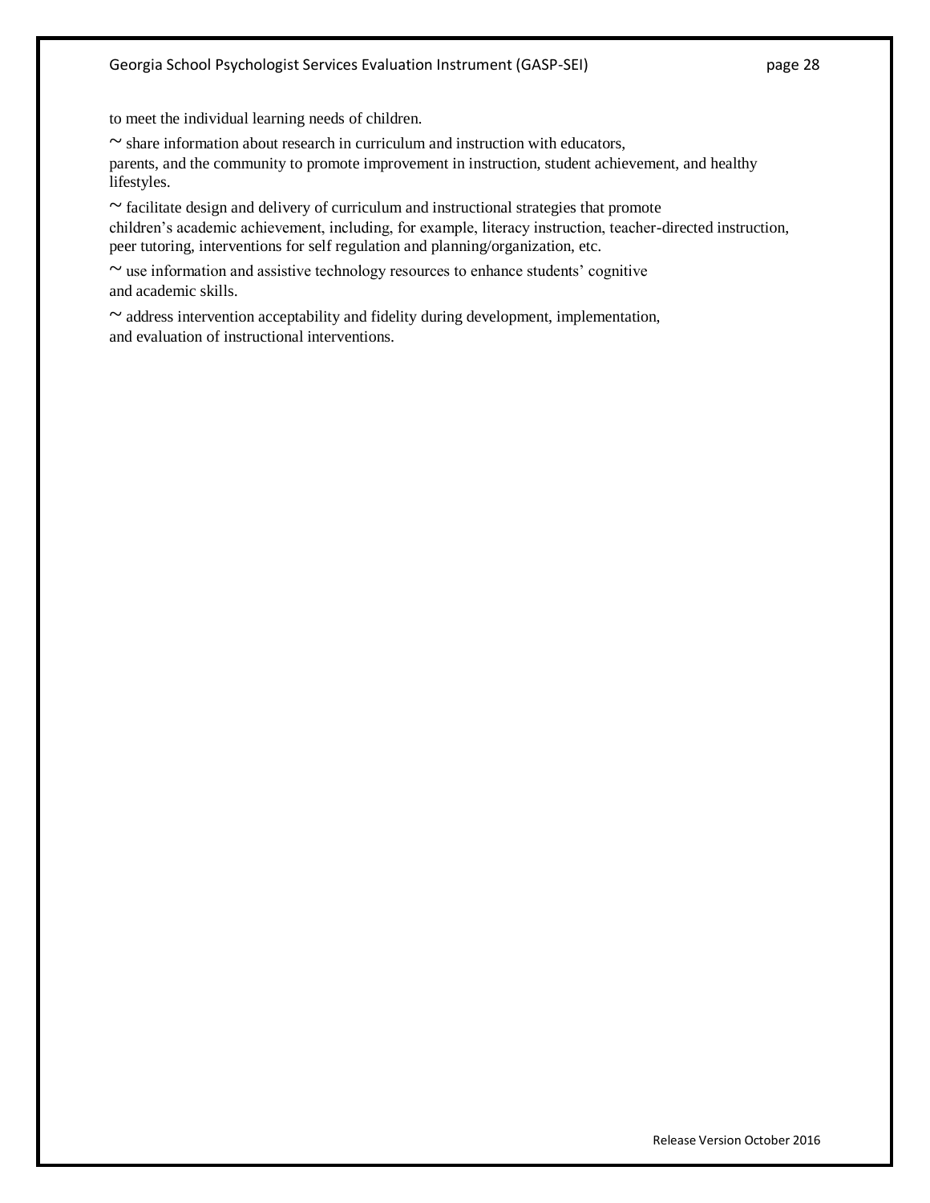to meet the individual learning needs of children.

~ share information about research in curriculum and instruction with educators, parents, and the community to promote improvement in instruction, student achievement, and healthy lifestyles.

~ facilitate design and delivery of curriculum and instructional strategies that promote children's academic achievement, including, for example, literacy instruction, teacher-directed instruction, peer tutoring, interventions for self regulation and planning/organization, etc.

~ use information and assistive technology resources to enhance students' cognitive and academic skills.

~ address intervention acceptability and fidelity during development, implementation, and evaluation of instructional interventions.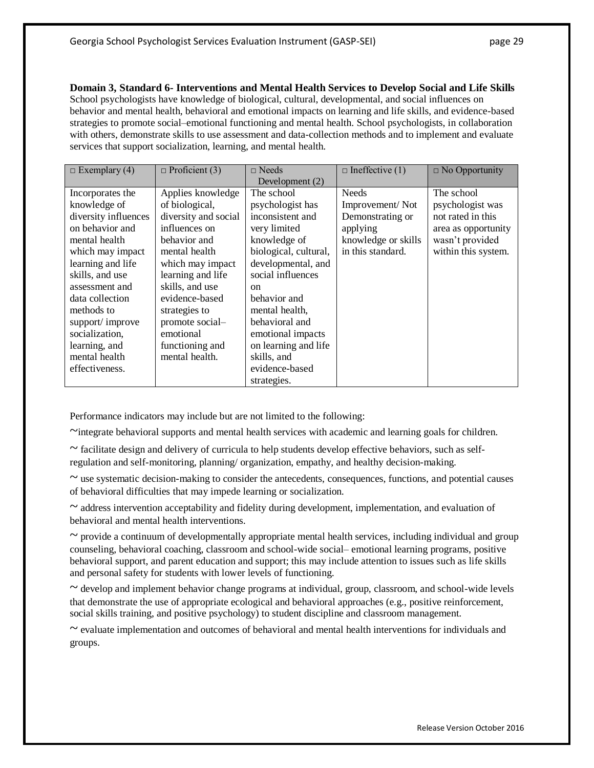**Domain 3, Standard 6- Interventions and Mental Health Services to Develop Social and Life Skills**
School psychologists have knowledge of biological, cultural, developmental, and social influences on behavior and mental health, behavioral and emotional impacts on learning and life skills, and evidence-based strategies to promote social–emotional functioning and mental health. School psychologists, in collaboration with others, demonstrate skills to use assessment and data-collection methods and to implement and evaluate services that support socialization, learning, and mental health.

| □ Exemplary (4) | □ Proficient (3) | □ Needs Development (2) | □ Ineffective (1) | □ No Opportunity |
|---|---|---|---|---|
| Incorporates the knowledge of diversity influences on behavior and mental health which may impact learning and life skills, and use assessment and data collection methods to support/ improve socialization, learning, and mental health effectiveness. | Applies knowledge of biological, diversity and social influences on behavior and mental health which may impact learning and life skills, and use evidence-based strategies to promote social–emotional functioning and mental health. | The school psychologist has inconsistent and very limited knowledge of biological, cultural, developmental, and social influences on behavior and mental health, behavioral and emotional impacts on learning and life skills, and evidence-based strategies. | Needs Improvement/ Not Demonstrating or applying knowledge or skills in this standard. | The school psychologist was not rated in this area as opportunity wasn't provided within this system. |

Performance indicators may include but are not limited to the following:

~integrate behavioral supports and mental health services with academic and learning goals for children.

~ facilitate design and delivery of curricula to help students develop effective behaviors, such as self-regulation and self-monitoring, planning/ organization, empathy, and healthy decision-making.

~ use systematic decision-making to consider the antecedents, consequences, functions, and potential causes of behavioral difficulties that may impede learning or socialization.

~ address intervention acceptability and fidelity during development, implementation, and evaluation of behavioral and mental health interventions.

~ provide a continuum of developmentally appropriate mental health services, including individual and group counseling, behavioral coaching, classroom and school-wide social– emotional learning programs, positive behavioral support, and parent education and support; this may include attention to issues such as life skills and personal safety for students with lower levels of functioning.

~ develop and implement behavior change programs at individual, group, classroom, and school-wide levels that demonstrate the use of appropriate ecological and behavioral approaches (e.g., positive reinforcement, social skills training, and positive psychology) to student discipline and classroom management.

~ evaluate implementation and outcomes of behavioral and mental health interventions for individuals and groups.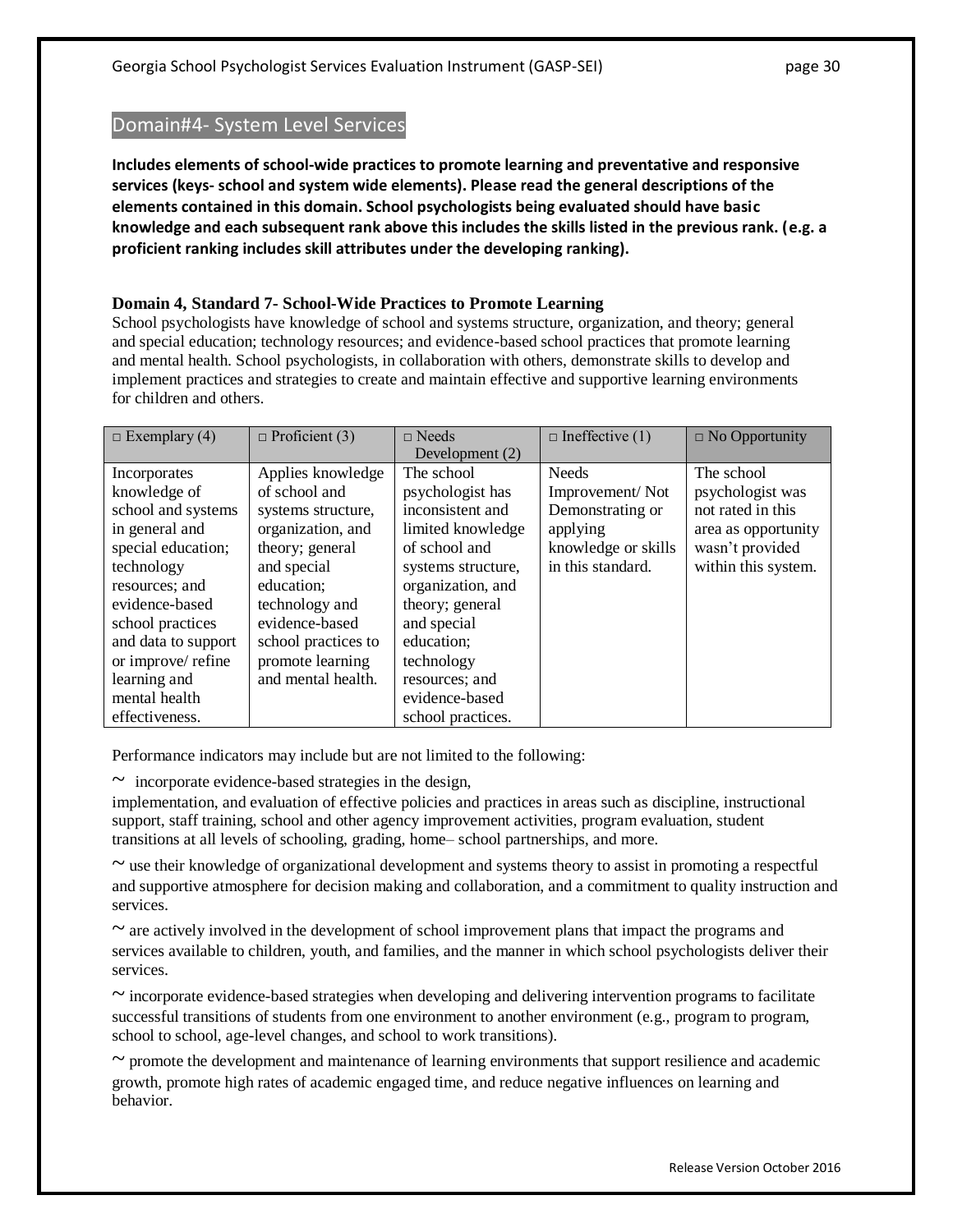## Domain#4- System Level Services

**Includes elements of school-wide practices to promote learning and preventative and responsive services (keys- school and system wide elements). Please read the general descriptions of the elements contained in this domain. School psychologists being evaluated should have basic knowledge and each subsequent rank above this includes the skills listed in the previous rank. (e.g. a proficient ranking includes skill attributes under the developing ranking).**

### Domain 4, Standard 7- School-Wide Practices to Promote Learning

School psychologists have knowledge of school and systems structure, organization, and theory; general and special education; technology resources; and evidence-based school practices that promote learning and mental health. School psychologists, in collaboration with others, demonstrate skills to develop and implement practices and strategies to create and maintain effective and supportive learning environments for children and others.

| □ Exemplary (4) | □ Proficient (3) | □ Needs Development (2) | □ Ineffective (1) | □ No Opportunity |
|---|---|---|---|---|
| Incorporates knowledge of school and systems in general and special education; technology resources; and evidence-based school practices and data to support or improve/ refine learning and mental health effectiveness. | Applies knowledge of school and systems structure, organization, and theory; general and special education; technology and evidence-based school practices to promote learning and mental health. | The school psychologist has inconsistent and limited knowledge of school and systems structure, organization, and theory; general and special education; technology resources; and evidence-based school practices. | Needs Improvement/ Not Demonstrating or applying knowledge or skills in this standard. | The school psychologist was not rated in this area as opportunity wasn't provided within this system. |

Performance indicators may include but are not limited to the following:

~ incorporate evidence-based strategies in the design, implementation, and evaluation of effective policies and practices in areas such as discipline, instructional support, staff training, school and other agency improvement activities, program evaluation, student transitions at all levels of schooling, grading, home– school partnerships, and more.

~ use their knowledge of organizational development and systems theory to assist in promoting a respectful and supportive atmosphere for decision making and collaboration, and a commitment to quality instruction and services.

~ are actively involved in the development of school improvement plans that impact the programs and services available to children, youth, and families, and the manner in which school psychologists deliver their services.

~ incorporate evidence-based strategies when developing and delivering intervention programs to facilitate successful transitions of students from one environment to another environment (e.g., program to program, school to school, age-level changes, and school to work transitions).

~ promote the development and maintenance of learning environments that support resilience and academic growth, promote high rates of academic engaged time, and reduce negative influences on learning and behavior.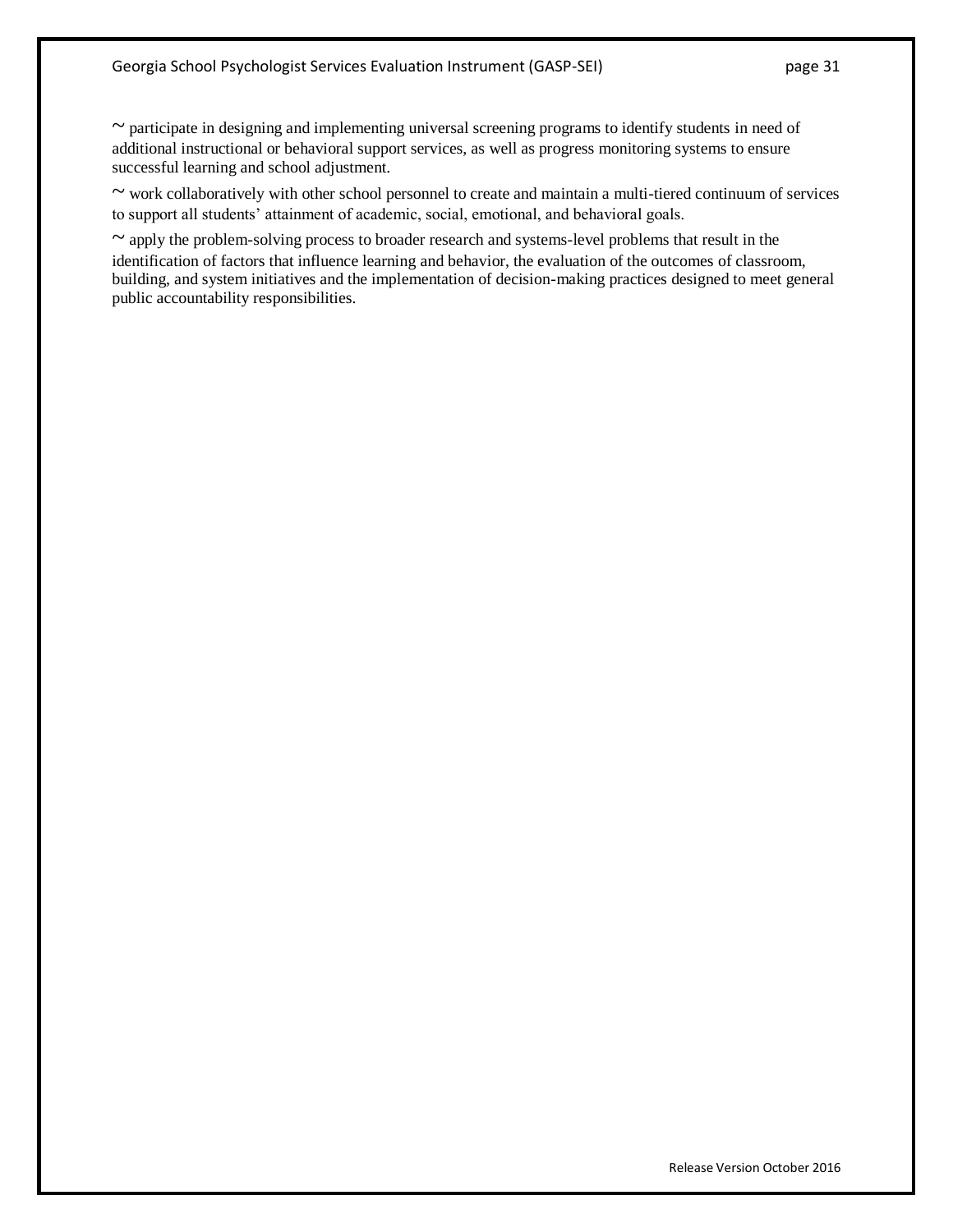~ participate in designing and implementing universal screening programs to identify students in need of additional instructional or behavioral support services, as well as progress monitoring systems to ensure successful learning and school adjustment.

~ work collaboratively with other school personnel to create and maintain a multi-tiered continuum of services to support all students' attainment of academic, social, emotional, and behavioral goals.

~ apply the problem-solving process to broader research and systems-level problems that result in the identification of factors that influence learning and behavior, the evaluation of the outcomes of classroom, building, and system initiatives and the implementation of decision-making practices designed to meet general public accountability responsibilities.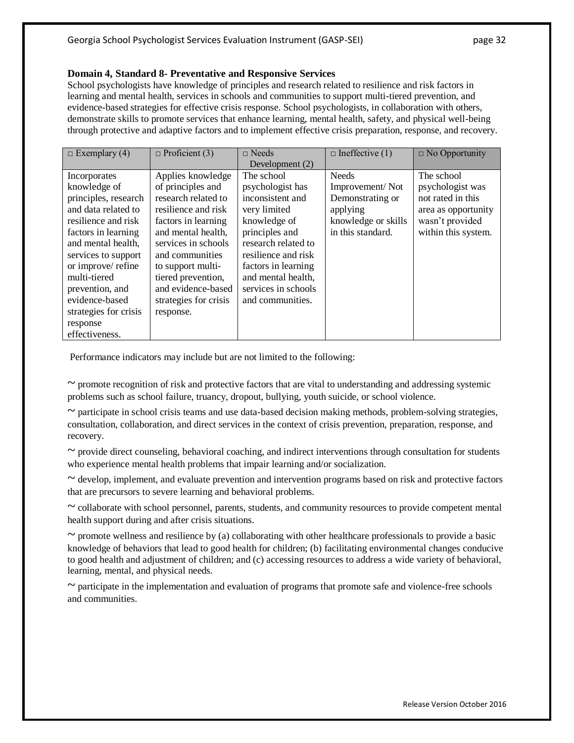**Domain 4, Standard 8- Preventative and Responsive Services**

School psychologists have knowledge of principles and research related to resilience and risk factors in learning and mental health, services in schools and communities to support multi-tiered prevention, and evidence-based strategies for effective crisis response. School psychologists, in collaboration with others, demonstrate skills to promote services that enhance learning, mental health, safety, and physical well-being through protective and adaptive factors and to implement effective crisis preparation, response, and recovery.

| □ Exemplary (4) | □ Proficient (3) | □ Needs Development (2) | □ Ineffective (1) | □ No Opportunity |
|---|---|---|---|---|
| Incorporates knowledge of principles, research and data related to resilience and risk factors in learning and mental health, services to support or improve/ refine multi-tiered prevention, and evidence-based strategies for crisis response effectiveness. | Applies knowledge of principles and research related to resilience and risk factors in learning and mental health, services in schools and communities to support multi-tiered prevention, and evidence-based strategies for crisis response. | The school psychologist has inconsistent and very limited knowledge of principles and research related to resilience and risk factors in learning and mental health, services in schools and communities. | Needs Improvement/ Not Demonstrating or applying knowledge or skills in this standard. | The school psychologist was not rated in this area as opportunity wasn't provided within this system. |

Performance indicators may include but are not limited to the following:

~ promote recognition of risk and protective factors that are vital to understanding and addressing systemic problems such as school failure, truancy, dropout, bullying, youth suicide, or school violence.

~ participate in school crisis teams and use data-based decision making methods, problem-solving strategies, consultation, collaboration, and direct services in the context of crisis prevention, preparation, response, and recovery.

~ provide direct counseling, behavioral coaching, and indirect interventions through consultation for students who experience mental health problems that impair learning and/or socialization.

~ develop, implement, and evaluate prevention and intervention programs based on risk and protective factors that are precursors to severe learning and behavioral problems.

~ collaborate with school personnel, parents, students, and community resources to provide competent mental health support during and after crisis situations.

~ promote wellness and resilience by (a) collaborating with other healthcare professionals to provide a basic knowledge of behaviors that lead to good health for children; (b) facilitating environmental changes conducive to good health and adjustment of children; and (c) accessing resources to address a wide variety of behavioral, learning, mental, and physical needs.

~ participate in the implementation and evaluation of programs that promote safe and violence-free schools and communities.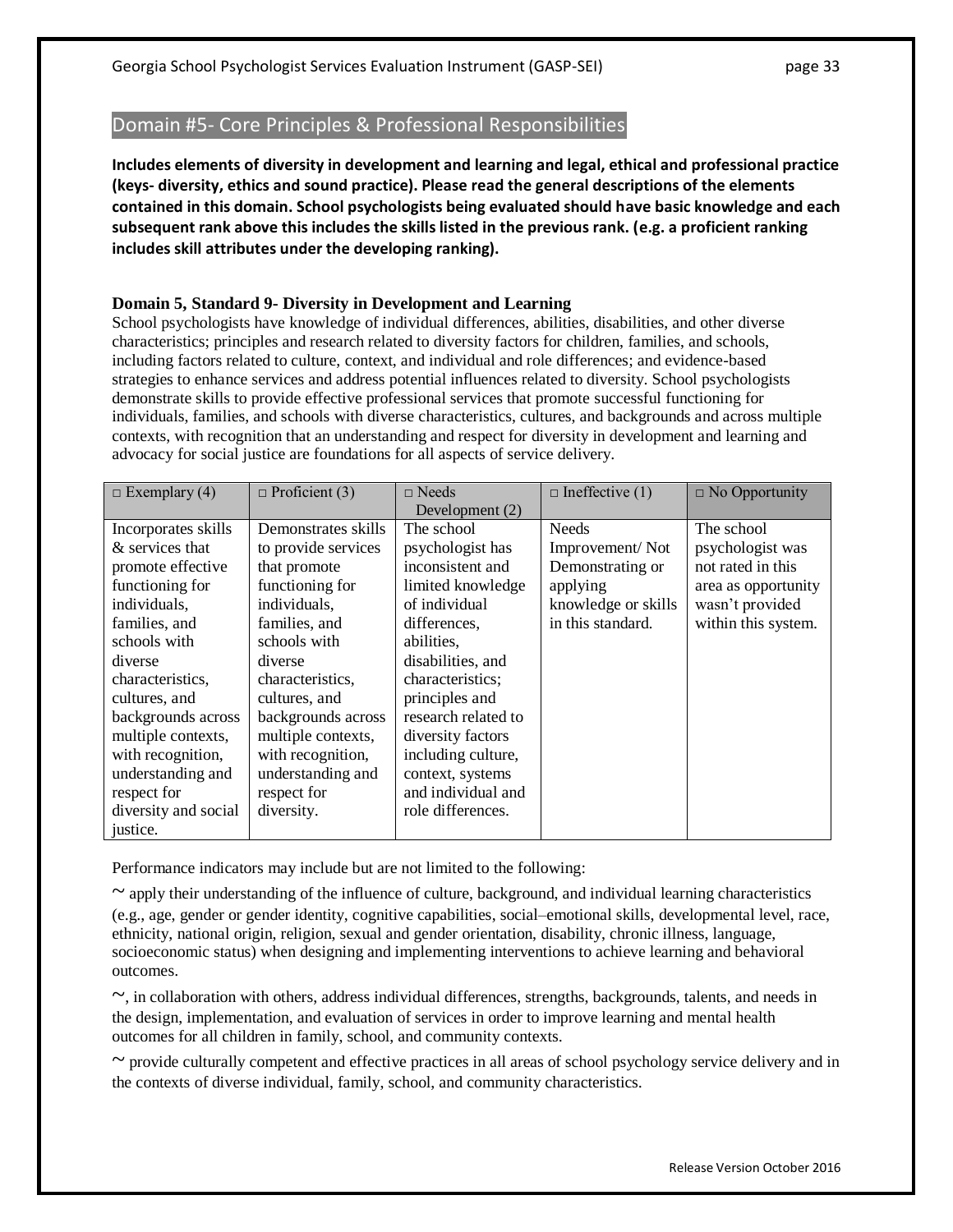## Domain #5- Core Principles & Professional Responsibilities

**Includes elements of diversity in development and learning and legal, ethical and professional practice (keys- diversity, ethics and sound practice). Please read the general descriptions of the elements contained in this domain. School psychologists being evaluated should have basic knowledge and each subsequent rank above this includes the skills listed in the previous rank. (e.g. a proficient ranking includes skill attributes under the developing ranking).**

### Domain 5, Standard 9- Diversity in Development and Learning

School psychologists have knowledge of individual differences, abilities, disabilities, and other diverse characteristics; principles and research related to diversity factors for children, families, and schools, including factors related to culture, context, and individual and role differences; and evidence-based strategies to enhance services and address potential influences related to diversity. School psychologists demonstrate skills to provide effective professional services that promote successful functioning for individuals, families, and schools with diverse characteristics, cultures, and backgrounds and across multiple contexts, with recognition that an understanding and respect for diversity in development and learning and advocacy for social justice are foundations for all aspects of service delivery.

| □ Exemplary (4) | □ Proficient (3) | □ Needs Development (2) | □ Ineffective (1) | □ No Opportunity |
|---|---|---|---|---|
| Incorporates skills & services that promote effective functioning for individuals, families, and schools with diverse characteristics, cultures, and backgrounds across multiple contexts, with recognition, understanding and respect for diversity and social justice. | Demonstrates skills to provide services that promote functioning for individuals, families, and schools with diverse characteristics, cultures, and backgrounds across multiple contexts, with recognition, understanding and respect for diversity. | The school psychologist has inconsistent and limited knowledge of individual differences, abilities, disabilities, and characteristics; principles and research related to diversity factors including culture, context, systems and individual and role differences. | Needs Improvement/ Not Demonstrating or applying knowledge or skills in this standard. | The school psychologist was not rated in this area as opportunity wasn't provided within this system. |

Performance indicators may include but are not limited to the following:

~ apply their understanding of the influence of culture, background, and individual learning characteristics (e.g., age, gender or gender identity, cognitive capabilities, social–emotional skills, developmental level, race, ethnicity, national origin, religion, sexual and gender orientation, disability, chronic illness, language, socioeconomic status) when designing and implementing interventions to achieve learning and behavioral outcomes.

~, in collaboration with others, address individual differences, strengths, backgrounds, talents, and needs in the design, implementation, and evaluation of services in order to improve learning and mental health outcomes for all children in family, school, and community contexts.

~ provide culturally competent and effective practices in all areas of school psychology service delivery and in the contexts of diverse individual, family, school, and community characteristics.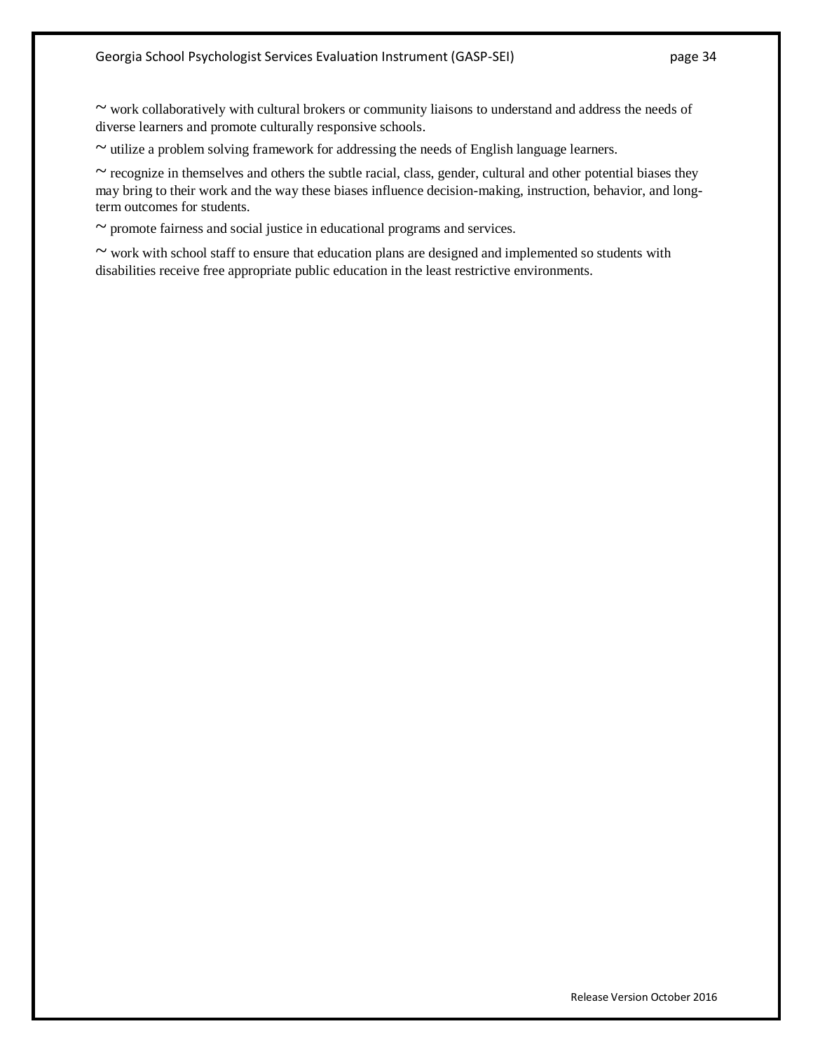~ work collaboratively with cultural brokers or community liaisons to understand and address the needs of diverse learners and promote culturally responsive schools.

~ utilize a problem solving framework for addressing the needs of English language learners.

~ recognize in themselves and others the subtle racial, class, gender, cultural and other potential biases they may bring to their work and the way these biases influence decision-making, instruction, behavior, and long-term outcomes for students.

~ promote fairness and social justice in educational programs and services.

~ work with school staff to ensure that education plans are designed and implemented so students with disabilities receive free appropriate public education in the least restrictive environments.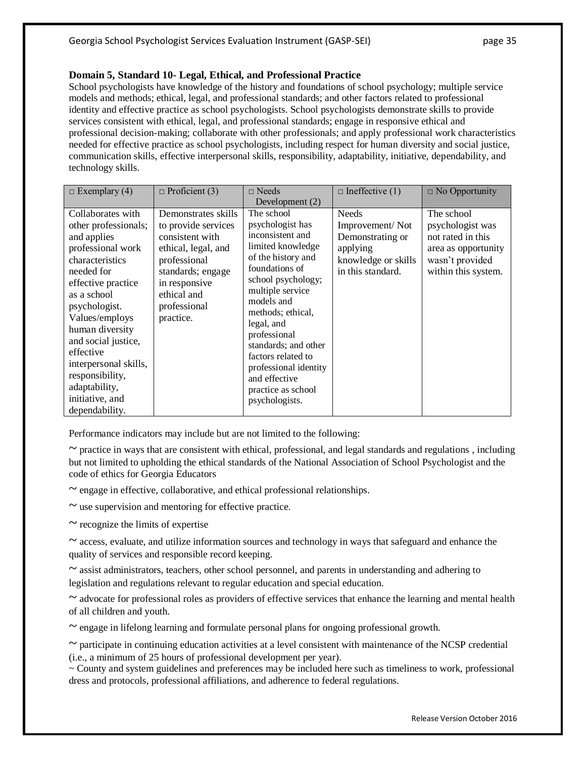**Domain 5, Standard 10- Legal, Ethical, and Professional Practice**

School psychologists have knowledge of the history and foundations of school psychology; multiple service models and methods; ethical, legal, and professional standards; and other factors related to professional identity and effective practice as school psychologists. School psychologists demonstrate skills to provide services consistent with ethical, legal, and professional standards; engage in responsive ethical and professional decision-making; collaborate with other professionals; and apply professional work characteristics needed for effective practice as school psychologists, including respect for human diversity and social justice, communication skills, effective interpersonal skills, responsibility, adaptability, initiative, dependability, and technology skills.

| □ Exemplary (4) | □ Proficient (3) | □ Needs Development (2) | □ Ineffective (1) | □ No Opportunity |
|---|---|---|---|---|
| Collaborates with other professionals; and applies professional work characteristics needed for effective practice as a school psychologist. Values/employs human diversity and social justice, effective interpersonal skills, responsibility, adaptability, initiative, and dependability. | Demonstrates skills to provide services consistent with ethical, legal, and professional standards; engage in responsive ethical and professional practice. | The school psychologist has inconsistent and limited knowledge of the history and foundations of school psychology; multiple service models and methods; ethical, legal, and professional standards; and other factors related to professional identity and effective practice as school psychologists. | Needs Improvement/ Not Demonstrating or applying knowledge or skills in this standard. | The school psychologist was not rated in this area as opportunity wasn't provided within this system. |

Performance indicators may include but are not limited to the following:

~ practice in ways that are consistent with ethical, professional, and legal standards and regulations , including but not limited to upholding the ethical standards of the National Association of School Psychologist and the code of ethics for Georgia Educators

~ engage in effective, collaborative, and ethical professional relationships.

~ use supervision and mentoring for effective practice.

~ recognize the limits of expertise

~ access, evaluate, and utilize information sources and technology in ways that safeguard and enhance the quality of services and responsible record keeping.

~ assist administrators, teachers, other school personnel, and parents in understanding and adhering to legislation and regulations relevant to regular education and special education.

~ advocate for professional roles as providers of effective services that enhance the learning and mental health of all children and youth.

~ engage in lifelong learning and formulate personal plans for ongoing professional growth.

~ participate in continuing education activities at a level consistent with maintenance of the NCSP credential (i.e., a minimum of 25 hours of professional development per year).

~ County and system guidelines and preferences may be included here such as timeliness to work, professional dress and protocols, professional affiliations, and adherence to federal regulations.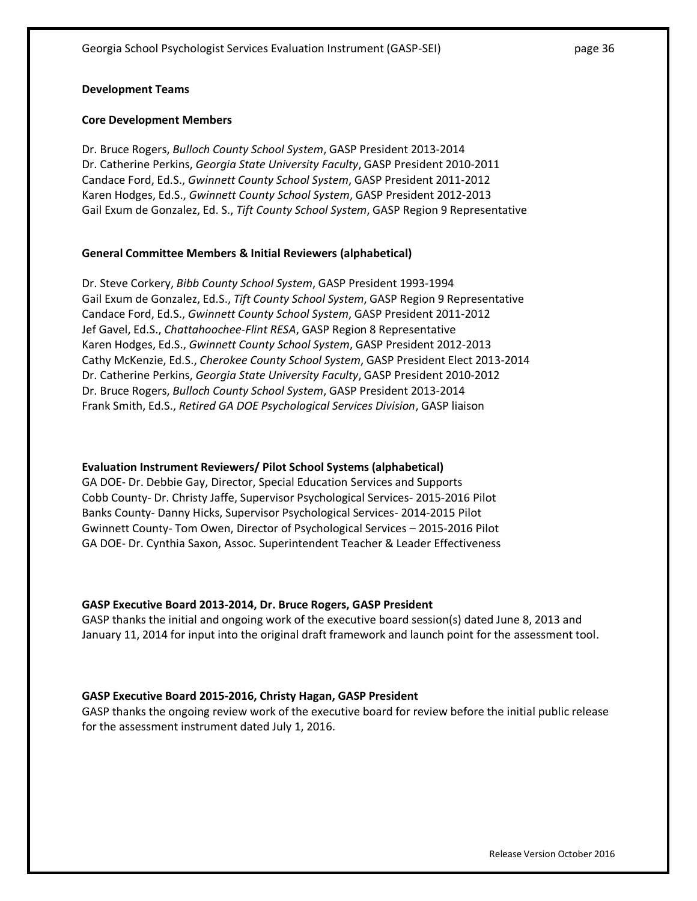## Development Teams

### Core Development Members

Dr. Bruce Rogers, *Bulloch County School System*, GASP President 2013-2014
Dr. Catherine Perkins, *Georgia State University Faculty*, GASP President 2010-2011
Candace Ford, Ed.S., *Gwinnett County School System*, GASP President 2011-2012
Karen Hodges, Ed.S., *Gwinnett County School System*, GASP President 2012-2013
Gail Exum de Gonzalez, Ed. S., *Tift County School System*, GASP Region 9 Representative

### General Committee Members & Initial Reviewers (alphabetical)

Dr. Steve Corkery, *Bibb County School System*, GASP President 1993-1994
Gail Exum de Gonzalez, Ed.S., *Tift County School System*, GASP Region 9 Representative
Candace Ford, Ed.S., *Gwinnett County School System*, GASP President 2011-2012
Jef Gavel, Ed.S., *Chattahoochee-Flint RESA*, GASP Region 8 Representative
Karen Hodges, Ed.S., *Gwinnett County School System*, GASP President 2012-2013
Cathy McKenzie, Ed.S., *Cherokee County School System*, GASP President Elect 2013-2014
Dr. Catherine Perkins, *Georgia State University Faculty*, GASP President 2010-2012
Dr. Bruce Rogers, *Bulloch County School System*, GASP President 2013-2014
Frank Smith, Ed.S., *Retired GA DOE Psychological Services Division*, GASP liaison

### Evaluation Instrument Reviewers/ Pilot School Systems (alphabetical)

GA DOE- Dr. Debbie Gay, Director, Special Education Services and Supports
Cobb County- Dr. Christy Jaffe, Supervisor Psychological Services- 2015-2016 Pilot
Banks County- Danny Hicks, Supervisor Psychological Services- 2014-2015 Pilot
Gwinnett County- Tom Owen, Director of Psychological Services – 2015-2016 Pilot
GA DOE- Dr. Cynthia Saxon, Assoc. Superintendent Teacher & Leader Effectiveness

### GASP Executive Board 2013-2014, Dr. Bruce Rogers, GASP President

GASP thanks the initial and ongoing work of the executive board session(s) dated June 8, 2013 and January 11, 2014 for input into the original draft framework and launch point for the assessment tool.

### GASP Executive Board 2015-2016, Christy Hagan, GASP President

GASP thanks the ongoing review work of the executive board for review before the initial public release for the assessment instrument dated July 1, 2016.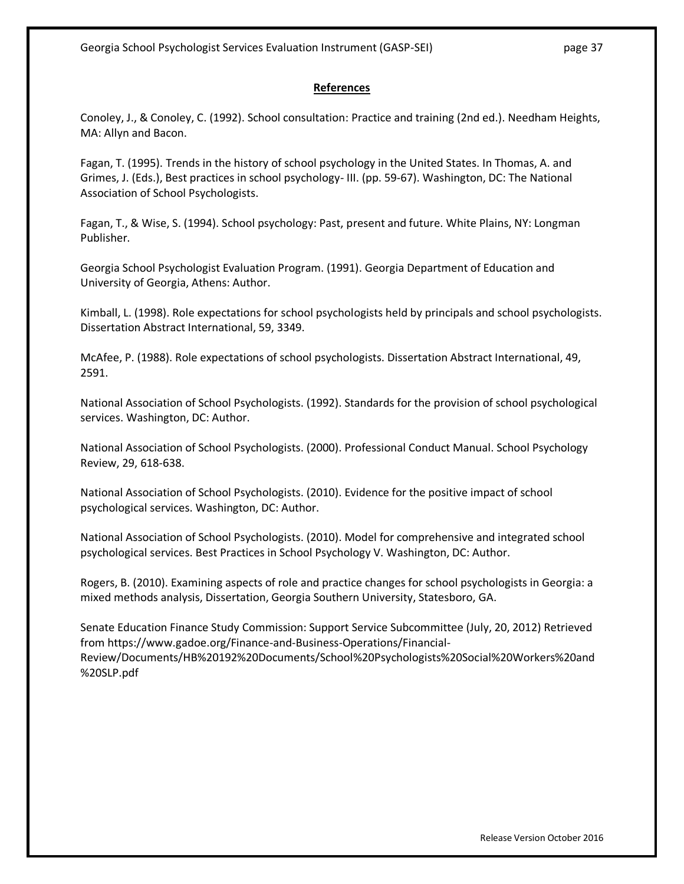## References

Conoley, J., & Conoley, C. (1992). School consultation: Practice and training (2nd ed.). Needham Heights, MA: Allyn and Bacon.

Fagan, T. (1995). Trends in the history of school psychology in the United States. In Thomas, A. and Grimes, J. (Eds.), Best practices in school psychology- III. (pp. 59-67). Washington, DC: The National Association of School Psychologists.

Fagan, T., & Wise, S. (1994). School psychology: Past, present and future. White Plains, NY: Longman Publisher.

Georgia School Psychologist Evaluation Program. (1991). Georgia Department of Education and University of Georgia, Athens: Author.

Kimball, L. (1998). Role expectations for school psychologists held by principals and school psychologists. Dissertation Abstract International, 59, 3349.

McAfee, P. (1988). Role expectations of school psychologists. Dissertation Abstract International, 49, 2591.

National Association of School Psychologists. (1992). Standards for the provision of school psychological services. Washington, DC: Author.

National Association of School Psychologists. (2000). Professional Conduct Manual. School Psychology Review, 29, 618-638.

National Association of School Psychologists. (2010). Evidence for the positive impact of school psychological services. Washington, DC: Author.

National Association of School Psychologists. (2010). Model for comprehensive and integrated school psychological services. Best Practices in School Psychology V. Washington, DC: Author.

Rogers, B. (2010). Examining aspects of role and practice changes for school psychologists in Georgia: a mixed methods analysis, Dissertation, Georgia Southern University, Statesboro, GA.

Senate Education Finance Study Commission: Support Service Subcommittee (July, 20, 2012) Retrieved from https://www.gadoe.org/Finance-and-Business-Operations/Financial-Review/Documents/HB%20192%20Documents/School%20Psychologists%20Social%20Workers%20and%20SLP.pdf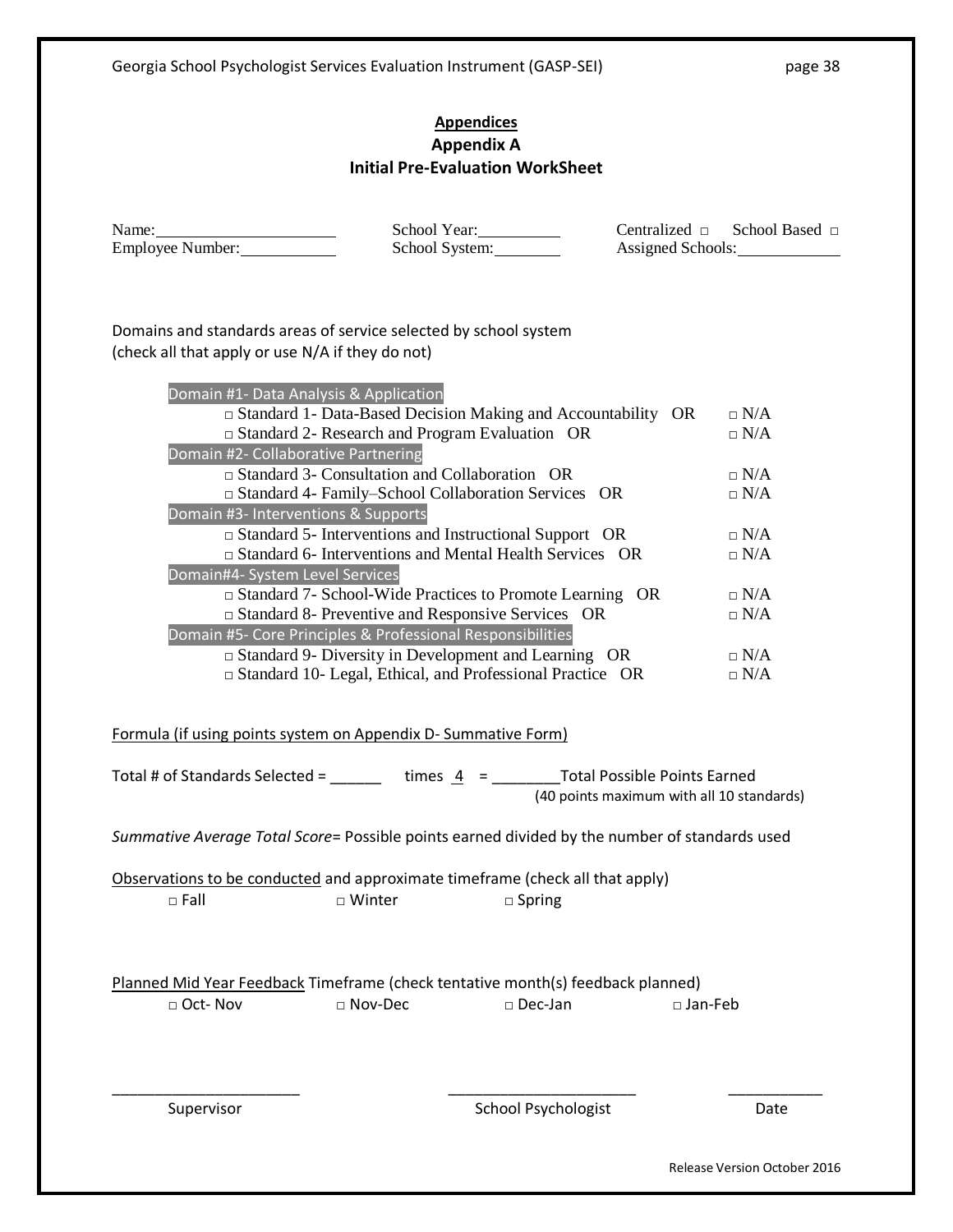## Appendices

## Appendix A

## Initial Pre-Evaluation WorkSheet

Name:______________________ School Year:__________ Centralized □ School Based □
Employee Number:___________ School System:________ Assigned Schools:____________

Domains and standards areas of service selected by school system
(check all that apply or use N/A if they do not)

**Domain #1- Data Analysis & Application**
- □ Standard 1- Data-Based Decision Making and Accountability OR □ N/A
- □ Standard 2- Research and Program Evaluation OR □ N/A

**Domain #2- Collaborative Partnering**
- □ Standard 3- Consultation and Collaboration OR □ N/A
- □ Standard 4- Family–School Collaboration Services OR □ N/A

**Domain #3- Interventions & Supports**
- □ Standard 5- Interventions and Instructional Support OR □ N/A
- □ Standard 6- Interventions and Mental Health Services OR □ N/A

**Domain#4- System Level Services**
- □ Standard 7- School-Wide Practices to Promote Learning OR □ N/A
- □ Standard 8- Preventive and Responsive Services OR □ N/A

**Domain #5- Core Principles & Professional Responsibilities**
- □ Standard 9- Diversity in Development and Learning OR □ N/A
- □ Standard 10- Legal, Ethical, and Professional Practice OR □ N/A

Formula (if using points system on Appendix D- Summative Form)

Total # of Standards Selected = ______ times 4 = ________Total Possible Points Earned
(40 points maximum with all 10 standards)

*Summative Average Total Score*= Possible points earned divided by the number of standards used

Observations to be conducted and approximate timeframe (check all that apply)

□ Fall □ Winter □ Spring

Planned Mid Year Feedback Timeframe (check tentative month(s) feedback planned)

□ Oct- Nov □ Nov-Dec □ Dec-Jan □ Jan-Feb

______________________ ______________________ ___________
Supervisor School Psychologist Date

Release Version October 2016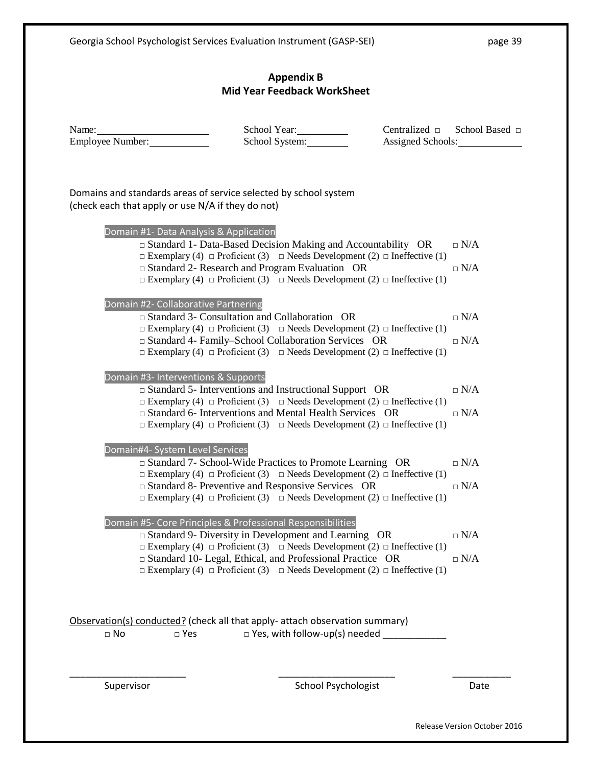## Appendix B
## Mid Year Feedback WorkSheet

Name:______________________ School Year:__________ Centralized □ School Based □
Employee Number:___________ School System:________ Assigned Schools:____________

Domains and standards areas of service selected by school system
(check each that apply or use N/A if they do not)

**Domain #1- Data Analysis & Application**

□ Standard 1- Data-Based Decision Making and Accountability OR □ N/A
□ Exemplary (4) □ Proficient (3) □ Needs Development (2) □ Ineffective (1)

□ Standard 2- Research and Program Evaluation OR □ N/A
□ Exemplary (4) □ Proficient (3) □ Needs Development (2) □ Ineffective (1)

**Domain #2- Collaborative Partnering**

□ Standard 3- Consultation and Collaboration OR □ N/A
□ Exemplary (4) □ Proficient (3) □ Needs Development (2) □ Ineffective (1)

□ Standard 4- Family–School Collaboration Services OR □ N/A
□ Exemplary (4) □ Proficient (3) □ Needs Development (2) □ Ineffective (1)

**Domain #3- Interventions & Supports**

□ Standard 5- Interventions and Instructional Support OR □ N/A
□ Exemplary (4) □ Proficient (3) □ Needs Development (2) □ Ineffective (1)

□ Standard 6- Interventions and Mental Health Services OR □ N/A
□ Exemplary (4) □ Proficient (3) □ Needs Development (2) □ Ineffective (1)

**Domain#4- System Level Services**

□ Standard 7- School-Wide Practices to Promote Learning OR □ N/A
□ Exemplary (4) □ Proficient (3) □ Needs Development (2) □ Ineffective (1)

□ Standard 8- Preventive and Responsive Services OR □ N/A
□ Exemplary (4) □ Proficient (3) □ Needs Development (2) □ Ineffective (1)

**Domain #5- Core Principles & Professional Responsibilities**

□ Standard 9- Diversity in Development and Learning OR □ N/A
□ Exemplary (4) □ Proficient (3) □ Needs Development (2) □ Ineffective (1)

□ Standard 10- Legal, Ethical, and Professional Practice OR □ N/A
□ Exemplary (4) □ Proficient (3) □ Needs Development (2) □ Ineffective (1)

Observation(s) conducted? (check all that apply- attach observation summary)

□ No □ Yes □ Yes, with follow-up(s) needed ____________

______________________ ______________________ ___________
Supervisor School Psychologist Date

Release Version October 2016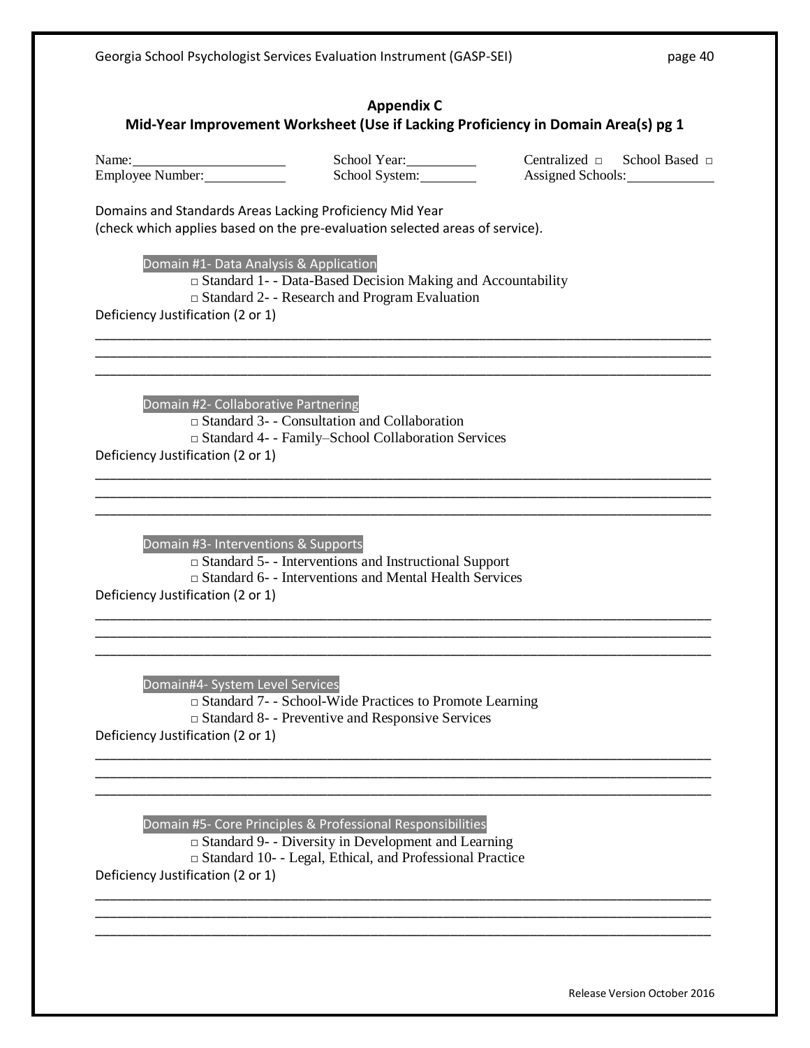## Appendix C

## Mid-Year Improvement Worksheet (Use if Lacking Proficiency in Domain Area(s) pg 1

Name:______________________ School Year:__________ Centralized □ School Based □
Employee Number:___________ School System:________ Assigned Schools:____________

Domains and Standards Areas Lacking Proficiency Mid Year
(check which applies based on the pre-evaluation selected areas of service).

**Domain #1- Data Analysis & Application**

□ Standard 1- - Data-Based Decision Making and Accountability
□ Standard 2- - Research and Program Evaluation

Deficiency Justification (2 or 1)

______________________________________________________________________________
______________________________________________________________________________
______________________________________________________________________________

**Domain #2- Collaborative Partnering**

□ Standard 3- - Consultation and Collaboration
□ Standard 4- - Family–School Collaboration Services

Deficiency Justification (2 or 1)

______________________________________________________________________________
______________________________________________________________________________
______________________________________________________________________________

**Domain #3- Interventions & Supports**

□ Standard 5- - Interventions and Instructional Support
□ Standard 6- - Interventions and Mental Health Services

Deficiency Justification (2 or 1)

______________________________________________________________________________
______________________________________________________________________________
______________________________________________________________________________

**Domain#4- System Level Services**

□ Standard 7- - School-Wide Practices to Promote Learning
□ Standard 8- - Preventive and Responsive Services

Deficiency Justification (2 or 1)

______________________________________________________________________________
______________________________________________________________________________
______________________________________________________________________________

**Domain #5- Core Principles & Professional Responsibilities**

□ Standard 9- - Diversity in Development and Learning
□ Standard 10- - Legal, Ethical, and Professional Practice

Deficiency Justification (2 or 1)

______________________________________________________________________________
______________________________________________________________________________
______________________________________________________________________________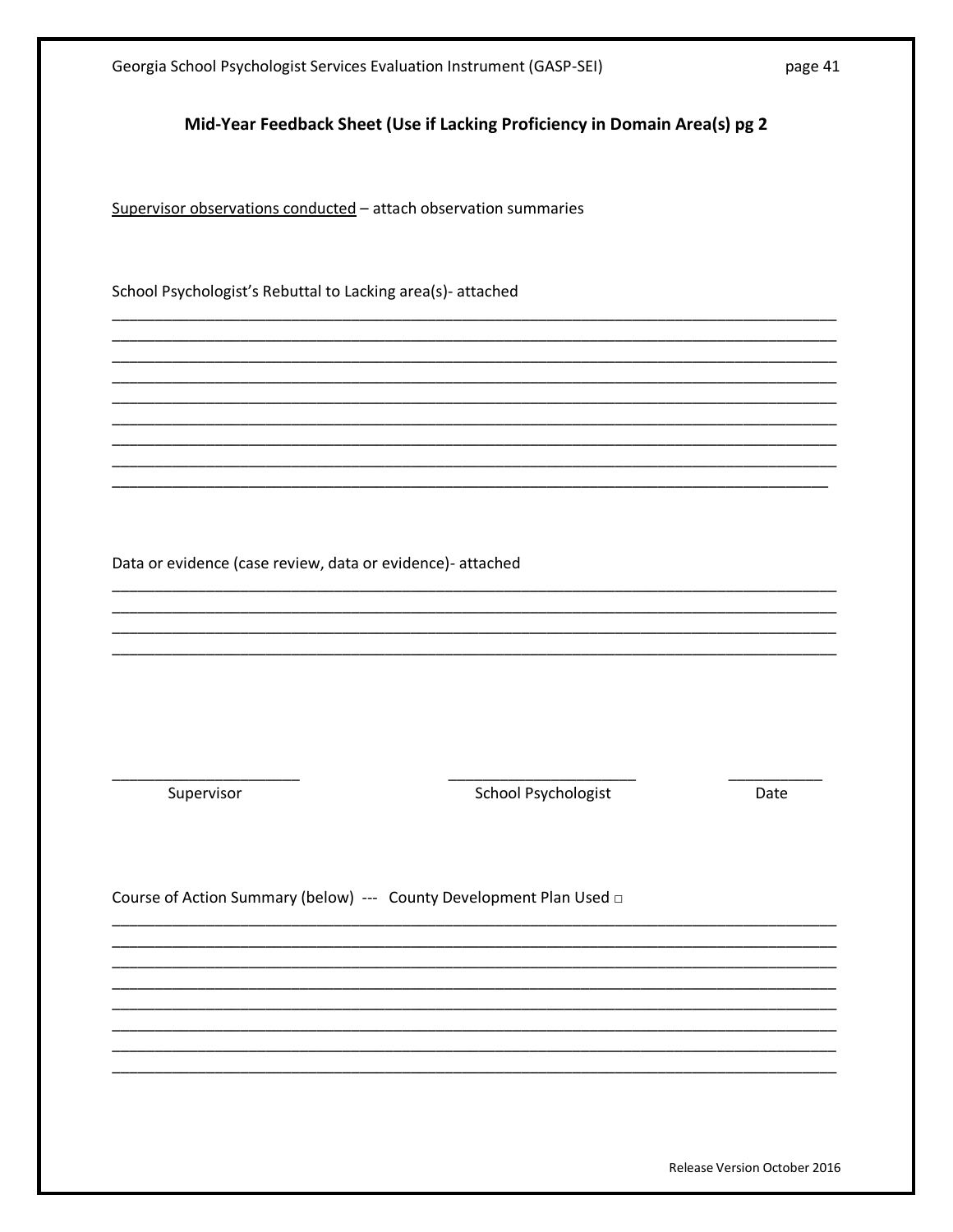## Mid-Year Feedback Sheet (Use if Lacking Proficiency in Domain Area(s) pg 2

<u>Supervisor observations conducted</u> – attach observation summaries

School Psychologist's Rebuttal to Lacking area(s)- attached

_______________________________________________________________________________
_______________________________________________________________________________
_______________________________________________________________________________
_______________________________________________________________________________
_______________________________________________________________________________
_______________________________________________________________________________
_______________________________________________________________________________
_______________________________________________________________________________
_______________________________________________________________________________

Data or evidence (case review, data or evidence)- attached

_______________________________________________________________________________
_______________________________________________________________________________
_______________________________________________________________________________
_______________________________________________________________________________

_____________________ _____________________ __________
Supervisor School Psychologist Date

Course of Action Summary (below) --- County Development Plan Used □

_______________________________________________________________________________
_______________________________________________________________________________
_______________________________________________________________________________
_______________________________________________________________________________
_______________________________________________________________________________
_______________________________________________________________________________
_______________________________________________________________________________
_______________________________________________________________________________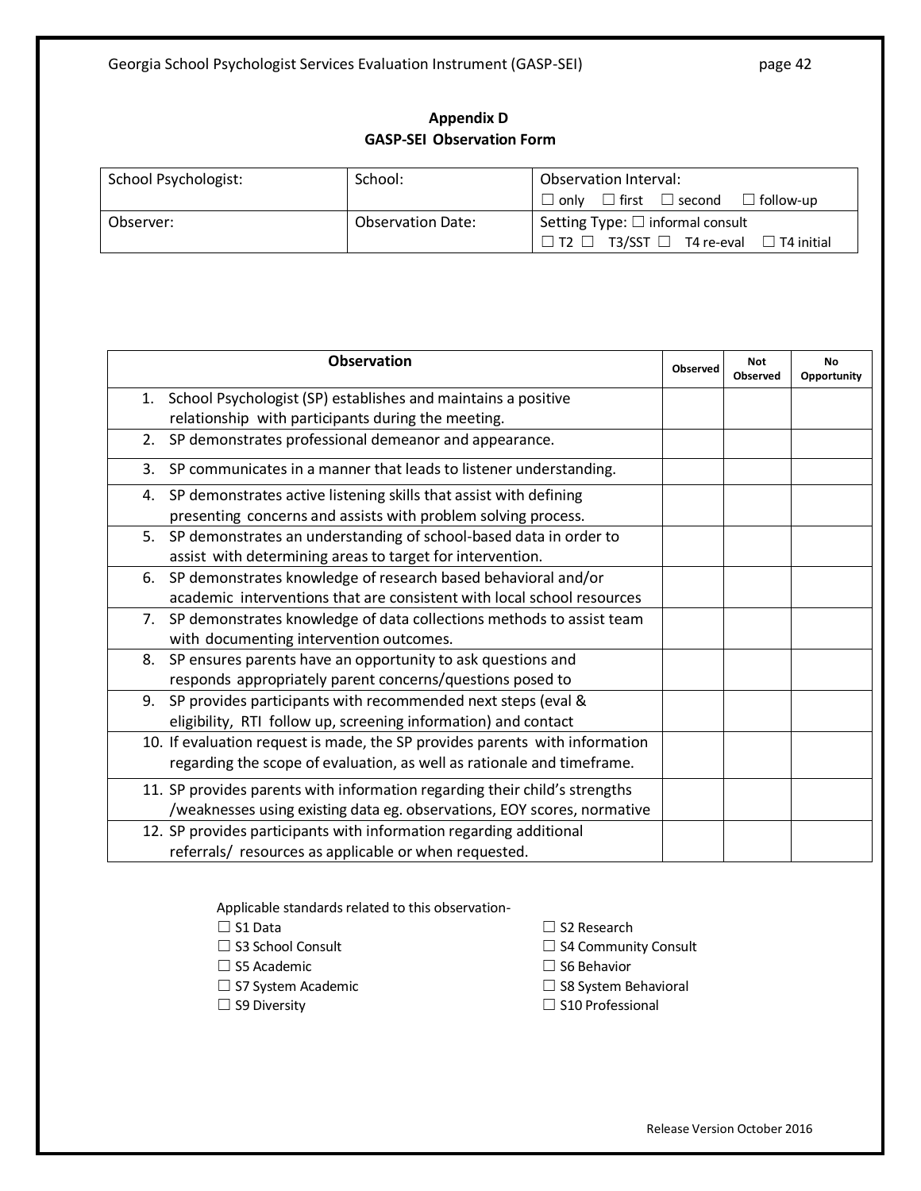## Appendix D

## GASP-SEI Observation Form

| School Psychologist: | School: | Observation Interval: ☐ only ☐ first ☐ second ☐ follow-up |
|---|---|---|
| Observer: | Observation Date: | Setting Type: ☐ informal consult ☐ T2 ☐ T3/SST ☐ T4 re-eval ☐ T4 initial |

| Observation | Observed | Not Observed | No Opportunity |
|---|---|---|---|
| 1. School Psychologist (SP) establishes and maintains a positive relationship with participants during the meeting. | | | |
| 2. SP demonstrates professional demeanor and appearance. | | | |
| 3. SP communicates in a manner that leads to listener understanding. | | | |
| 4. SP demonstrates active listening skills that assist with defining presenting concerns and assists with problem solving process. | | | |
| 5. SP demonstrates an understanding of school-based data in order to assist with determining areas to target for intervention. | | | |
| 6. SP demonstrates knowledge of research based behavioral and/or academic interventions that are consistent with local school resources | | | |
| 7. SP demonstrates knowledge of data collections methods to assist team with documenting intervention outcomes. | | | |
| 8. SP ensures parents have an opportunity to ask questions and responds appropriately parent concerns/questions posed to | | | |
| 9. SP provides participants with recommended next steps (eval & eligibility, RTI follow up, screening information) and contact | | | |
| 10. If evaluation request is made, the SP provides parents with information regarding the scope of evaluation, as well as rationale and timeframe. | | | |
| 11. SP provides parents with information regarding their child's strengths /weaknesses using existing data eg. observations, EOY scores, normative | | | |
| 12. SP provides participants with information regarding additional referrals/ resources as applicable or when requested. | | | |

Applicable standards related to this observation-

☐ S1 Data
☐ S2 Research
☐ S3 School Consult
☐ S4 Community Consult
☐ S5 Academic
☐ S6 Behavior
☐ S7 System Academic
☐ S8 System Behavioral
☐ S9 Diversity
☐ S10 Professional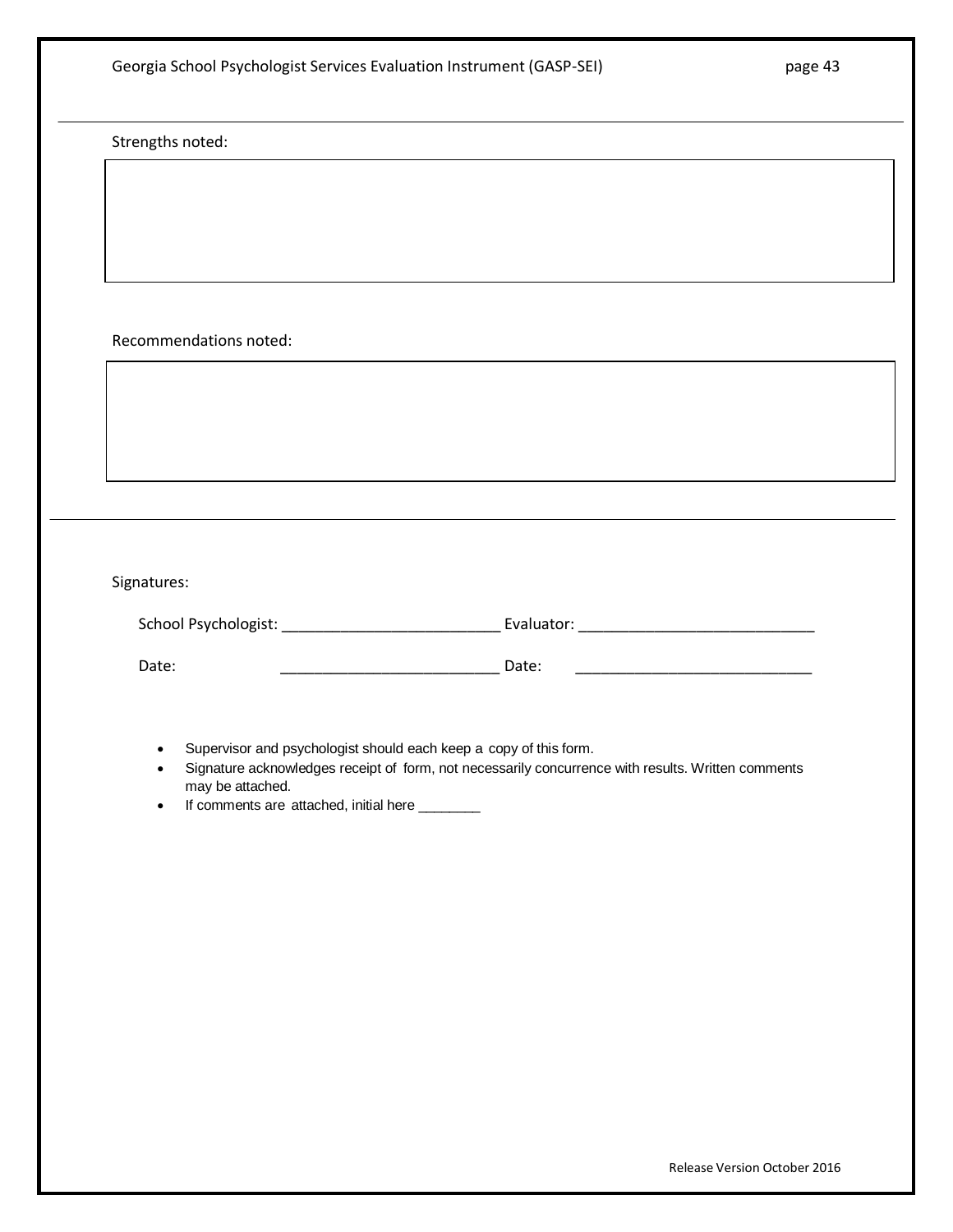Strengths noted:

Recommendations noted:

Signatures:

School Psychologist: __________________________ Evaluator: ____________________________

Date: __________________________ Date: ____________________________

- Supervisor and psychologist should each keep a copy of this form.
- Signature acknowledges receipt of form, not necessarily concurrence with results. Written comments may be attached.
- If comments are attached, initial here ________

Release Version October 2016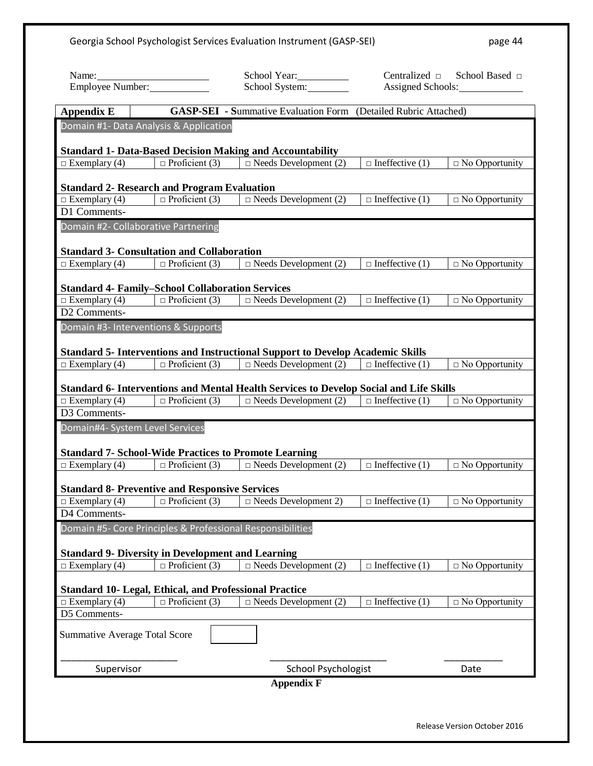Name:______________________ School Year:__________ Centralized □ School Based □
Employee Number:___________ School System:________ Assigned Schools:____________

| **Appendix E** | **GASP-SEI - S**ummative Evaluation Form (Detailed Rubric Attached) | | | |
|---|---|---|---|---|
| Domain #1- Data Analysis & Application | | | | |
| **Standard 1- Data-Based Decision Making and Accountability** | | | | |
| □ Exemplary (4) | □ Proficient (3) | □ Needs Development (2) | □ Ineffective (1) | □ No Opportunity |
| **Standard 2- Research and Program Evaluation** | | | | |
| □ Exemplary (4) | □ Proficient (3) | □ Needs Development (2) | □ Ineffective (1) | □ No Opportunity |
| D1 Comments- | | | | |
| Domain #2- Collaborative Partnering | | | | |
| **Standard 3- Consultation and Collaboration** | | | | |
| □ Exemplary (4) | □ Proficient (3) | □ Needs Development (2) | □ Ineffective (1) | □ No Opportunity |
| **Standard 4- Family–School Collaboration Services** | | | | |
| □ Exemplary (4) | □ Proficient (3) | □ Needs Development (2) | □ Ineffective (1) | □ No Opportunity |
| D2 Comments- | | | | |
| Domain #3- Interventions & Supports | | | | |
| **Standard 5- Interventions and Instructional Support to Develop Academic Skills** | | | | |
| □ Exemplary (4) | □ Proficient (3) | □ Needs Development (2) | □ Ineffective (1) | □ No Opportunity |
| **Standard 6- Interventions and Mental Health Services to Develop Social and Life Skills** | | | | |
| □ Exemplary (4) | □ Proficient (3) | □ Needs Development (2) | □ Ineffective (1) | □ No Opportunity |
| D3 Comments- | | | | |
| Domain#4- System Level Services | | | | |
| **Standard 7- School-Wide Practices to Promote Learning** | | | | |
| □ Exemplary (4) | □ Proficient (3) | □ Needs Development (2) | □ Ineffective (1) | □ No Opportunity |
| **Standard 8- Preventive and Responsive Services** | | | | |
| □ Exemplary (4) | □ Proficient (3) | □ Needs Development 2) | □ Ineffective (1) | □ No Opportunity |
| D4 Comments- | | | | |
| Domain #5- Core Principles & Professional Responsibilities | | | | |
| **Standard 9- Diversity in Development and Learning** | | | | |
| □ Exemplary (4) | □ Proficient (3) | □ Needs Development (2) | □ Ineffective (1) | □ No Opportunity |
| **Standard 10- Legal, Ethical, and Professional Practice** | | | | |
| □ Exemplary (4) | □ Proficient (3) | □ Needs Development (2) | □ Ineffective (1) | □ No Opportunity |
| D5 Comments- | | | | |

Summative Average Total Score [ ]

______________________ ______________________ ___________
Supervisor School Psychologist Date

**Appendix F**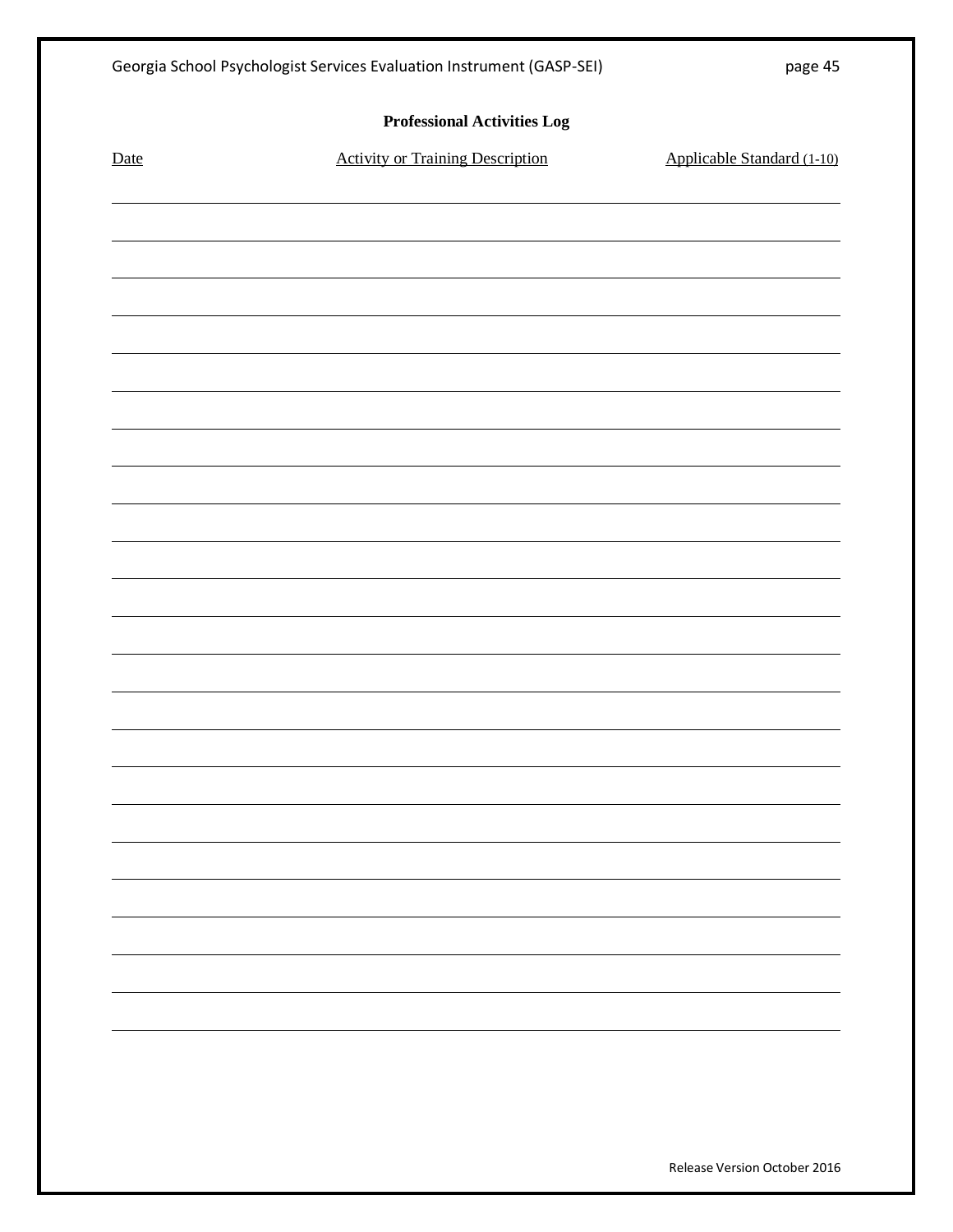**Professional Activities Log**

| Date | Activity or Training Description | Applicable Standard (1-10) |
|---|---|---|
| | | |
| | | |
| | | |
| | | |
| | | |
| | | |
| | | |
| | | |
| | | |
| | | |
| | | |
| | | |
| | | |
| | | |
| | | |
| | | |
| | | |
| | | |
| | | |
| | | |
| | | |
| | | |
| | | |

Release Version October 2016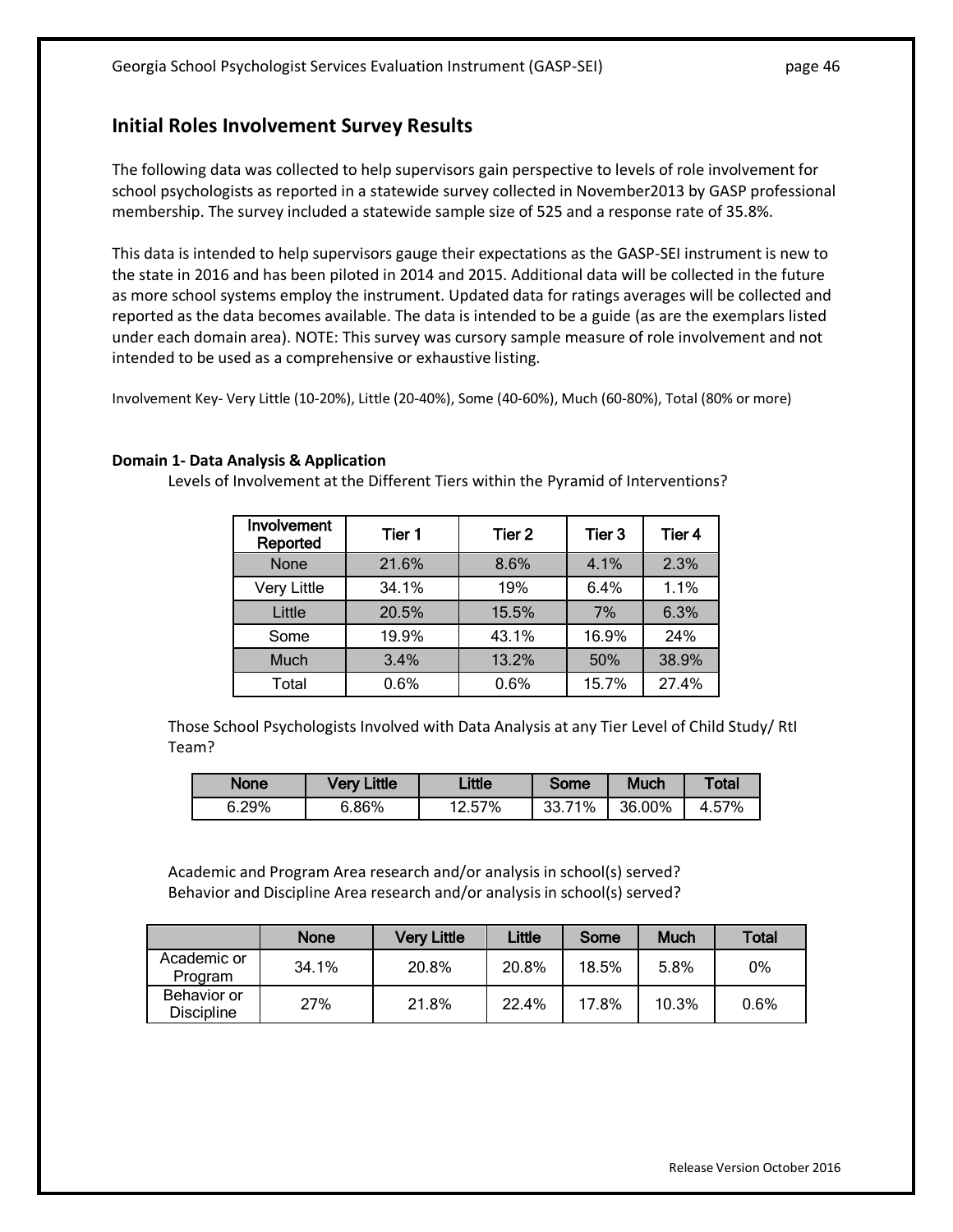## Initial Roles Involvement Survey Results

The following data was collected to help supervisors gain perspective to levels of role involvement for school psychologists as reported in a statewide survey collected in November2013 by GASP professional membership. The survey included a statewide sample size of 525 and a response rate of 35.8%.

This data is intended to help supervisors gauge their expectations as the GASP-SEI instrument is new to the state in 2016 and has been piloted in 2014 and 2015. Additional data will be collected in the future as more school systems employ the instrument. Updated data for ratings averages will be collected and reported as the data becomes available. The data is intended to be a guide (as are the exemplars listed under each domain area). NOTE: This survey was cursory sample measure of role involvement and not intended to be used as a comprehensive or exhaustive listing.

Involvement Key- Very Little (10-20%), Little (20-40%), Some (40-60%), Much (60-80%), Total (80% or more)

**Domain 1- Data Analysis & Application**

Levels of Involvement at the Different Tiers within the Pyramid of Interventions?

| Involvement Reported | Tier 1 | Tier 2 | Tier 3 | Tier 4 |
|---|---|---|---|---|
| None | 21.6% | 8.6% | 4.1% | 2.3% |
| Very Little | 34.1% | 19% | 6.4% | 1.1% |
| Little | 20.5% | 15.5% | 7% | 6.3% |
| Some | 19.9% | 43.1% | 16.9% | 24% |
| Much | 3.4% | 13.2% | 50% | 38.9% |
| Total | 0.6% | 0.6% | 15.7% | 27.4% |

Those School Psychologists Involved with Data Analysis at any Tier Level of Child Study/ RtI Team?

| None | Very Little | Little | Some | Much | Total |
|---|---|---|---|---|---|
| 6.29% | 6.86% | 12.57% | 33.71% | 36.00% | 4.57% |

Academic and Program Area research and/or analysis in school(s) served?
Behavior and Discipline Area research and/or analysis in school(s) served?

| | None | Very Little | Little | Some | Much | Total |
|---|---|---|---|---|---|---|
| Academic or Program | 34.1% | 20.8% | 20.8% | 18.5% | 5.8% | 0% |
| Behavior or Discipline | 27% | 21.8% | 22.4% | 17.8% | 10.3% | 0.6% |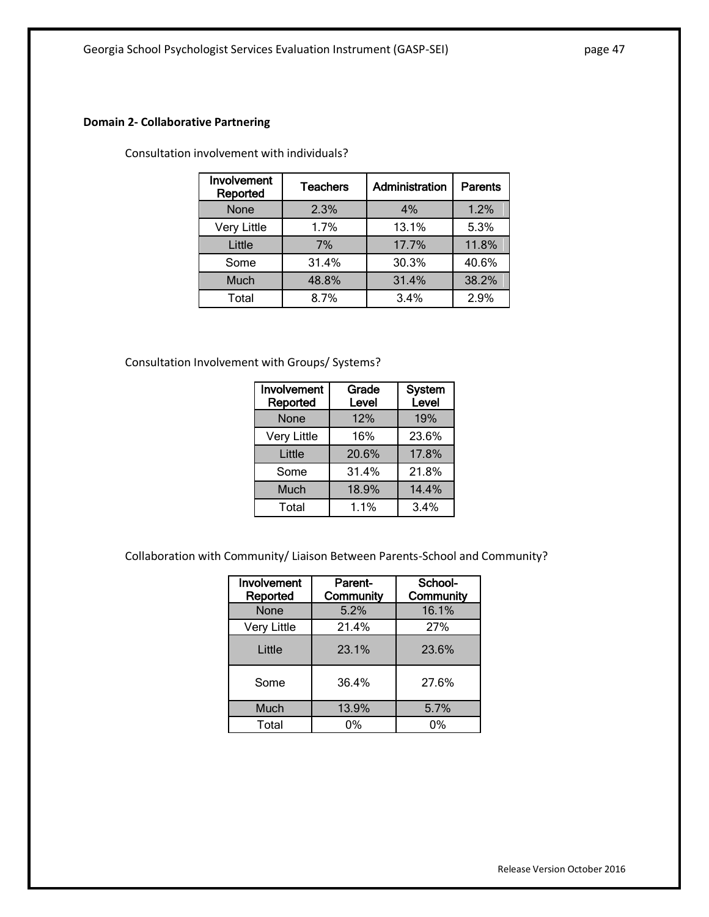**Domain 2- Collaborative Partnering**

Consultation involvement with individuals?

| Involvement Reported | Teachers | Administration | Parents |
|---|---|---|---|
| None | 2.3% | 4% | 1.2% |
| Very Little | 1.7% | 13.1% | 5.3% |
| Little | 7% | 17.7% | 11.8% |
| Some | 31.4% | 30.3% | 40.6% |
| Much | 48.8% | 31.4% | 38.2% |
| Total | 8.7% | 3.4% | 2.9% |

Consultation Involvement with Groups/ Systems?

| Involvement Reported | Grade Level | System Level |
|---|---|---|
| None | 12% | 19% |
| Very Little | 16% | 23.6% |
| Little | 20.6% | 17.8% |
| Some | 31.4% | 21.8% |
| Much | 18.9% | 14.4% |
| Total | 1.1% | 3.4% |

Collaboration with Community/ Liaison Between Parents-School and Community?

| Involvement Reported | Parent-Community | School-Community |
|---|---|---|
| None | 5.2% | 16.1% |
| Very Little | 21.4% | 27% |
| Little | 23.1% | 23.6% |
| Some | 36.4% | 27.6% |
| Much | 13.9% | 5.7% |
| Total | 0% | 0% |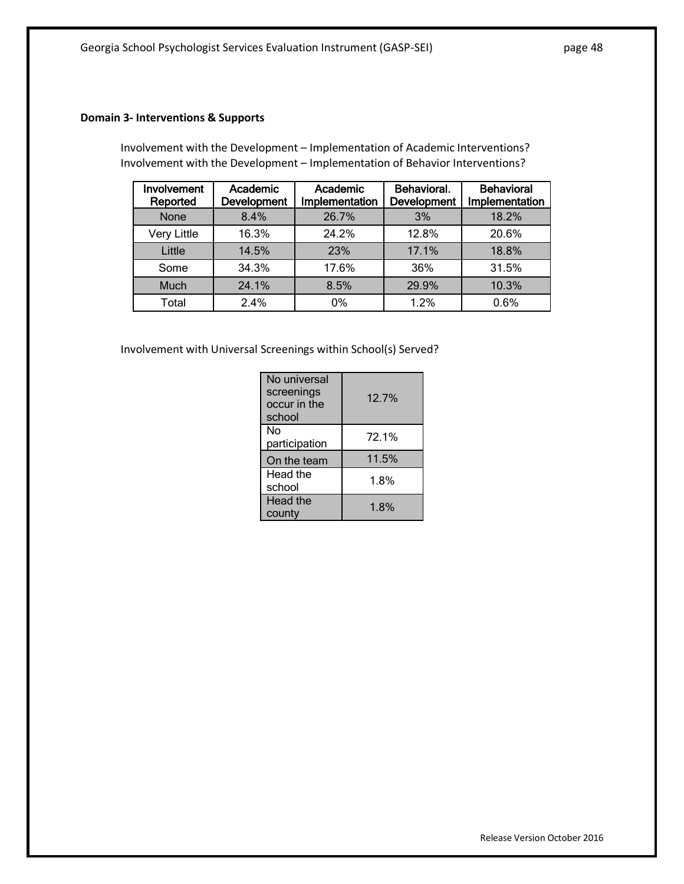**Domain 3- Interventions & Supports**

Involvement with the Development – Implementation of Academic Interventions?
Involvement with the Development – Implementation of Behavior Interventions?

| Involvement Reported | Academic Development | Academic Implementation | Behavioral. Development | Behavioral Implementation |
|---|---|---|---|---|
| None | 8.4% | 26.7% | 3% | 18.2% |
| Very Little | 16.3% | 24.2% | 12.8% | 20.6% |
| Little | 14.5% | 23% | 17.1% | 18.8% |
| Some | 34.3% | 17.6% | 36% | 31.5% |
| Much | 24.1% | 8.5% | 29.9% | 10.3% |
| Total | 2.4% | 0% | 1.2% | 0.6% |

Involvement with Universal Screenings within School(s) Served?

| | |
|---|---|
| No universal screenings occur in the school | 12.7% |
| No participation | 72.1% |
| On the team | 11.5% |
| Head the school | 1.8% |
| Head the county | 1.8% |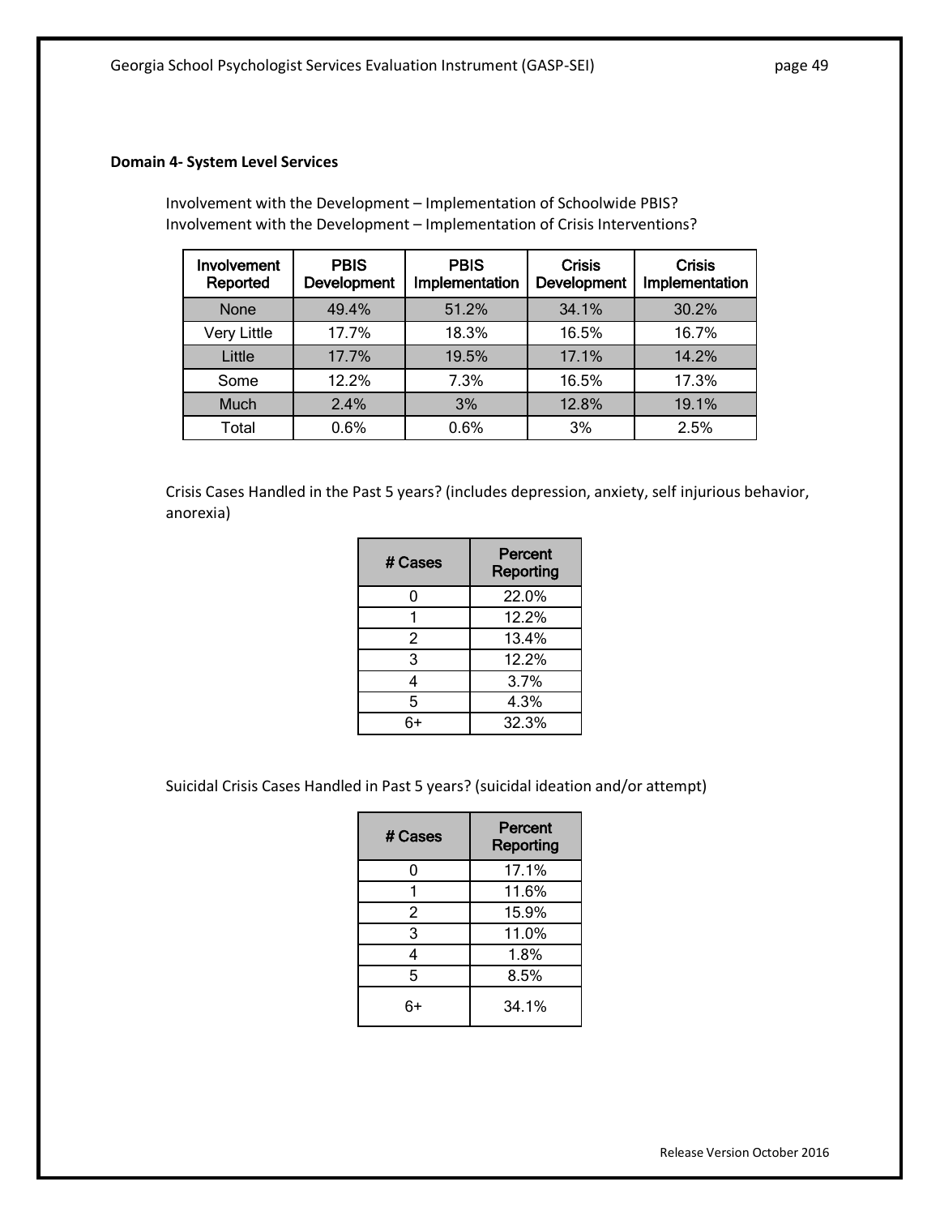**Domain 4- System Level Services**

Involvement with the Development – Implementation of Schoolwide PBIS?
Involvement with the Development – Implementation of Crisis Interventions?

| Involvement Reported | PBIS Development | PBIS Implementation | Crisis Development | Crisis Implementation |
|---|---|---|---|---|
| None | 49.4% | 51.2% | 34.1% | 30.2% |
| Very Little | 17.7% | 18.3% | 16.5% | 16.7% |
| Little | 17.7% | 19.5% | 17.1% | 14.2% |
| Some | 12.2% | 7.3% | 16.5% | 17.3% |
| Much | 2.4% | 3% | 12.8% | 19.1% |
| Total | 0.6% | 0.6% | 3% | 2.5% |

Crisis Cases Handled in the Past 5 years? (includes depression, anxiety, self injurious behavior, anorexia)

| # Cases | Percent Reporting |
|---|---|
| 0 | 22.0% |
| 1 | 12.2% |
| 2 | 13.4% |
| 3 | 12.2% |
| 4 | 3.7% |
| 5 | 4.3% |
| 6+ | 32.3% |

Suicidal Crisis Cases Handled in Past 5 years? (suicidal ideation and/or attempt)

| # Cases | Percent Reporting |
|---|---|
| 0 | 17.1% |
| 1 | 11.6% |
| 2 | 15.9% |
| 3 | 11.0% |
| 4 | 1.8% |
| 5 | 8.5% |
| 6+ | 34.1% |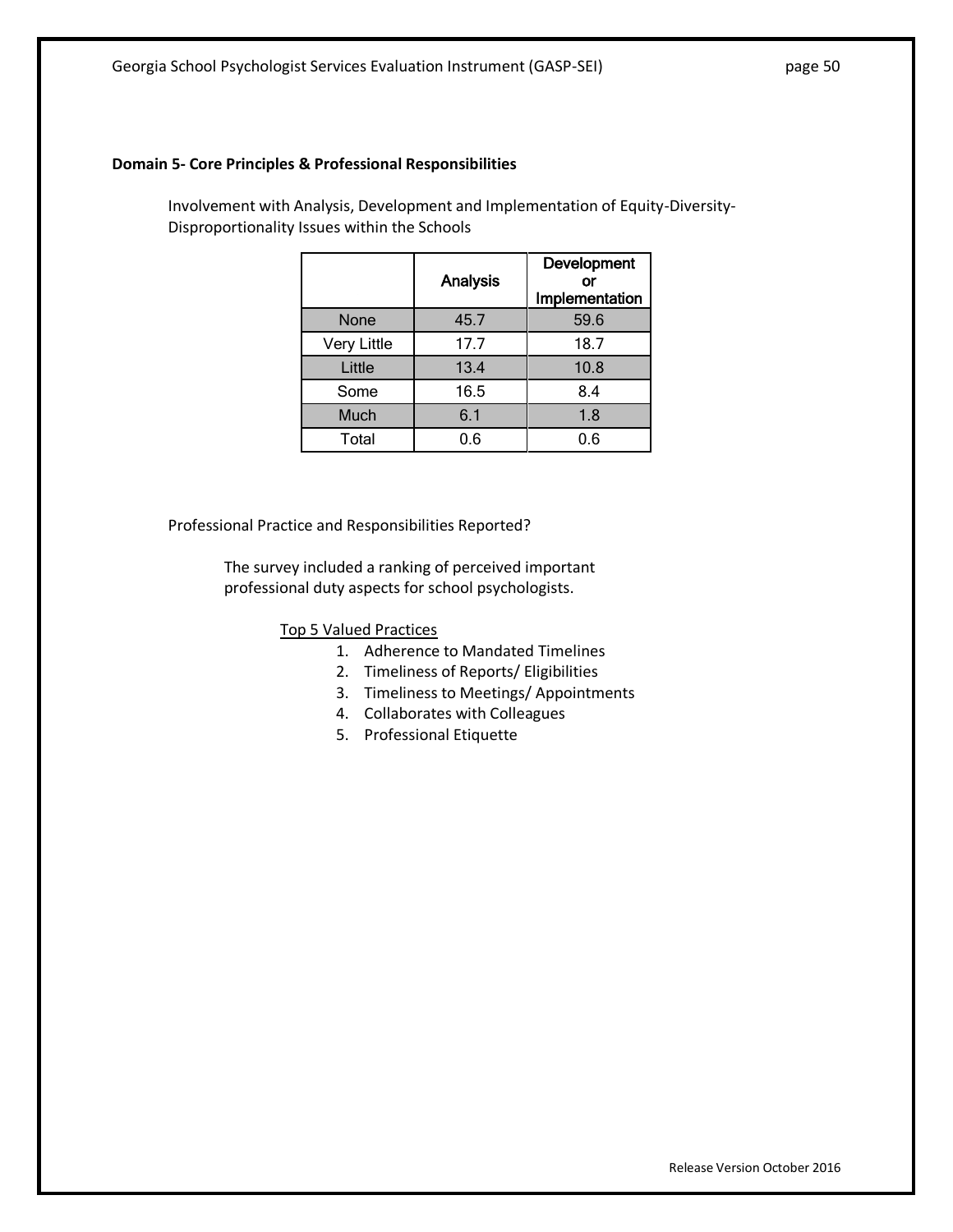**Domain 5- Core Principles & Professional Responsibilities**

Involvement with Analysis, Development and Implementation of Equity-Diversity-Disproportionality Issues within the Schools

| | Analysis | Development or Implementation |
|---|---|---|
| None | 45.7 | 59.6 |
| Very Little | 17.7 | 18.7 |
| Little | 13.4 | 10.8 |
| Some | 16.5 | 8.4 |
| Much | 6.1 | 1.8 |
| Total | 0.6 | 0.6 |

Professional Practice and Responsibilities Reported?

The survey included a ranking of perceived important professional duty aspects for school psychologists.

Top 5 Valued Practices

1. Adherence to Mandated Timelines
2. Timeliness of Reports/ Eligibilities
3. Timeliness to Meetings/ Appointments
4. Collaborates with Colleagues
5. Professional Etiquette